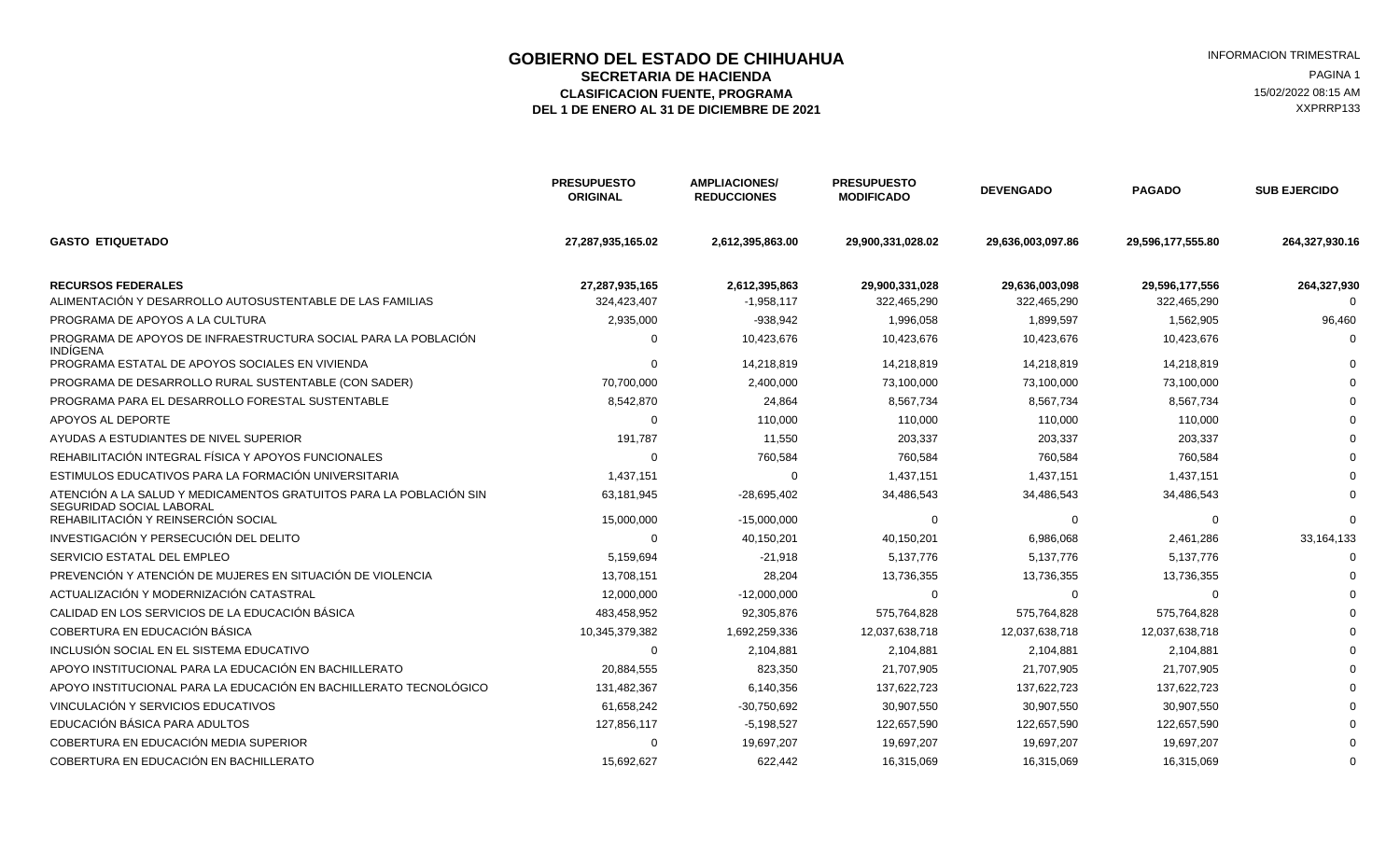# GOBIERNO DEL ESTADO DE CHIHUAHUA

## SECRETARIA DE HACIENDA

### CLASIFICACION FUENTE, PROGRAMA

### DEL 1 DE ENERO AL 31 DE DICIEMBRE DE 2021

INFORMACION TRIMESTRAL
15/02/2022 08:15 AM
XXPRRP133

| | PRESUPUESTO ORIGINAL | AMPLIACIONES/ REDUCCIONES | PRESUPUESTO MODIFICADO | DEVENGADO | PAGADO | SUB EJERCIDO |
|---|---|---|---|---|---|---|
| **GASTO ETIQUETADO** | **27,287,935,165.02** | **2,612,395,863.00** | **29,900,331,028.02** | **29,636,003,097.86** | **29,596,177,555.80** | **264,327,930.16** |
| **RECURSOS FEDERALES** | **27,287,935,165** | **2,612,395,863** | **29,900,331,028** | **29,636,003,098** | **29,596,177,556** | **264,327,930** |
| ALIMENTACIÓN Y DESARROLLO AUTOSUSTENTABLE DE LAS FAMILIAS | 324,423,407 | -1,958,117 | 322,465,290 | 322,465,290 | 322,465,290 | 0 |
| PROGRAMA DE APOYOS A LA CULTURA | 2,935,000 | -938,942 | 1,996,058 | 1,899,597 | 1,562,905 | 96,460 |
| PROGRAMA DE APOYOS DE INFRAESTRUCTURA SOCIAL PARA LA POBLACIÓN INDÍGENA | 0 | 10,423,676 | 10,423,676 | 10,423,676 | 10,423,676 | 0 |
| PROGRAMA ESTATAL DE APOYOS SOCIALES EN VIVIENDA | 0 | 14,218,819 | 14,218,819 | 14,218,819 | 14,218,819 | 0 |
| PROGRAMA DE DESARROLLO RURAL SUSTENTABLE (CON SADER) | 70,700,000 | 2,400,000 | 73,100,000 | 73,100,000 | 73,100,000 | 0 |
| PROGRAMA PARA EL DESARROLLO FORESTAL SUSTENTABLE | 8,542,870 | 24,864 | 8,567,734 | 8,567,734 | 8,567,734 | 0 |
| APOYOS AL DEPORTE | 0 | 110,000 | 110,000 | 110,000 | 110,000 | 0 |
| AYUDAS A ESTUDIANTES DE NIVEL SUPERIOR | 191,787 | 11,550 | 203,337 | 203,337 | 203,337 | 0 |
| REHABILITACIÓN INTEGRAL FÍSICA Y APOYOS FUNCIONALES | 0 | 760,584 | 760,584 | 760,584 | 760,584 | 0 |
| ESTIMULOS EDUCATIVOS PARA LA FORMACIÓN UNIVERSITARIA | 1,437,151 | 0 | 1,437,151 | 1,437,151 | 1,437,151 | 0 |
| ATENCIÓN A LA SALUD Y MEDICAMENTOS GRATUITOS PARA LA POBLACIÓN SIN SEGURIDAD SOCIAL LABORAL | 63,181,945 | -28,695,402 | 34,486,543 | 34,486,543 | 34,486,543 | 0 |
| REHABILITACIÓN Y REINSERCIÓN SOCIAL | 15,000,000 | -15,000,000 | 0 | 0 | 0 | 0 |
| INVESTIGACIÓN Y PERSECUCIÓN DEL DELITO | 0 | 40,150,201 | 40,150,201 | 6,986,068 | 2,461,286 | 33,164,133 |
| SERVICIO ESTATAL DEL EMPLEO | 5,159,694 | -21,918 | 5,137,776 | 5,137,776 | 5,137,776 | 0 |
| PREVENCIÓN Y ATENCIÓN DE MUJERES EN SITUACIÓN DE VIOLENCIA | 13,708,151 | 28,204 | 13,736,355 | 13,736,355 | 13,736,355 | 0 |
| ACTUALIZACIÓN Y MODERNIZACIÓN CATASTRAL | 12,000,000 | -12,000,000 | 0 | 0 | 0 | 0 |
| CALIDAD EN LOS SERVICIOS DE LA EDUCACIÓN BÁSICA | 483,458,952 | 92,305,876 | 575,764,828 | 575,764,828 | 575,764,828 | 0 |
| COBERTURA EN EDUCACIÓN BÁSICA | 10,345,379,382 | 1,692,259,336 | 12,037,638,718 | 12,037,638,718 | 12,037,638,718 | 0 |
| INCLUSIÓN SOCIAL EN EL SISTEMA EDUCATIVO | 0 | 2,104,881 | 2,104,881 | 2,104,881 | 2,104,881 | 0 |
| APOYO INSTITUCIONAL PARA LA EDUCACIÓN EN BACHILLERATO | 20,884,555 | 823,350 | 21,707,905 | 21,707,905 | 21,707,905 | 0 |
| APOYO INSTITUCIONAL PARA LA EDUCACIÓN EN BACHILLERATO TECNOLÓGICO | 131,482,367 | 6,140,356 | 137,622,723 | 137,622,723 | 137,622,723 | 0 |
| VINCULACIÓN Y SERVICIOS EDUCATIVOS | 61,658,242 | -30,750,692 | 30,907,550 | 30,907,550 | 30,907,550 | 0 |
| EDUCACIÓN BÁSICA PARA ADULTOS | 127,856,117 | -5,198,527 | 122,657,590 | 122,657,590 | 122,657,590 | 0 |
| COBERTURA EN EDUCACIÓN MEDIA SUPERIOR | 0 | 19,697,207 | 19,697,207 | 19,697,207 | 19,697,207 | 0 |
| COBERTURA EN EDUCACIÓN EN BACHILLERATO | 15,692,627 | 622,442 | 16,315,069 | 16,315,069 | 16,315,069 | 0 |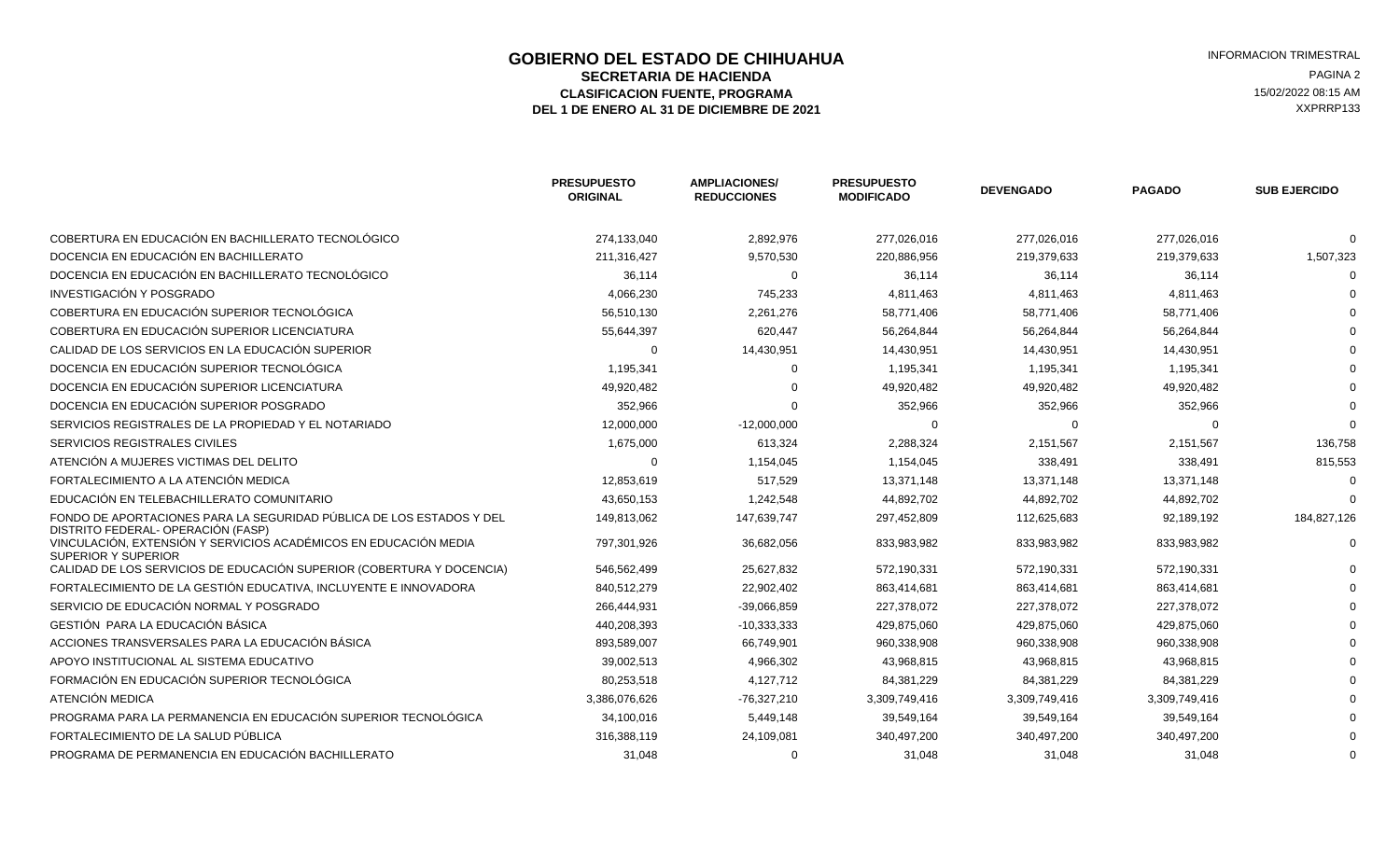# GOBIERNO DEL ESTADO DE CHIHUAHUA

## SECRETARIA DE HACIENDA

### CLASIFICACION FUENTE, PROGRAMA

### DEL 1 DE ENERO AL 31 DE DICIEMBRE DE 2021

INFORMACION TRIMESTRAL

15/02/2022 08:15 AM

XXPRRP133

| | PRESUPUESTO ORIGINAL | AMPLIACIONES/ REDUCCIONES | PRESUPUESTO MODIFICADO | DEVENGADO | PAGADO | SUB EJERCIDO |
|---|---|---|---|---|---|---|
| COBERTURA EN EDUCACIÓN EN BACHILLERATO TECNOLÓGICO | 274,133,040 | 2,892,976 | 277,026,016 | 277,026,016 | 277,026,016 | 0 |
| DOCENCIA EN EDUCACIÓN EN BACHILLERATO | 211,316,427 | 9,570,530 | 220,886,956 | 219,379,633 | 219,379,633 | 1,507,323 |
| DOCENCIA EN EDUCACIÓN EN BACHILLERATO TECNOLÓGICO | 36,114 | 0 | 36,114 | 36,114 | 36,114 | 0 |
| INVESTIGACIÓN Y POSGRADO | 4,066,230 | 745,233 | 4,811,463 | 4,811,463 | 4,811,463 | 0 |
| COBERTURA EN EDUCACIÓN SUPERIOR TECNOLÓGICA | 56,510,130 | 2,261,276 | 58,771,406 | 58,771,406 | 58,771,406 | 0 |
| COBERTURA EN EDUCACIÓN SUPERIOR LICENCIATURA | 55,644,397 | 620,447 | 56,264,844 | 56,264,844 | 56,264,844 | 0 |
| CALIDAD DE LOS SERVICIOS EN LA EDUCACIÓN SUPERIOR | 0 | 14,430,951 | 14,430,951 | 14,430,951 | 14,430,951 | 0 |
| DOCENCIA EN EDUCACIÓN SUPERIOR TECNOLÓGICA | 1,195,341 | 0 | 1,195,341 | 1,195,341 | 1,195,341 | 0 |
| DOCENCIA EN EDUCACIÓN SUPERIOR LICENCIATURA | 49,920,482 | 0 | 49,920,482 | 49,920,482 | 49,920,482 | 0 |
| DOCENCIA EN EDUCACIÓN SUPERIOR POSGRADO | 352,966 | 0 | 352,966 | 352,966 | 352,966 | 0 |
| SERVICIOS REGISTRALES DE LA PROPIEDAD Y EL NOTARIADO | 12,000,000 | -12,000,000 | 0 | 0 | 0 | 0 |
| SERVICIOS REGISTRALES CIVILES | 1,675,000 | 613,324 | 2,288,324 | 2,151,567 | 2,151,567 | 136,758 |
| ATENCIÓN A MUJERES VICTIMAS DEL DELITO | 0 | 1,154,045 | 1,154,045 | 338,491 | 338,491 | 815,553 |
| FORTALECIMIENTO A LA ATENCIÓN MEDICA | 12,853,619 | 517,529 | 13,371,148 | 13,371,148 | 13,371,148 | 0 |
| EDUCACIÓN EN TELEBACHILLERATO COMUNITARIO | 43,650,153 | 1,242,548 | 44,892,702 | 44,892,702 | 44,892,702 | 0 |
| FONDO DE APORTACIONES PARA LA SEGURIDAD PÚBLICA DE LOS ESTADOS Y DEL DISTRITO FEDERAL- OPERACIÓN (FASP) | 149,813,062 | 147,639,747 | 297,452,809 | 112,625,683 | 92,189,192 | 184,827,126 |
| VINCULACIÓN, EXTENSIÓN Y SERVICIOS ACADÉMICOS EN EDUCACIÓN MEDIA SUPERIOR Y SUPERIOR | 797,301,926 | 36,682,056 | 833,983,982 | 833,983,982 | 833,983,982 | 0 |
| CALIDAD DE LOS SERVICIOS DE EDUCACIÓN SUPERIOR (COBERTURA Y DOCENCIA) | 546,562,499 | 25,627,832 | 572,190,331 | 572,190,331 | 572,190,331 | 0 |
| FORTALECIMIENTO DE LA GESTIÓN EDUCATIVA, INCLUYENTE E INNOVADORA | 840,512,279 | 22,902,402 | 863,414,681 | 863,414,681 | 863,414,681 | 0 |
| SERVICIO DE EDUCACIÓN NORMAL Y POSGRADO | 266,444,931 | -39,066,859 | 227,378,072 | 227,378,072 | 227,378,072 | 0 |
| GESTIÓN PARA LA EDUCACIÓN BÁSICA | 440,208,393 | -10,333,333 | 429,875,060 | 429,875,060 | 429,875,060 | 0 |
| ACCIONES TRANSVERSALES PARA LA EDUCACIÓN BÁSICA | 893,589,007 | 66,749,901 | 960,338,908 | 960,338,908 | 960,338,908 | 0 |
| APOYO INSTITUCIONAL AL SISTEMA EDUCATIVO | 39,002,513 | 4,966,302 | 43,968,815 | 43,968,815 | 43,968,815 | 0 |
| FORMACIÓN EN EDUCACIÓN SUPERIOR TECNOLÓGICA | 80,253,518 | 4,127,712 | 84,381,229 | 84,381,229 | 84,381,229 | 0 |
| ATENCIÓN MEDICA | 3,386,076,626 | -76,327,210 | 3,309,749,416 | 3,309,749,416 | 3,309,749,416 | 0 |
| PROGRAMA PARA LA PERMANENCIA EN EDUCACIÓN SUPERIOR TECNOLÓGICA | 34,100,016 | 5,449,148 | 39,549,164 | 39,549,164 | 39,549,164 | 0 |
| FORTALECIMIENTO DE LA SALUD PÚBLICA | 316,388,119 | 24,109,081 | 340,497,200 | 340,497,200 | 340,497,200 | 0 |
| PROGRAMA DE PERMANENCIA EN EDUCACIÓN BACHILLERATO | 31,048 | 0 | 31,048 | 31,048 | 31,048 | 0 |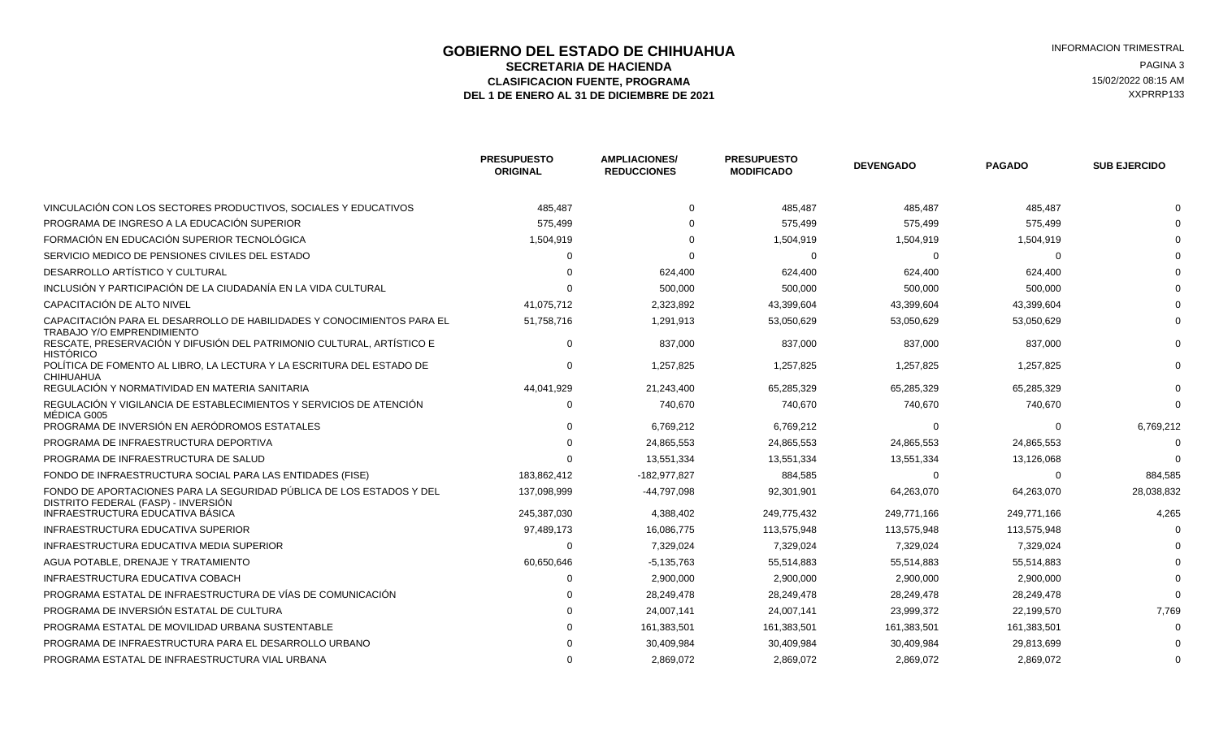# GOBIERNO DEL ESTADO DE CHIHUAHUA

## SECRETARIA DE HACIENDA

### CLASIFICACION FUENTE, PROGRAMA

### DEL 1 DE ENERO AL 31 DE DICIEMBRE DE 2021

INFORMACION TRIMESTRAL

15/02/2022 08:15 AM

XXPRRP133

| | PRESUPUESTO ORIGINAL | AMPLIACIONES/ REDUCCIONES | PRESUPUESTO MODIFICADO | DEVENGADO | PAGADO | SUB EJERCIDO |
|---|---|---|---|---|---|---|
| VINCULACIÓN CON LOS SECTORES PRODUCTIVOS, SOCIALES Y EDUCATIVOS | 485,487 | 0 | 485,487 | 485,487 | 485,487 | 0 |
| PROGRAMA DE INGRESO A LA EDUCACIÓN SUPERIOR | 575,499 | 0 | 575,499 | 575,499 | 575,499 | 0 |
| FORMACIÓN EN EDUCACIÓN SUPERIOR TECNOLÓGICA | 1,504,919 | 0 | 1,504,919 | 1,504,919 | 1,504,919 | 0 |
| SERVICIO MEDICO DE PENSIONES CIVILES DEL ESTADO | 0 | 0 | 0 | 0 | 0 | 0 |
| DESARROLLO ARTÍSTICO Y CULTURAL | 0 | 624,400 | 624,400 | 624,400 | 624,400 | 0 |
| INCLUSIÓN Y PARTICIPACIÓN DE LA CIUDADANÍA EN LA VIDA CULTURAL | 0 | 500,000 | 500,000 | 500,000 | 500,000 | 0 |
| CAPACITACIÓN DE ALTO NIVEL | 41,075,712 | 2,323,892 | 43,399,604 | 43,399,604 | 43,399,604 | 0 |
| CAPACITACIÓN PARA EL DESARROLLO DE HABILIDADES Y CONOCIMIENTOS PARA EL TRABAJO Y/O EMPRENDIMIENTO | 51,758,716 | 1,291,913 | 53,050,629 | 53,050,629 | 53,050,629 | 0 |
| RESCATE, PRESERVACIÓN Y DIFUSIÓN DEL PATRIMONIO CULTURAL, ARTÍSTICO E HISTÓRICO | 0 | 837,000 | 837,000 | 837,000 | 837,000 | 0 |
| POLÍTICA DE FOMENTO AL LIBRO, LA LECTURA Y LA ESCRITURA DEL ESTADO DE CHIHUAHUA | 0 | 1,257,825 | 1,257,825 | 1,257,825 | 1,257,825 | 0 |
| REGULACIÓN Y NORMATIVIDAD EN MATERIA SANITARIA | 44,041,929 | 21,243,400 | 65,285,329 | 65,285,329 | 65,285,329 | 0 |
| REGULACIÓN Y VIGILANCIA DE ESTABLECIMIENTOS Y SERVICIOS DE ATENCIÓN MÉDICA G005 | 0 | 740,670 | 740,670 | 740,670 | 740,670 | 0 |
| PROGRAMA DE INVERSIÓN EN AERÓDROMOS ESTATALES | 0 | 6,769,212 | 6,769,212 | 0 | 0 | 6,769,212 |
| PROGRAMA DE INFRAESTRUCTURA DEPORTIVA | 0 | 24,865,553 | 24,865,553 | 24,865,553 | 24,865,553 | 0 |
| PROGRAMA DE INFRAESTRUCTURA DE SALUD | 0 | 13,551,334 | 13,551,334 | 13,551,334 | 13,126,068 | 0 |
| FONDO DE INFRAESTRUCTURA SOCIAL PARA LAS ENTIDADES (FISE) | 183,862,412 | -182,977,827 | 884,585 | 0 | 0 | 884,585 |
| FONDO DE APORTACIONES PARA LA SEGURIDAD PÚBLICA DE LOS ESTADOS Y DEL DISTRITO FEDERAL (FASP) - INVERSIÓN | 137,098,999 | -44,797,098 | 92,301,901 | 64,263,070 | 64,263,070 | 28,038,832 |
| INFRAESTRUCTURA EDUCATIVA BÁSICA | 245,387,030 | 4,388,402 | 249,775,432 | 249,771,166 | 249,771,166 | 4,265 |
| INFRAESTRUCTURA EDUCATIVA SUPERIOR | 97,489,173 | 16,086,775 | 113,575,948 | 113,575,948 | 113,575,948 | 0 |
| INFRAESTRUCTURA EDUCATIVA MEDIA SUPERIOR | 0 | 7,329,024 | 7,329,024 | 7,329,024 | 7,329,024 | 0 |
| AGUA POTABLE, DRENAJE Y TRATAMIENTO | 60,650,646 | -5,135,763 | 55,514,883 | 55,514,883 | 55,514,883 | 0 |
| INFRAESTRUCTURA EDUCATIVA COBACH | 0 | 2,900,000 | 2,900,000 | 2,900,000 | 2,900,000 | 0 |
| PROGRAMA ESTATAL DE INFRAESTRUCTURA DE VÍAS DE COMUNICACIÓN | 0 | 28,249,478 | 28,249,478 | 28,249,478 | 28,249,478 | 0 |
| PROGRAMA DE INVERSIÓN ESTATAL DE CULTURA | 0 | 24,007,141 | 24,007,141 | 23,999,372 | 22,199,570 | 7,769 |
| PROGRAMA ESTATAL DE MOVILIDAD URBANA SUSTENTABLE | 0 | 161,383,501 | 161,383,501 | 161,383,501 | 161,383,501 | 0 |
| PROGRAMA DE INFRAESTRUCTURA PARA EL DESARROLLO URBANO | 0 | 30,409,984 | 30,409,984 | 30,409,984 | 29,813,699 | 0 |
| PROGRAMA ESTATAL DE INFRAESTRUCTURA VIAL URBANA | 0 | 2,869,072 | 2,869,072 | 2,869,072 | 2,869,072 | 0 |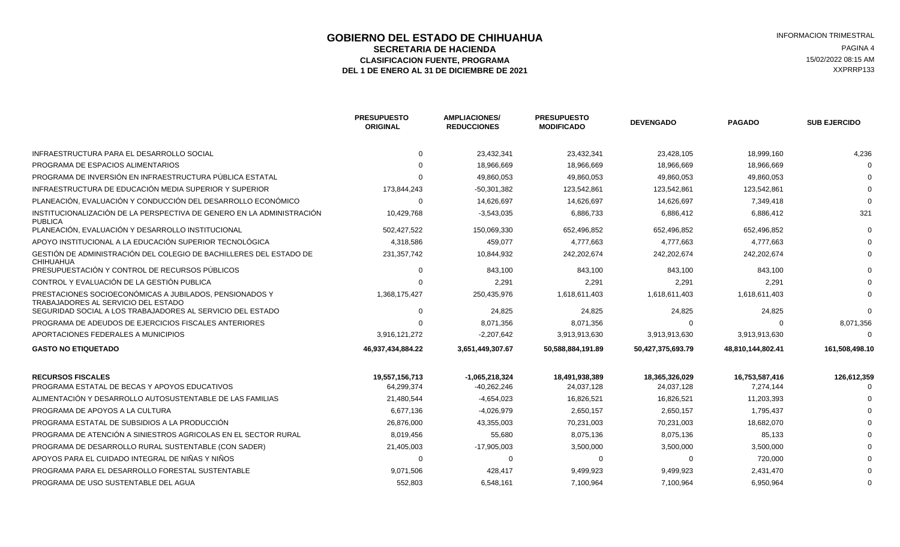# GOBIERNO DEL ESTADO DE CHIHUAHUA

## SECRETARIA DE HACIENDA

### CLASIFICACION FUENTE, PROGRAMA

### DEL 1 DE ENERO AL 31 DE DICIEMBRE DE 2021

INFORMACION TRIMESTRAL
15/02/2022 08:15 AM
XXPRRP133

| | PRESUPUESTO ORIGINAL | AMPLIACIONES/ REDUCCIONES | PRESUPUESTO MODIFICADO | DEVENGADO | PAGADO | SUB EJERCIDO |
|---|---|---|---|---|---|---|
| INFRAESTRUCTURA PARA EL DESARROLLO SOCIAL | 0 | 23,432,341 | 23,432,341 | 23,428,105 | 18,999,160 | 4,236 |
| PROGRAMA DE ESPACIOS ALIMENTARIOS | 0 | 18,966,669 | 18,966,669 | 18,966,669 | 18,966,669 | 0 |
| PROGRAMA DE INVERSIÓN EN INFRAESTRUCTURA PÚBLICA ESTATAL | 0 | 49,860,053 | 49,860,053 | 49,860,053 | 49,860,053 | 0 |
| INFRAESTRUCTURA DE EDUCACIÓN MEDIA SUPERIOR Y SUPERIOR | 173,844,243 | -50,301,382 | 123,542,861 | 123,542,861 | 123,542,861 | 0 |
| PLANEACIÓN, EVALUACIÓN Y CONDUCCIÓN DEL DESARROLLO ECONÓMICO | 0 | 14,626,697 | 14,626,697 | 14,626,697 | 7,349,418 | 0 |
| INSTITUCIONALIZACIÓN DE LA PERSPECTIVA DE GENERO EN LA ADMINISTRACIÓN PUBLICA | 10,429,768 | -3,543,035 | 6,886,733 | 6,886,412 | 6,886,412 | 321 |
| PLANEACIÓN, EVALUACIÓN Y DESARROLLO INSTITUCIONAL | 502,427,522 | 150,069,330 | 652,496,852 | 652,496,852 | 652,496,852 | 0 |
| APOYO INSTITUCIONAL A LA EDUCACIÓN SUPERIOR TECNOLÓGICA | 4,318,586 | 459,077 | 4,777,663 | 4,777,663 | 4,777,663 | 0 |
| GESTIÓN DE ADMINISTRACIÓN DEL COLEGIO DE BACHILLERES DEL ESTADO DE CHIHUAHUA | 231,357,742 | 10,844,932 | 242,202,674 | 242,202,674 | 242,202,674 | 0 |
| PRESUPUESTACIÓN Y CONTROL DE RECURSOS PÚBLICOS | 0 | 843,100 | 843,100 | 843,100 | 843,100 | 0 |
| CONTROL Y EVALUACIÓN DE LA GESTIÓN PUBLICA | 0 | 2,291 | 2,291 | 2,291 | 2,291 | 0 |
| PRESTACIONES SOCIOECONÓMICAS A JUBILADOS, PENSIONADOS Y TRABAJADORES AL SERVICIO DEL ESTADO | 1,368,175,427 | 250,435,976 | 1,618,611,403 | 1,618,611,403 | 1,618,611,403 | 0 |
| SEGURIDAD SOCIAL A LOS TRABAJADORES AL SERVICIO DEL ESTADO | 0 | 24,825 | 24,825 | 24,825 | 24,825 | 0 |
| PROGRAMA DE ADEUDOS DE EJERCICIOS FISCALES ANTERIORES | 0 | 8,071,356 | 8,071,356 | 0 | 0 | 8,071,356 |
| APORTACIONES FEDERALES A MUNICIPIOS | 3,916,121,272 | -2,207,642 | 3,913,913,630 | 3,913,913,630 | 3,913,913,630 | 0 |
| **GASTO NO ETIQUETADO** | **46,937,434,884.22** | **3,651,449,307.67** | **50,588,884,191.89** | **50,427,375,693.79** | **48,810,144,802.41** | **161,508,498.10** |
| **RECURSOS FISCALES** | **19,557,156,713** | **-1,065,218,324** | **18,491,938,389** | **18,365,326,029** | **16,753,587,416** | **126,612,359** |
| PROGRAMA ESTATAL DE BECAS Y APOYOS EDUCATIVOS | 64,299,374 | -40,262,246 | 24,037,128 | 24,037,128 | 7,274,144 | 0 |
| ALIMENTACIÓN Y DESARROLLO AUTOSUSTENTABLE DE LAS FAMILIAS | 21,480,544 | -4,654,023 | 16,826,521 | 16,826,521 | 11,203,393 | 0 |
| PROGRAMA DE APOYOS A LA CULTURA | 6,677,136 | -4,026,979 | 2,650,157 | 2,650,157 | 1,795,437 | 0 |
| PROGRAMA ESTATAL DE SUBSIDIOS A LA PRODUCCIÓN | 26,876,000 | 43,355,003 | 70,231,003 | 70,231,003 | 18,682,070 | 0 |
| PROGRAMA DE ATENCIÓN A SINIESTROS AGRICOLAS EN EL SECTOR RURAL | 8,019,456 | 55,680 | 8,075,136 | 8,075,136 | 85,133 | 0 |
| PROGRAMA DE DESARROLLO RURAL SUSTENTABLE (CON SADER) | 21,405,003 | -17,905,003 | 3,500,000 | 3,500,000 | 3,500,000 | 0 |
| APOYOS PARA EL CUIDADO INTEGRAL DE NIÑAS Y NIÑOS | 0 | 0 | 0 | 0 | 720,000 | 0 |
| PROGRAMA PARA EL DESARROLLO FORESTAL SUSTENTABLE | 9,071,506 | 428,417 | 9,499,923 | 9,499,923 | 2,431,470 | 0 |
| PROGRAMA DE USO SUSTENTABLE DEL AGUA | 552,803 | 6,548,161 | 7,100,964 | 7,100,964 | 6,950,964 | 0 |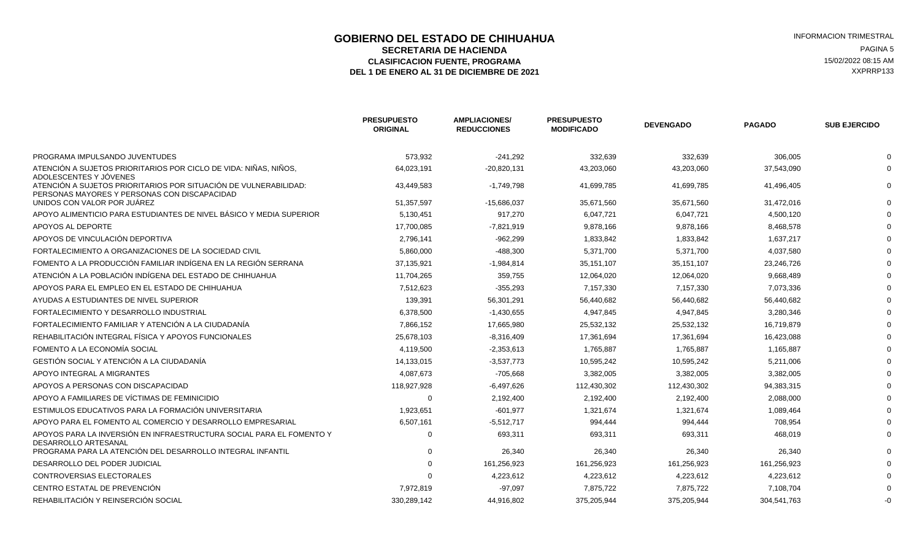# GOBIERNO DEL ESTADO DE CHIHUAHUA

## SECRETARIA DE HACIENDA

### CLASIFICACION FUENTE, PROGRAMA

### DEL 1 DE ENERO AL 31 DE DICIEMBRE DE 2021

INFORMACION TRIMESTRAL
15/02/2022 08:15 AM
XXPRRP133

| | PRESUPUESTO ORIGINAL | AMPLIACIONES/ REDUCCIONES | PRESUPUESTO MODIFICADO | DEVENGADO | PAGADO | SUB EJERCIDO |
|---|---|---|---|---|---|---|
| PROGRAMA IMPULSANDO JUVENTUDES | 573,932 | -241,292 | 332,639 | 332,639 | 306,005 | 0 |
| ATENCIÓN A SUJETOS PRIORITARIOS POR CICLO DE VIDA: NIÑAS, NIÑOS, ADOLESCENTES Y JÓVENES | 64,023,191 | -20,820,131 | 43,203,060 | 43,203,060 | 37,543,090 | 0 |
| ATENCIÓN A SUJETOS PRIORITARIOS POR SITUACIÓN DE VULNERABILIDAD: PERSONAS MAYORES Y PERSONAS CON DISCAPACIDAD | 43,449,583 | -1,749,798 | 41,699,785 | 41,699,785 | 41,496,405 | 0 |
| UNIDOS CON VALOR POR JUÁREZ | 51,357,597 | -15,686,037 | 35,671,560 | 35,671,560 | 31,472,016 | 0 |
| APOYO ALIMENTICIO PARA ESTUDIANTES DE NIVEL BÁSICO Y MEDIA SUPERIOR | 5,130,451 | 917,270 | 6,047,721 | 6,047,721 | 4,500,120 | 0 |
| APOYOS AL DEPORTE | 17,700,085 | -7,821,919 | 9,878,166 | 9,878,166 | 8,468,578 | 0 |
| APOYOS DE VINCULACIÓN DEPORTIVA | 2,796,141 | -962,299 | 1,833,842 | 1,833,842 | 1,637,217 | 0 |
| FORTALECIMIENTO A ORGANIZACIONES DE LA SOCIEDAD CIVIL | 5,860,000 | -488,300 | 5,371,700 | 5,371,700 | 4,037,580 | 0 |
| FOMENTO A LA PRODUCCIÓN FAMILIAR INDÍGENA EN LA REGIÓN SERRANA | 37,135,921 | -1,984,814 | 35,151,107 | 35,151,107 | 23,246,726 | 0 |
| ATENCIÓN A LA POBLACIÓN INDÍGENA DEL ESTADO DE CHIHUAHUA | 11,704,265 | 359,755 | 12,064,020 | 12,064,020 | 9,668,489 | 0 |
| APOYOS PARA EL EMPLEO EN EL ESTADO DE CHIHUAHUA | 7,512,623 | -355,293 | 7,157,330 | 7,157,330 | 7,073,336 | 0 |
| AYUDAS A ESTUDIANTES DE NIVEL SUPERIOR | 139,391 | 56,301,291 | 56,440,682 | 56,440,682 | 56,440,682 | 0 |
| FORTALECIMIENTO Y DESARROLLO INDUSTRIAL | 6,378,500 | -1,430,655 | 4,947,845 | 4,947,845 | 3,280,346 | 0 |
| FORTALECIMIENTO FAMILIAR Y ATENCIÓN A LA CIUDADANÍA | 7,866,152 | 17,665,980 | 25,532,132 | 25,532,132 | 16,719,879 | 0 |
| REHABILITACIÓN INTEGRAL FÍSICA Y APOYOS FUNCIONALES | 25,678,103 | -8,316,409 | 17,361,694 | 17,361,694 | 16,423,088 | 0 |
| FOMENTO A LA ECONOMÍA SOCIAL | 4,119,500 | -2,353,613 | 1,765,887 | 1,765,887 | 1,165,887 | 0 |
| GESTIÓN SOCIAL Y ATENCIÓN A LA CIUDADANÍA | 14,133,015 | -3,537,773 | 10,595,242 | 10,595,242 | 5,211,006 | 0 |
| APOYO INTEGRAL A MIGRANTES | 4,087,673 | -705,668 | 3,382,005 | 3,382,005 | 3,382,005 | 0 |
| APOYOS A PERSONAS CON DISCAPACIDAD | 118,927,928 | -6,497,626 | 112,430,302 | 112,430,302 | 94,383,315 | 0 |
| APOYO A FAMILIARES DE VÍCTIMAS DE FEMINICIDIO | 0 | 2,192,400 | 2,192,400 | 2,192,400 | 2,088,000 | 0 |
| ESTIMULOS EDUCATIVOS PARA LA FORMACIÓN UNIVERSITARIA | 1,923,651 | -601,977 | 1,321,674 | 1,321,674 | 1,089,464 | 0 |
| APOYO PARA EL FOMENTO AL COMERCIO Y DESARROLLO EMPRESARIAL | 6,507,161 | -5,512,717 | 994,444 | 994,444 | 708,954 | 0 |
| APOYOS PARA LA INVERSIÓN EN INFRAESTRUCTURA SOCIAL PARA EL FOMENTO Y DESARROLLO ARTESANAL | 0 | 693,311 | 693,311 | 693,311 | 468,019 | 0 |
| PROGRAMA PARA LA ATENCIÓN DEL DESARROLLO INTEGRAL INFANTIL | 0 | 26,340 | 26,340 | 26,340 | 26,340 | 0 |
| DESARROLLO DEL PODER JUDICIAL | 0 | 161,256,923 | 161,256,923 | 161,256,923 | 161,256,923 | 0 |
| CONTROVERSIAS ELECTORALES | 0 | 4,223,612 | 4,223,612 | 4,223,612 | 4,223,612 | 0 |
| CENTRO ESTATAL DE PREVENCIÓN | 7,972,819 | -97,097 | 7,875,722 | 7,875,722 | 7,108,704 | 0 |
| REHABILITACIÓN Y REINSERCIÓN SOCIAL | 330,289,142 | 44,916,802 | 375,205,944 | 375,205,944 | 304,541,763 | -0 |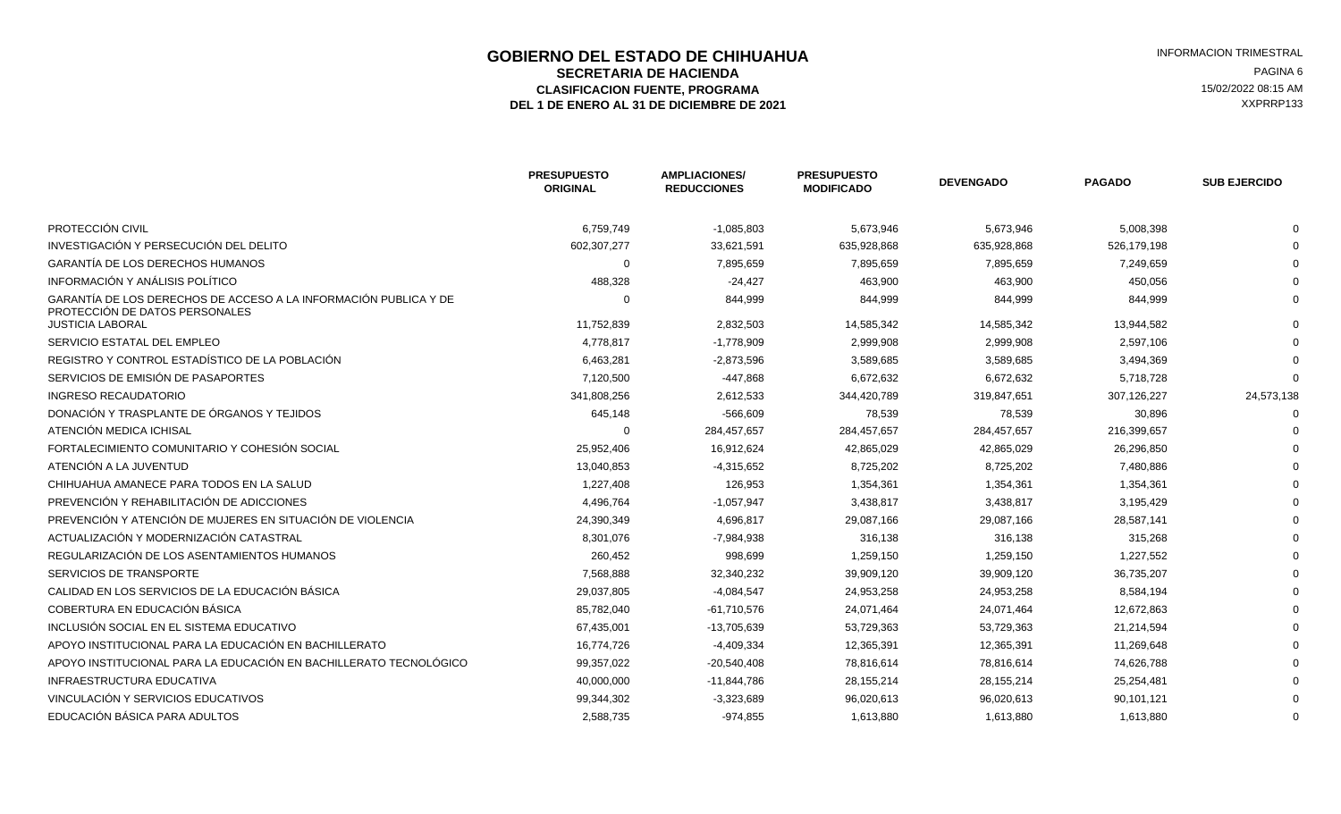# GOBIERNO DEL ESTADO DE CHIHUAHUA

## SECRETARIA DE HACIENDA

### CLASIFICACION FUENTE, PROGRAMA

### DEL 1 DE ENERO AL 31 DE DICIEMBRE DE 2021

INFORMACION TRIMESTRAL
15/02/2022 08:15 AM
XXPRRP133

| | PRESUPUESTO ORIGINAL | AMPLIACIONES/ REDUCCIONES | PRESUPUESTO MODIFICADO | DEVENGADO | PAGADO | SUB EJERCIDO |
|---|---|---|---|---|---|---|
| PROTECCIÓN CIVIL | 6,759,749 | -1,085,803 | 5,673,946 | 5,673,946 | 5,008,398 | 0 |
| INVESTIGACIÓN Y PERSECUCIÓN DEL DELITO | 602,307,277 | 33,621,591 | 635,928,868 | 635,928,868 | 526,179,198 | 0 |
| GARANTÍA DE LOS DERECHOS HUMANOS | 0 | 7,895,659 | 7,895,659 | 7,895,659 | 7,249,659 | 0 |
| INFORMACIÓN Y ANÁLISIS POLÍTICO | 488,328 | -24,427 | 463,900 | 463,900 | 450,056 | 0 |
| GARANTÍA DE LOS DERECHOS DE ACCESO A LA INFORMACIÓN PUBLICA Y DE PROTECCIÓN DE DATOS PERSONALES | 0 | 844,999 | 844,999 | 844,999 | 844,999 | 0 |
| JUSTICIA LABORAL | 11,752,839 | 2,832,503 | 14,585,342 | 14,585,342 | 13,944,582 | 0 |
| SERVICIO ESTATAL DEL EMPLEO | 4,778,817 | -1,778,909 | 2,999,908 | 2,999,908 | 2,597,106 | 0 |
| REGISTRO Y CONTROL ESTADÍSTICO DE LA POBLACIÓN | 6,463,281 | -2,873,596 | 3,589,685 | 3,589,685 | 3,494,369 | 0 |
| SERVICIOS DE EMISIÓN DE PASAPORTES | 7,120,500 | -447,868 | 6,672,632 | 6,672,632 | 5,718,728 | 0 |
| INGRESO RECAUDATORIO | 341,808,256 | 2,612,533 | 344,420,789 | 319,847,651 | 307,126,227 | 24,573,138 |
| DONACIÓN Y TRASPLANTE DE ÓRGANOS Y TEJIDOS | 645,148 | -566,609 | 78,539 | 78,539 | 30,896 | 0 |
| ATENCIÓN MEDICA ICHISAL | 0 | 284,457,657 | 284,457,657 | 284,457,657 | 216,399,657 | 0 |
| FORTALECIMIENTO COMUNITARIO Y COHESIÓN SOCIAL | 25,952,406 | 16,912,624 | 42,865,029 | 42,865,029 | 26,296,850 | 0 |
| ATENCIÓN A LA JUVENTUD | 13,040,853 | -4,315,652 | 8,725,202 | 8,725,202 | 7,480,886 | 0 |
| CHIHUAHUA AMANECE PARA TODOS EN LA SALUD | 1,227,408 | 126,953 | 1,354,361 | 1,354,361 | 1,354,361 | 0 |
| PREVENCIÓN Y REHABILITACIÓN DE ADICCIONES | 4,496,764 | -1,057,947 | 3,438,817 | 3,438,817 | 3,195,429 | 0 |
| PREVENCIÓN Y ATENCIÓN DE MUJERES EN SITUACIÓN DE VIOLENCIA | 24,390,349 | 4,696,817 | 29,087,166 | 29,087,166 | 28,587,141 | 0 |
| ACTUALIZACIÓN Y MODERNIZACIÓN CATASTRAL | 8,301,076 | -7,984,938 | 316,138 | 316,138 | 315,268 | 0 |
| REGULARIZACIÓN DE LOS ASENTAMIENTOS HUMANOS | 260,452 | 998,699 | 1,259,150 | 1,259,150 | 1,227,552 | 0 |
| SERVICIOS DE TRANSPORTE | 7,568,888 | 32,340,232 | 39,909,120 | 39,909,120 | 36,735,207 | 0 |
| CALIDAD EN LOS SERVICIOS DE LA EDUCACIÓN BÁSICA | 29,037,805 | -4,084,547 | 24,953,258 | 24,953,258 | 8,584,194 | 0 |
| COBERTURA EN EDUCACIÓN BÁSICA | 85,782,040 | -61,710,576 | 24,071,464 | 24,071,464 | 12,672,863 | 0 |
| INCLUSIÓN SOCIAL EN EL SISTEMA EDUCATIVO | 67,435,001 | -13,705,639 | 53,729,363 | 53,729,363 | 21,214,594 | 0 |
| APOYO INSTITUCIONAL PARA LA EDUCACIÓN EN BACHILLERATO | 16,774,726 | -4,409,334 | 12,365,391 | 12,365,391 | 11,269,648 | 0 |
| APOYO INSTITUCIONAL PARA LA EDUCACIÓN EN BACHILLERATO TECNOLÓGICO | 99,357,022 | -20,540,408 | 78,816,614 | 78,816,614 | 74,626,788 | 0 |
| INFRAESTRUCTURA EDUCATIVA | 40,000,000 | -11,844,786 | 28,155,214 | 28,155,214 | 25,254,481 | 0 |
| VINCULACIÓN Y SERVICIOS EDUCATIVOS | 99,344,302 | -3,323,689 | 96,020,613 | 96,020,613 | 90,101,121 | 0 |
| EDUCACIÓN BÁSICA PARA ADULTOS | 2,588,735 | -974,855 | 1,613,880 | 1,613,880 | 1,613,880 | 0 |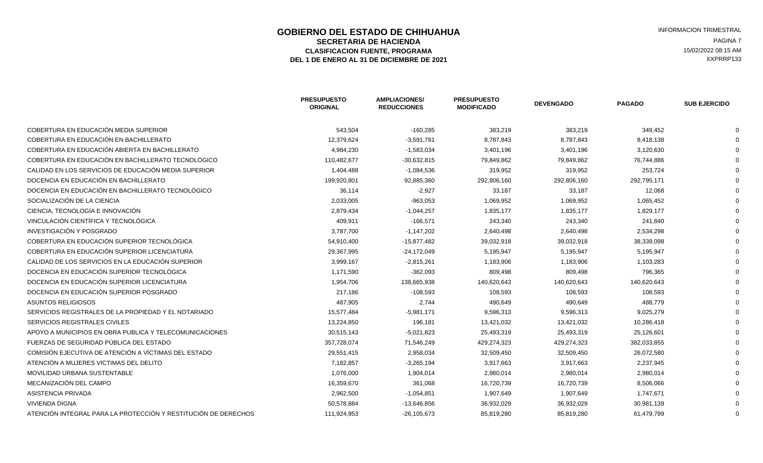# GOBIERNO DEL ESTADO DE CHIHUAHUA

## SECRETARIA DE HACIENDA

### CLASIFICACION FUENTE, PROGRAMA

### DEL 1 DE ENERO AL 31 DE DICIEMBRE DE 2021

INFORMACION TRIMESTRAL

15/02/2022 08:15 AM

XXPRRP133

| | PRESUPUESTO ORIGINAL | AMPLIACIONES/ REDUCCIONES | PRESUPUESTO MODIFICADO | DEVENGADO | PAGADO | SUB EJERCIDO |
|---|---|---|---|---|---|---|
| COBERTURA EN EDUCACIÓN MEDIA SUPERIOR | 543,504 | -160,285 | 383,219 | 383,219 | 349,452 | 0 |
| COBERTURA EN EDUCACIÓN EN BACHILLERATO | 12,379,624 | -3,591,781 | 8,787,843 | 8,787,843 | 8,418,138 | 0 |
| COBERTURA EN EDUCACIÓN ABIERTA EN BACHILLERATO | 4,984,230 | -1,583,034 | 3,401,196 | 3,401,196 | 3,120,630 | 0 |
| COBERTURA EN EDUCACIÓN EN BACHILLERATO TECNOLÓGICO | 110,482,677 | -30,632,815 | 79,849,862 | 79,849,862 | 76,744,886 | 0 |
| CALIDAD EN LOS SERVICIOS DE EDUCACIÓN MEDIA SUPERIOR | 1,404,488 | -1,084,536 | 319,952 | 319,952 | 253,724 | 0 |
| DOCENCIA EN EDUCACIÓN EN BACHILLERATO | 199,920,801 | 92,885,360 | 292,806,160 | 292,806,160 | 292,795,171 | 0 |
| DOCENCIA EN EDUCACIÓN EN BACHILLERATO TECNOLÓGICO | 36,114 | -2,927 | 33,187 | 33,187 | 12,068 | 0 |
| SOCIALIZACIÓN DE LA CIENCIA | 2,033,005 | -963,053 | 1,069,952 | 1,069,952 | 1,065,452 | 0 |
| CIENCIA, TECNOLOGÍA E INNOVACIÓN | 2,879,434 | -1,044,257 | 1,835,177 | 1,835,177 | 1,829,177 | 0 |
| VINCULACIÓN CIENTÍFICA Y TECNOLÓGICA | 409,911 | -166,571 | 243,340 | 243,340 | 241,840 | 0 |
| INVESTIGACIÓN Y POSGRADO | 3,787,700 | -1,147,202 | 2,640,498 | 2,640,498 | 2,534,298 | 0 |
| COBERTURA EN EDUCACIÓN SUPERIOR TECNOLÓGICA | 54,910,400 | -15,877,482 | 39,032,918 | 39,032,918 | 38,339,098 | 0 |
| COBERTURA EN EDUCACIÓN SUPERIOR LICENCIATURA | 29,367,995 | -24,172,049 | 5,195,947 | 5,195,947 | 5,195,947 | 0 |
| CALIDAD DE LOS SERVICIOS EN LA EDUCACIÓN SUPERIOR | 3,999,167 | -2,815,261 | 1,183,906 | 1,183,906 | 1,103,283 | 0 |
| DOCENCIA EN EDUCACIÓN SUPERIOR TECNOLÓGICA | 1,171,590 | -362,093 | 809,498 | 809,498 | 796,365 | 0 |
| DOCENCIA EN EDUCACIÓN SUPERIOR LICENCIATURA | 1,954,706 | 138,665,938 | 140,620,643 | 140,620,643 | 140,620,643 | 0 |
| DOCENCIA EN EDUCACIÓN SUPERIOR POSGRADO | 217,186 | -108,593 | 108,593 | 108,593 | 108,593 | 0 |
| ASUNTOS RELIGIOSOS | 487,905 | 2,744 | 490,649 | 490,649 | 488,779 | 0 |
| SERVICIOS REGISTRALES DE LA PROPIEDAD Y EL NOTARIADO | 15,577,484 | -5,981,171 | 9,596,313 | 9,596,313 | 9,025,279 | 0 |
| SERVICIOS REGISTRALES CIVILES | 13,224,850 | 196,181 | 13,421,032 | 13,421,032 | 10,286,418 | 0 |
| APOYO A MUNICIPIOS EN OBRA PUBLICA Y TELECOMUNICACIONES | 30,515,143 | -5,021,823 | 25,493,319 | 25,493,319 | 25,126,601 | 0 |
| FUERZAS DE SEGURIDAD PÚBLICA DEL ESTADO | 357,728,074 | 71,546,249 | 429,274,323 | 429,274,323 | 382,033,855 | 0 |
| COMISIÓN EJECUTIVA DE ATENCIÓN A VÍCTIMAS DEL ESTADO | 29,551,415 | 2,958,034 | 32,509,450 | 32,509,450 | 26,072,580 | 0 |
| ATENCIÓN A MUJERES VICTIMAS DEL DELITO | 7,182,857 | -3,265,194 | 3,917,663 | 3,917,663 | 2,237,945 | 0 |
| MOVILIDAD URBANA SUSTENTABLE | 1,076,000 | 1,904,014 | 2,980,014 | 2,980,014 | 2,980,014 | 0 |
| MECANIZACIÓN DEL CAMPO | 16,359,670 | 361,068 | 16,720,739 | 16,720,739 | 8,506,066 | 0 |
| ASISTENCIA PRIVADA | 2,962,500 | -1,054,851 | 1,907,649 | 1,907,649 | 1,747,671 | 0 |
| VIVIENDA DIGNA | 50,578,884 | -13,646,856 | 36,932,029 | 36,932,029 | 30,981,139 | 0 |
| ATENCIÓN INTEGRAL PARA LA PROTECCIÓN Y RESTITUCIÓN DE DERECHOS | 111,924,953 | -26,105,673 | 85,819,280 | 85,819,280 | 61,479,799 | 0 |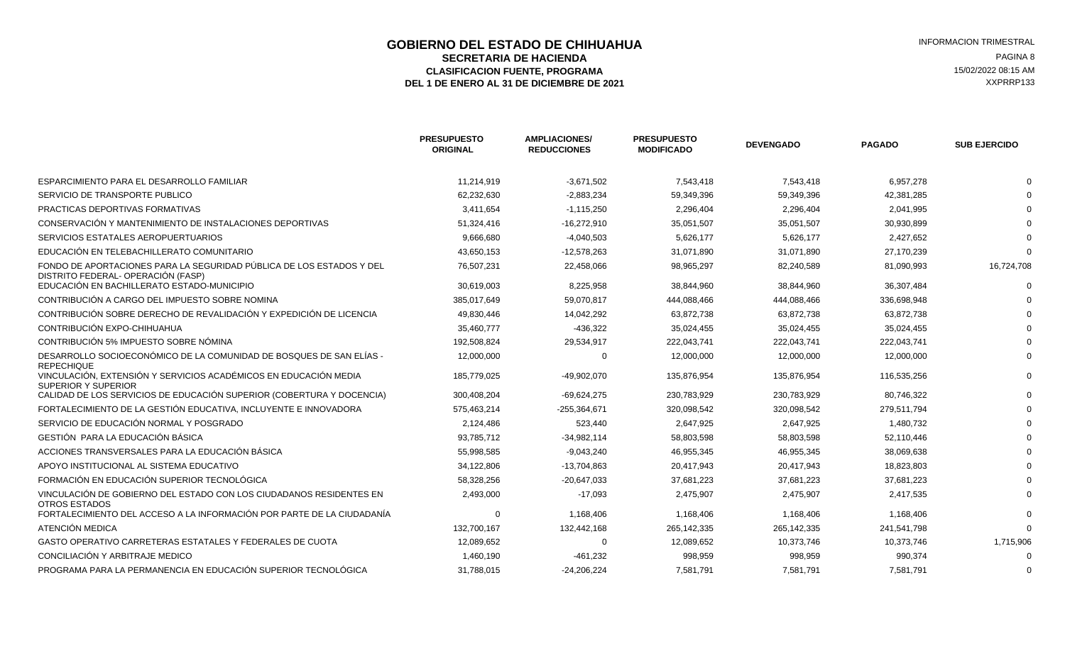# GOBIERNO DEL ESTADO DE CHIHUAHUA

## SECRETARIA DE HACIENDA

### CLASIFICACION FUENTE, PROGRAMA

### DEL 1 DE ENERO AL 31 DE DICIEMBRE DE 2021

INFORMACION TRIMESTRAL
15/02/2022 08:15 AM
XXPRRP133

| | PRESUPUESTO ORIGINAL | AMPLIACIONES/ REDUCCIONES | PRESUPUESTO MODIFICADO | DEVENGADO | PAGADO | SUB EJERCIDO |
|---|---|---|---|---|---|---|
| ESPARCIMIENTO PARA EL DESARROLLO FAMILIAR | 11,214,919 | -3,671,502 | 7,543,418 | 7,543,418 | 6,957,278 | 0 |
| SERVICIO DE TRANSPORTE PUBLICO | 62,232,630 | -2,883,234 | 59,349,396 | 59,349,396 | 42,381,285 | 0 |
| PRACTICAS DEPORTIVAS FORMATIVAS | 3,411,654 | -1,115,250 | 2,296,404 | 2,296,404 | 2,041,995 | 0 |
| CONSERVACIÓN Y MANTENIMIENTO DE INSTALACIONES DEPORTIVAS | 51,324,416 | -16,272,910 | 35,051,507 | 35,051,507 | 30,930,899 | 0 |
| SERVICIOS ESTATALES AEROPUERTUARIOS | 9,666,680 | -4,040,503 | 5,626,177 | 5,626,177 | 2,427,652 | 0 |
| EDUCACIÓN EN TELEBACHILLERATO COMUNITARIO | 43,650,153 | -12,578,263 | 31,071,890 | 31,071,890 | 27,170,239 | 0 |
| FONDO DE APORTACIONES PARA LA SEGURIDAD PÚBLICA DE LOS ESTADOS Y DEL DISTRITO FEDERAL- OPERACIÓN (FASP) | 76,507,231 | 22,458,066 | 98,965,297 | 82,240,589 | 81,090,993 | 16,724,708 |
| EDUCACIÓN EN BACHILLERATO ESTADO-MUNICIPIO | 30,619,003 | 8,225,958 | 38,844,960 | 38,844,960 | 36,307,484 | 0 |
| CONTRIBUCIÓN A CARGO DEL IMPUESTO SOBRE NOMINA | 385,017,649 | 59,070,817 | 444,088,466 | 444,088,466 | 336,698,948 | 0 |
| CONTRIBUCIÓN SOBRE DERECHO DE REVALIDACIÓN Y EXPEDICIÓN DE LICENCIA | 49,830,446 | 14,042,292 | 63,872,738 | 63,872,738 | 63,872,738 | 0 |
| CONTRIBUCIÓN EXPO-CHIHUAHUA | 35,460,777 | -436,322 | 35,024,455 | 35,024,455 | 35,024,455 | 0 |
| CONTRIBUCIÓN 5% IMPUESTO SOBRE NÓMINA | 192,508,824 | 29,534,917 | 222,043,741 | 222,043,741 | 222,043,741 | 0 |
| DESARROLLO SOCIOECONÓMICO DE LA COMUNIDAD DE BOSQUES DE SAN ELÍAS - REPECHIQUE | 12,000,000 | 0 | 12,000,000 | 12,000,000 | 12,000,000 | 0 |
| VINCULACIÓN, EXTENSIÓN Y SERVICIOS ACADÉMICOS EN EDUCACIÓN MEDIA SUPERIOR Y SUPERIOR | 185,779,025 | -49,902,070 | 135,876,954 | 135,876,954 | 116,535,256 | 0 |
| CALIDAD DE LOS SERVICIOS DE EDUCACIÓN SUPERIOR (COBERTURA Y DOCENCIA) | 300,408,204 | -69,624,275 | 230,783,929 | 230,783,929 | 80,746,322 | 0 |
| FORTALECIMIENTO DE LA GESTIÓN EDUCATIVA, INCLUYENTE E INNOVADORA | 575,463,214 | -255,364,671 | 320,098,542 | 320,098,542 | 279,511,794 | 0 |
| SERVICIO DE EDUCACIÓN NORMAL Y POSGRADO | 2,124,486 | 523,440 | 2,647,925 | 2,647,925 | 1,480,732 | 0 |
| GESTIÓN PARA LA EDUCACIÓN BÁSICA | 93,785,712 | -34,982,114 | 58,803,598 | 58,803,598 | 52,110,446 | 0 |
| ACCIONES TRANSVERSALES PARA LA EDUCACIÓN BÁSICA | 55,998,585 | -9,043,240 | 46,955,345 | 46,955,345 | 38,069,638 | 0 |
| APOYO INSTITUCIONAL AL SISTEMA EDUCATIVO | 34,122,806 | -13,704,863 | 20,417,943 | 20,417,943 | 18,823,803 | 0 |
| FORMACIÓN EN EDUCACIÓN SUPERIOR TECNOLÓGICA | 58,328,256 | -20,647,033 | 37,681,223 | 37,681,223 | 37,681,223 | 0 |
| VINCULACIÓN DE GOBIERNO DEL ESTADO CON LOS CIUDADANOS RESIDENTES EN OTROS ESTADOS | 2,493,000 | -17,093 | 2,475,907 | 2,475,907 | 2,417,535 | 0 |
| FORTALECIMIENTO DEL ACCESO A LA INFORMACIÓN POR PARTE DE LA CIUDADANÍA | 0 | 1,168,406 | 1,168,406 | 1,168,406 | 1,168,406 | 0 |
| ATENCIÓN MEDICA | 132,700,167 | 132,442,168 | 265,142,335 | 265,142,335 | 241,541,798 | 0 |
| GASTO OPERATIVO CARRETERAS ESTATALES Y FEDERALES DE CUOTA | 12,089,652 | 0 | 12,089,652 | 10,373,746 | 10,373,746 | 1,715,906 |
| CONCILIACIÓN Y ARBITRAJE MEDICO | 1,460,190 | -461,232 | 998,959 | 998,959 | 990,374 | 0 |
| PROGRAMA PARA LA PERMANENCIA EN EDUCACIÓN SUPERIOR TECNOLÓGICA | 31,788,015 | -24,206,224 | 7,581,791 | 7,581,791 | 7,581,791 | 0 |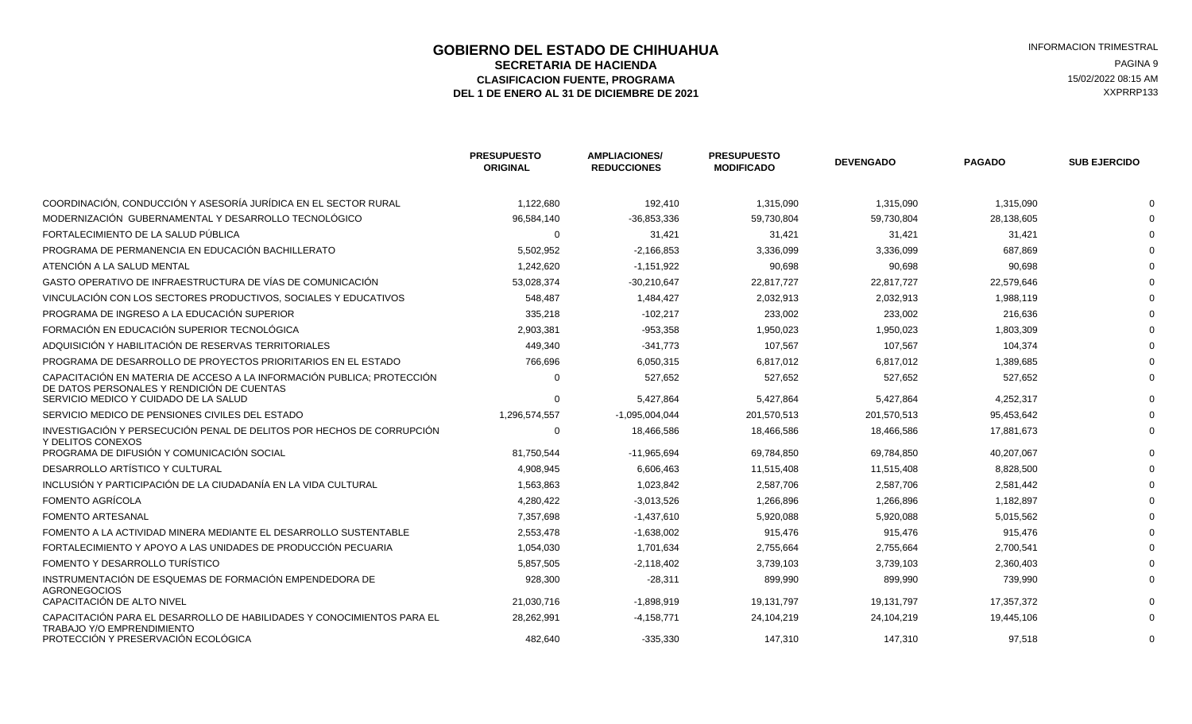# GOBIERNO DEL ESTADO DE CHIHUAHUA

## SECRETARIA DE HACIENDA

### CLASIFICACION FUENTE, PROGRAMA

### DEL 1 DE ENERO AL 31 DE DICIEMBRE DE 2021

INFORMACION TRIMESTRAL

15/02/2022 08:15 AM

XXPRRP133

| | PRESUPUESTO ORIGINAL | AMPLIACIONES/ REDUCCIONES | PRESUPUESTO MODIFICADO | DEVENGADO | PAGADO | SUB EJERCIDO |
|---|---|---|---|---|---|---|
| COORDINACIÓN, CONDUCCIÓN Y ASESORÍA JURÍDICA EN EL SECTOR RURAL | 1,122,680 | 192,410 | 1,315,090 | 1,315,090 | 1,315,090 | 0 |
| MODERNIZACIÓN GUBERNAMENTAL Y DESARROLLO TECNOLÓGICO | 96,584,140 | -36,853,336 | 59,730,804 | 59,730,804 | 28,138,605 | 0 |
| FORTALECIMIENTO DE LA SALUD PÚBLICA | 0 | 31,421 | 31,421 | 31,421 | 31,421 | 0 |
| PROGRAMA DE PERMANENCIA EN EDUCACIÓN BACHILLERATO | 5,502,952 | -2,166,853 | 3,336,099 | 3,336,099 | 687,869 | 0 |
| ATENCIÓN A LA SALUD MENTAL | 1,242,620 | -1,151,922 | 90,698 | 90,698 | 90,698 | 0 |
| GASTO OPERATIVO DE INFRAESTRUCTURA DE VÍAS DE COMUNICACIÓN | 53,028,374 | -30,210,647 | 22,817,727 | 22,817,727 | 22,579,646 | 0 |
| VINCULACIÓN CON LOS SECTORES PRODUCTIVOS, SOCIALES Y EDUCATIVOS | 548,487 | 1,484,427 | 2,032,913 | 2,032,913 | 1,988,119 | 0 |
| PROGRAMA DE INGRESO A LA EDUCACIÓN SUPERIOR | 335,218 | -102,217 | 233,002 | 233,002 | 216,636 | 0 |
| FORMACIÓN EN EDUCACIÓN SUPERIOR TECNOLÓGICA | 2,903,381 | -953,358 | 1,950,023 | 1,950,023 | 1,803,309 | 0 |
| ADQUISICIÓN Y HABILITACIÓN DE RESERVAS TERRITORIALES | 449,340 | -341,773 | 107,567 | 107,567 | 104,374 | 0 |
| PROGRAMA DE DESARROLLO DE PROYECTOS PRIORITARIOS EN EL ESTADO | 766,696 | 6,050,315 | 6,817,012 | 6,817,012 | 1,389,685 | 0 |
| CAPACITACIÓN EN MATERIA DE ACCESO A LA INFORMACIÓN PUBLICA; PROTECCIÓN DE DATOS PERSONALES Y RENDICIÓN DE CUENTAS | 0 | 527,652 | 527,652 | 527,652 | 527,652 | 0 |
| SERVICIO MEDICO Y CUIDADO DE LA SALUD | 0 | 5,427,864 | 5,427,864 | 5,427,864 | 4,252,317 | 0 |
| SERVICIO MEDICO DE PENSIONES CIVILES DEL ESTADO | 1,296,574,557 | -1,095,004,044 | 201,570,513 | 201,570,513 | 95,453,642 | 0 |
| INVESTIGACIÓN Y PERSECUCIÓN PENAL DE DELITOS POR HECHOS DE CORRUPCIÓN Y DELITOS CONEXOS | 0 | 18,466,586 | 18,466,586 | 18,466,586 | 17,881,673 | 0 |
| PROGRAMA DE DIFUSIÓN Y COMUNICACIÓN SOCIAL | 81,750,544 | -11,965,694 | 69,784,850 | 69,784,850 | 40,207,067 | 0 |
| DESARROLLO ARTÍSTICO Y CULTURAL | 4,908,945 | 6,606,463 | 11,515,408 | 11,515,408 | 8,828,500 | 0 |
| INCLUSIÓN Y PARTICIPACIÓN DE LA CIUDADANÍA EN LA VIDA CULTURAL | 1,563,863 | 1,023,842 | 2,587,706 | 2,587,706 | 2,581,442 | 0 |
| FOMENTO AGRÍCOLA | 4,280,422 | -3,013,526 | 1,266,896 | 1,266,896 | 1,182,897 | 0 |
| FOMENTO ARTESANAL | 7,357,698 | -1,437,610 | 5,920,088 | 5,920,088 | 5,015,562 | 0 |
| FOMENTO A LA ACTIVIDAD MINERA MEDIANTE EL DESARROLLO SUSTENTABLE | 2,553,478 | -1,638,002 | 915,476 | 915,476 | 915,476 | 0 |
| FORTALECIMIENTO Y APOYO A LAS UNIDADES DE PRODUCCIÓN PECUARIA | 1,054,030 | 1,701,634 | 2,755,664 | 2,755,664 | 2,700,541 | 0 |
| FOMENTO Y DESARROLLO TURÍSTICO | 5,857,505 | -2,118,402 | 3,739,103 | 3,739,103 | 2,360,403 | 0 |
| INSTRUMENTACIÓN DE ESQUEMAS DE FORMACIÓN EMPENDEDORA DE AGRONEGOCIOS | 928,300 | -28,311 | 899,990 | 899,990 | 739,990 | 0 |
| CAPACITACIÓN DE ALTO NIVEL | 21,030,716 | -1,898,919 | 19,131,797 | 19,131,797 | 17,357,372 | 0 |
| CAPACITACIÓN PARA EL DESARROLLO DE HABILIDADES Y CONOCIMIENTOS PARA EL TRABAJO Y/O EMPRENDIMIENTO | 28,262,991 | -4,158,771 | 24,104,219 | 24,104,219 | 19,445,106 | 0 |
| PROTECCIÓN Y PRESERVACIÓN ECOLÓGICA | 482,640 | -335,330 | 147,310 | 147,310 | 97,518 | 0 |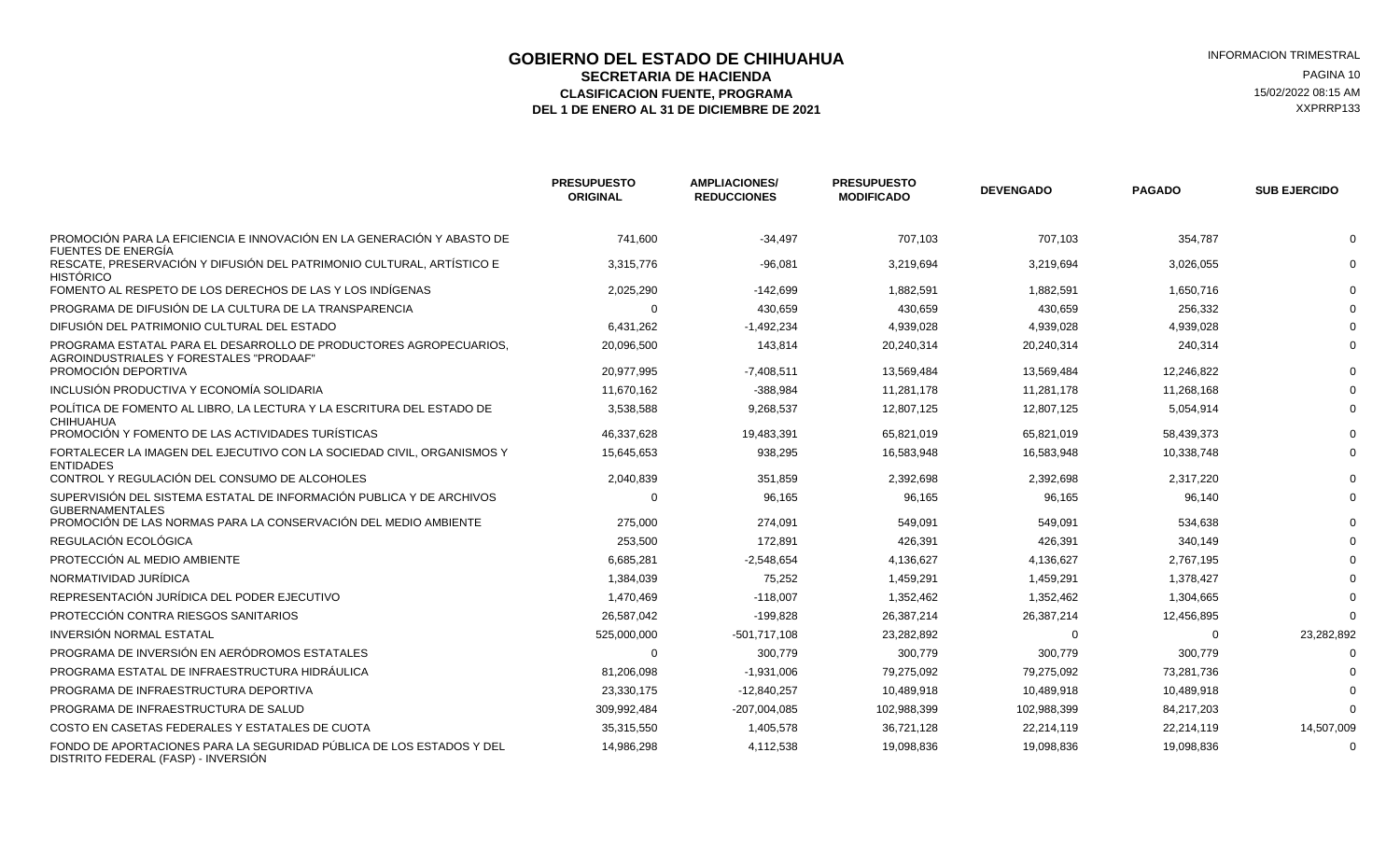# GOBIERNO DEL ESTADO DE CHIHUAHUA

## SECRETARIA DE HACIENDA

### CLASIFICACION FUENTE, PROGRAMA

### DEL 1 DE ENERO AL 31 DE DICIEMBRE DE 2021

INFORMACION TRIMESTRAL
15/02/2022 08:15 AM
XXPRRP133

| | PRESUPUESTO ORIGINAL | AMPLIACIONES/ REDUCCIONES | PRESUPUESTO MODIFICADO | DEVENGADO | PAGADO | SUB EJERCIDO |
|---|---|---|---|---|---|---|
| PROMOCIÓN PARA LA EFICIENCIA E INNOVACIÓN EN LA GENERACIÓN Y ABASTO DE FUENTES DE ENERGÍA | 741,600 | -34,497 | 707,103 | 707,103 | 354,787 | 0 |
| RESCATE, PRESERVACIÓN Y DIFUSIÓN DEL PATRIMONIO CULTURAL, ARTÍSTICO E HISTÓRICO | 3,315,776 | -96,081 | 3,219,694 | 3,219,694 | 3,026,055 | 0 |
| FOMENTO AL RESPETO DE LOS DERECHOS DE LAS Y LOS INDÍGENAS | 2,025,290 | -142,699 | 1,882,591 | 1,882,591 | 1,650,716 | 0 |
| PROGRAMA DE DIFUSIÓN DE LA CULTURA DE LA TRANSPARENCIA | 0 | 430,659 | 430,659 | 430,659 | 256,332 | 0 |
| DIFUSIÓN DEL PATRIMONIO CULTURAL DEL ESTADO | 6,431,262 | -1,492,234 | 4,939,028 | 4,939,028 | 4,939,028 | 0 |
| PROGRAMA ESTATAL PARA EL DESARROLLO DE PRODUCTORES AGROPECUARIOS, AGROINDUSTRIALES Y FORESTALES "PRODAAF" | 20,096,500 | 143,814 | 20,240,314 | 20,240,314 | 240,314 | 0 |
| PROMOCIÓN DEPORTIVA | 20,977,995 | -7,408,511 | 13,569,484 | 13,569,484 | 12,246,822 | 0 |
| INCLUSIÓN PRODUCTIVA Y ECONOMÍA SOLIDARIA | 11,670,162 | -388,984 | 11,281,178 | 11,281,178 | 11,268,168 | 0 |
| POLÍTICA DE FOMENTO AL LIBRO, LA LECTURA Y LA ESCRITURA DEL ESTADO DE CHIHUAHUA | 3,538,588 | 9,268,537 | 12,807,125 | 12,807,125 | 5,054,914 | 0 |
| PROMOCIÓN Y FOMENTO DE LAS ACTIVIDADES TURÍSTICAS | 46,337,628 | 19,483,391 | 65,821,019 | 65,821,019 | 58,439,373 | 0 |
| FORTALECER LA IMAGEN DEL EJECUTIVO CON LA SOCIEDAD CIVIL, ORGANISMOS Y ENTIDADES | 15,645,653 | 938,295 | 16,583,948 | 16,583,948 | 10,338,748 | 0 |
| CONTROL Y REGULACIÓN DEL CONSUMO DE ALCOHOLES | 2,040,839 | 351,859 | 2,392,698 | 2,392,698 | 2,317,220 | 0 |
| SUPERVISIÓN DEL SISTEMA ESTATAL DE INFORMACIÓN PUBLICA Y DE ARCHIVOS GUBERNAMENTALES | 0 | 96,165 | 96,165 | 96,165 | 96,140 | 0 |
| PROMOCIÓN DE LAS NORMAS PARA LA CONSERVACIÓN DEL MEDIO AMBIENTE | 275,000 | 274,091 | 549,091 | 549,091 | 534,638 | 0 |
| REGULACIÓN ECOLÓGICA | 253,500 | 172,891 | 426,391 | 426,391 | 340,149 | 0 |
| PROTECCIÓN AL MEDIO AMBIENTE | 6,685,281 | -2,548,654 | 4,136,627 | 4,136,627 | 2,767,195 | 0 |
| NORMATIVIDAD JURÍDICA | 1,384,039 | 75,252 | 1,459,291 | 1,459,291 | 1,378,427 | 0 |
| REPRESENTACIÓN JURÍDICA DEL PODER EJECUTIVO | 1,470,469 | -118,007 | 1,352,462 | 1,352,462 | 1,304,665 | 0 |
| PROTECCIÓN CONTRA RIESGOS SANITARIOS | 26,587,042 | -199,828 | 26,387,214 | 26,387,214 | 12,456,895 | 0 |
| INVERSIÓN NORMAL ESTATAL | 525,000,000 | -501,717,108 | 23,282,892 | 0 | 0 | 23,282,892 |
| PROGRAMA DE INVERSIÓN EN AERÓDROMOS ESTATALES | 0 | 300,779 | 300,779 | 300,779 | 300,779 | 0 |
| PROGRAMA ESTATAL DE INFRAESTRUCTURA HIDRÁULICA | 81,206,098 | -1,931,006 | 79,275,092 | 79,275,092 | 73,281,736 | 0 |
| PROGRAMA DE INFRAESTRUCTURA DEPORTIVA | 23,330,175 | -12,840,257 | 10,489,918 | 10,489,918 | 10,489,918 | 0 |
| PROGRAMA DE INFRAESTRUCTURA DE SALUD | 309,992,484 | -207,004,085 | 102,988,399 | 102,988,399 | 84,217,203 | 0 |
| COSTO EN CASETAS FEDERALES Y ESTATALES DE CUOTA | 35,315,550 | 1,405,578 | 36,721,128 | 22,214,119 | 22,214,119 | 14,507,009 |
| FONDO DE APORTACIONES PARA LA SEGURIDAD PÚBLICA DE LOS ESTADOS Y DEL DISTRITO FEDERAL (FASP) - INVERSIÓN | 14,986,298 | 4,112,538 | 19,098,836 | 19,098,836 | 19,098,836 | 0 |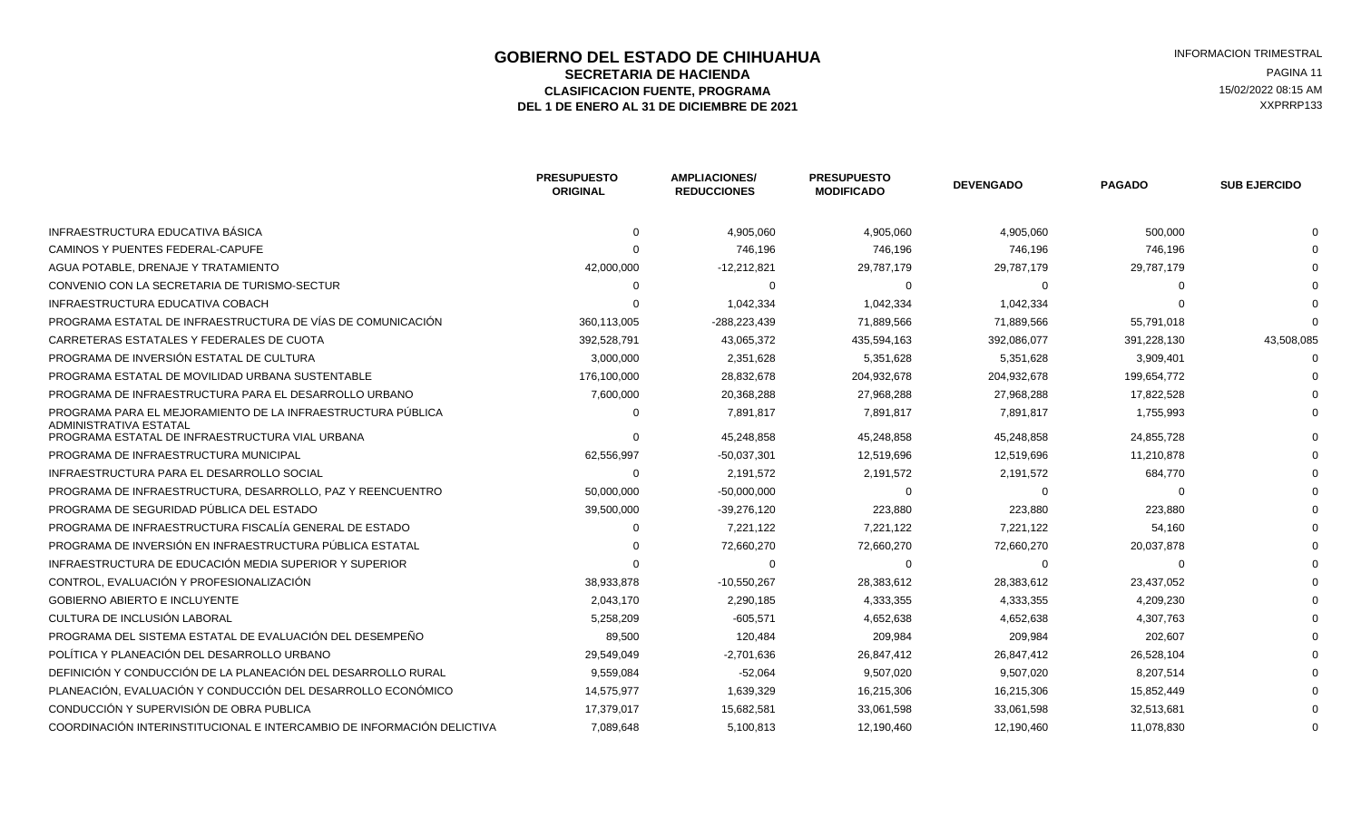# GOBIERNO DEL ESTADO DE CHIHUAHUA

## SECRETARIA DE HACIENDA

### CLASIFICACION FUENTE, PROGRAMA

### DEL 1 DE ENERO AL 31 DE DICIEMBRE DE 2021

INFORMACION TRIMESTRAL

15/02/2022 08:15 AM

XXPRRP133

| | PRESUPUESTO ORIGINAL | AMPLIACIONES/ REDUCCIONES | PRESUPUESTO MODIFICADO | DEVENGADO | PAGADO | SUB EJERCIDO |
|---|---|---|---|---|---|---|
| INFRAESTRUCTURA EDUCATIVA BÁSICA | 0 | 4,905,060 | 4,905,060 | 4,905,060 | 500,000 | 0 |
| CAMINOS Y PUENTES FEDERAL-CAPUFE | 0 | 746,196 | 746,196 | 746,196 | 746,196 | 0 |
| AGUA POTABLE, DRENAJE Y TRATAMIENTO | 42,000,000 | -12,212,821 | 29,787,179 | 29,787,179 | 29,787,179 | 0 |
| CONVENIO CON LA SECRETARIA DE TURISMO-SECTUR | 0 | 0 | 0 | 0 | 0 | 0 |
| INFRAESTRUCTURA EDUCATIVA COBACH | 0 | 1,042,334 | 1,042,334 | 1,042,334 | 0 | 0 |
| PROGRAMA ESTATAL DE INFRAESTRUCTURA DE VÍAS DE COMUNICACIÓN | 360,113,005 | -288,223,439 | 71,889,566 | 71,889,566 | 55,791,018 | 0 |
| CARRETERAS ESTATALES Y FEDERALES DE CUOTA | 392,528,791 | 43,065,372 | 435,594,163 | 392,086,077 | 391,228,130 | 43,508,085 |
| PROGRAMA DE INVERSIÓN ESTATAL DE CULTURA | 3,000,000 | 2,351,628 | 5,351,628 | 5,351,628 | 3,909,401 | 0 |
| PROGRAMA ESTATAL DE MOVILIDAD URBANA SUSTENTABLE | 176,100,000 | 28,832,678 | 204,932,678 | 204,932,678 | 199,654,772 | 0 |
| PROGRAMA DE INFRAESTRUCTURA PARA EL DESARROLLO URBANO | 7,600,000 | 20,368,288 | 27,968,288 | 27,968,288 | 17,822,528 | 0 |
| PROGRAMA PARA EL MEJORAMIENTO DE LA INFRAESTRUCTURA PÚBLICA ADMINISTRATIVA ESTATAL | 0 | 7,891,817 | 7,891,817 | 7,891,817 | 1,755,993 | 0 |
| PROGRAMA ESTATAL DE INFRAESTRUCTURA VIAL URBANA | 0 | 45,248,858 | 45,248,858 | 45,248,858 | 24,855,728 | 0 |
| PROGRAMA DE INFRAESTRUCTURA MUNICIPAL | 62,556,997 | -50,037,301 | 12,519,696 | 12,519,696 | 11,210,878 | 0 |
| INFRAESTRUCTURA PARA EL DESARROLLO SOCIAL | 0 | 2,191,572 | 2,191,572 | 2,191,572 | 684,770 | 0 |
| PROGRAMA DE INFRAESTRUCTURA, DESARROLLO, PAZ Y REENCUENTRO | 50,000,000 | -50,000,000 | 0 | 0 | 0 | 0 |
| PROGRAMA DE SEGURIDAD PÚBLICA DEL ESTADO | 39,500,000 | -39,276,120 | 223,880 | 223,880 | 223,880 | 0 |
| PROGRAMA DE INFRAESTRUCTURA FISCALÍA GENERAL DE ESTADO | 0 | 7,221,122 | 7,221,122 | 7,221,122 | 54,160 | 0 |
| PROGRAMA DE INVERSIÓN EN INFRAESTRUCTURA PÚBLICA ESTATAL | 0 | 72,660,270 | 72,660,270 | 72,660,270 | 20,037,878 | 0 |
| INFRAESTRUCTURA DE EDUCACIÓN MEDIA SUPERIOR Y SUPERIOR | 0 | 0 | 0 | 0 | 0 | 0 |
| CONTROL, EVALUACIÓN Y PROFESIONALIZACIÓN | 38,933,878 | -10,550,267 | 28,383,612 | 28,383,612 | 23,437,052 | 0 |
| GOBIERNO ABIERTO E INCLUYENTE | 2,043,170 | 2,290,185 | 4,333,355 | 4,333,355 | 4,209,230 | 0 |
| CULTURA DE INCLUSIÓN LABORAL | 5,258,209 | -605,571 | 4,652,638 | 4,652,638 | 4,307,763 | 0 |
| PROGRAMA DEL SISTEMA ESTATAL DE EVALUACIÓN DEL DESEMPEÑO | 89,500 | 120,484 | 209,984 | 209,984 | 202,607 | 0 |
| POLÍTICA Y PLANEACIÓN DEL DESARROLLO URBANO | 29,549,049 | -2,701,636 | 26,847,412 | 26,847,412 | 26,528,104 | 0 |
| DEFINICIÓN Y CONDUCCIÓN DE LA PLANEACIÓN DEL DESARROLLO RURAL | 9,559,084 | -52,064 | 9,507,020 | 9,507,020 | 8,207,514 | 0 |
| PLANEACIÓN, EVALUACIÓN Y CONDUCCIÓN DEL DESARROLLO ECONÓMICO | 14,575,977 | 1,639,329 | 16,215,306 | 16,215,306 | 15,852,449 | 0 |
| CONDUCCIÓN Y SUPERVISIÓN DE OBRA PUBLICA | 17,379,017 | 15,682,581 | 33,061,598 | 33,061,598 | 32,513,681 | 0 |
| COORDINACIÓN INTERINSTITUCIONAL E INTERCAMBIO DE INFORMACIÓN DELICTIVA | 7,089,648 | 5,100,813 | 12,190,460 | 12,190,460 | 11,078,830 | 0 |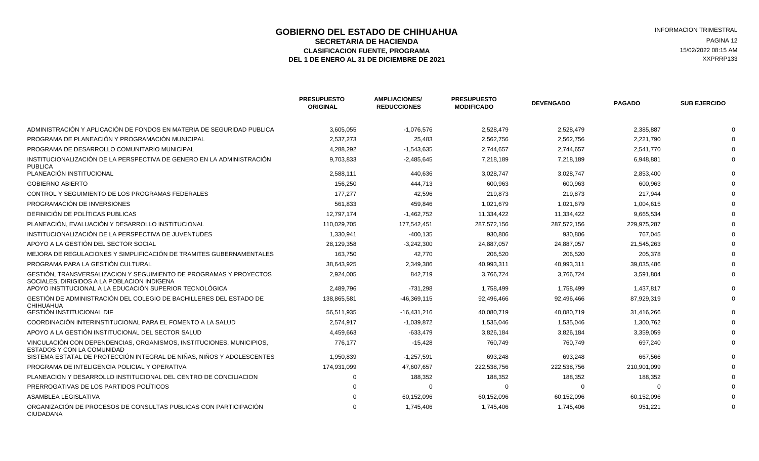# GOBIERNO DEL ESTADO DE CHIHUAHUA

## SECRETARIA DE HACIENDA

### CLASIFICACION FUENTE, PROGRAMA

### DEL 1 DE ENERO AL 31 DE DICIEMBRE DE 2021

INFORMACION TRIMESTRAL
15/02/2022 08:15 AM
XXPRRP133

| | PRESUPUESTO ORIGINAL | AMPLIACIONES/ REDUCCIONES | PRESUPUESTO MODIFICADO | DEVENGADO | PAGADO | SUB EJERCIDO |
|---|---|---|---|---|---|---|
| ADMINISTRACIÓN Y APLICACIÓN DE FONDOS EN MATERIA DE SEGURIDAD PUBLICA | 3,605,055 | -1,076,576 | 2,528,479 | 2,528,479 | 2,385,887 | 0 |
| PROGRAMA DE PLANEACIÓN Y PROGRAMACIÓN MUNICIPAL | 2,537,273 | 25,483 | 2,562,756 | 2,562,756 | 2,221,790 | 0 |
| PROGRAMA DE DESARROLLO COMUNITARIO MUNICIPAL | 4,288,292 | -1,543,635 | 2,744,657 | 2,744,657 | 2,541,770 | 0 |
| INSTITUCIONALIZACIÓN DE LA PERSPECTIVA DE GENERO EN LA ADMINISTRACIÓN PUBLICA | 9,703,833 | -2,485,645 | 7,218,189 | 7,218,189 | 6,948,881 | 0 |
| PLANEACIÓN INSTITUCIONAL | 2,588,111 | 440,636 | 3,028,747 | 3,028,747 | 2,853,400 | 0 |
| GOBIERNO ABIERTO | 156,250 | 444,713 | 600,963 | 600,963 | 600,963 | 0 |
| CONTROL Y SEGUIMIENTO DE LOS PROGRAMAS FEDERALES | 177,277 | 42,596 | 219,873 | 219,873 | 217,944 | 0 |
| PROGRAMACIÓN DE INVERSIONES | 561,833 | 459,846 | 1,021,679 | 1,021,679 | 1,004,615 | 0 |
| DEFINICIÓN DE POLÍTICAS PUBLICAS | 12,797,174 | -1,462,752 | 11,334,422 | 11,334,422 | 9,665,534 | 0 |
| PLANEACIÓN, EVALUACIÓN Y DESARROLLO INSTITUCIONAL | 110,029,705 | 177,542,451 | 287,572,156 | 287,572,156 | 229,975,287 | 0 |
| INSTITUCIONALIZACIÓN DE LA PERSPECTIVA DE JUVENTUDES | 1,330,941 | -400,135 | 930,806 | 930,806 | 767,045 | 0 |
| APOYO A LA GESTIÓN DEL SECTOR SOCIAL | 28,129,358 | -3,242,300 | 24,887,057 | 24,887,057 | 21,545,263 | 0 |
| MEJORA DE REGULACIONES Y SIMPLIFICACIÓN DE TRAMITES GUBERNAMENTALES | 163,750 | 42,770 | 206,520 | 206,520 | 205,378 | 0 |
| PROGRAMA PARA LA GESTIÓN CULTURAL | 38,643,925 | 2,349,386 | 40,993,311 | 40,993,311 | 39,035,486 | 0 |
| GESTIÓN, TRANSVERSALIZACION Y SEGUIMIENTO DE PROGRAMAS Y PROYECTOS SOCIALES, DIRIGIDOS A LA POBLACION INDIGENA | 2,924,005 | 842,719 | 3,766,724 | 3,766,724 | 3,591,804 | 0 |
| APOYO INSTITUCIONAL A LA EDUCACIÓN SUPERIOR TECNOLÓGICA | 2,489,796 | -731,298 | 1,758,499 | 1,758,499 | 1,437,817 | 0 |
| GESTIÓN DE ADMINISTRACIÓN DEL COLEGIO DE BACHILLERES DEL ESTADO DE CHIHUAHUA | 138,865,581 | -46,369,115 | 92,496,466 | 92,496,466 | 87,929,319 | 0 |
| GESTIÓN INSTITUCIONAL DIF | 56,511,935 | -16,431,216 | 40,080,719 | 40,080,719 | 31,416,266 | 0 |
| COORDINACIÓN INTERINSTITUCIONAL PARA EL FOMENTO A LA SALUD | 2,574,917 | -1,039,872 | 1,535,046 | 1,535,046 | 1,300,762 | 0 |
| APOYO A LA GESTIÓN INSTITUCIONAL DEL SECTOR SALUD | 4,459,663 | -633,479 | 3,826,184 | 3,826,184 | 3,359,059 | 0 |
| VINCULACIÓN CON DEPENDENCIAS, ORGANISMOS, INSTITUCIONES, MUNICIPIOS, ESTADOS Y CON LA COMUNIDAD | 776,177 | -15,428 | 760,749 | 760,749 | 697,240 | 0 |
| SISTEMA ESTATAL DE PROTECCIÓN INTEGRAL DE NIÑAS, NIÑOS Y ADOLESCENTES | 1,950,839 | -1,257,591 | 693,248 | 693,248 | 667,566 | 0 |
| PROGRAMA DE INTELIGENCIA POLICIAL Y OPERATIVA | 174,931,099 | 47,607,657 | 222,538,756 | 222,538,756 | 210,901,099 | 0 |
| PLANEACION Y DESARROLLO INSTITUCIONAL DEL CENTRO DE CONCILIACION | 0 | 188,352 | 188,352 | 188,352 | 188,352 | 0 |
| PRERROGATIVAS DE LOS PARTIDOS POLÍTICOS | 0 | 0 | 0 | 0 | 0 | 0 |
| ASAMBLEA LEGISLATIVA | 0 | 60,152,096 | 60,152,096 | 60,152,096 | 60,152,096 | 0 |
| ORGANIZACIÓN DE PROCESOS DE CONSULTAS PUBLICAS CON PARTICIPACIÓN CIUDADANA | 0 | 1,745,406 | 1,745,406 | 1,745,406 | 951,221 | 0 |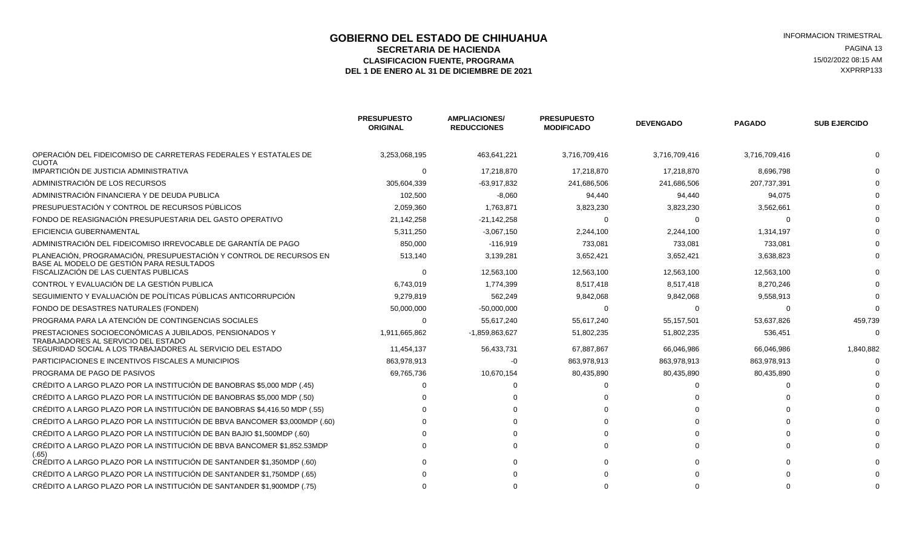# GOBIERNO DEL ESTADO DE CHIHUAHUA

## SECRETARIA DE HACIENDA

### CLASIFICACION FUENTE, PROGRAMA

### DEL 1 DE ENERO AL 31 DE DICIEMBRE DE 2021

INFORMACION TRIMESTRAL

15/02/2022 08:15 AM

XXPRRP133

| | PRESUPUESTO ORIGINAL | AMPLIACIONES/ REDUCCIONES | PRESUPUESTO MODIFICADO | DEVENGADO | PAGADO | SUB EJERCIDO |
|---|---|---|---|---|---|---|
| OPERACIÓN DEL FIDEICOMISO DE CARRETERAS FEDERALES Y ESTATALES DE CUOTA | 3,253,068,195 | 463,641,221 | 3,716,709,416 | 3,716,709,416 | 3,716,709,416 | 0 |
| IMPARTICIÓN DE JUSTICIA ADMINISTRATIVA | 0 | 17,218,870 | 17,218,870 | 17,218,870 | 8,696,798 | 0 |
| ADMINISTRACIÓN DE LOS RECURSOS | 305,604,339 | -63,917,832 | 241,686,506 | 241,686,506 | 207,737,391 | 0 |
| ADMINISTRACIÓN FINANCIERA Y DE DEUDA PUBLICA | 102,500 | -8,060 | 94,440 | 94,440 | 94,075 | 0 |
| PRESUPUESTACIÓN Y CONTROL DE RECURSOS PÚBLICOS | 2,059,360 | 1,763,871 | 3,823,230 | 3,823,230 | 3,562,661 | 0 |
| FONDO DE REASIGNACIÓN PRESUPUESTARIA DEL GASTO OPERATIVO | 21,142,258 | -21,142,258 | 0 | 0 | 0 | 0 |
| EFICIENCIA GUBERNAMENTAL | 5,311,250 | -3,067,150 | 2,244,100 | 2,244,100 | 1,314,197 | 0 |
| ADMINISTRACIÓN DEL FIDEICOMISO IRREVOCABLE DE GARANTÍA DE PAGO | 850,000 | -116,919 | 733,081 | 733,081 | 733,081 | 0 |
| PLANEACIÓN, PROGRAMACIÓN, PRESUPUESTACIÓN Y CONTROL DE RECURSOS EN BASE AL MODELO DE GESTIÓN PARA RESULTADOS | 513,140 | 3,139,281 | 3,652,421 | 3,652,421 | 3,638,823 | 0 |
| FISCALIZACIÓN DE LAS CUENTAS PUBLICAS | 0 | 12,563,100 | 12,563,100 | 12,563,100 | 12,563,100 | 0 |
| CONTROL Y EVALUACIÓN DE LA GESTIÓN PUBLICA | 6,743,019 | 1,774,399 | 8,517,418 | 8,517,418 | 8,270,246 | 0 |
| SEGUIMIENTO Y EVALUACIÓN DE POLÍTICAS PÚBLICAS ANTICORRUPCIÓN | 9,279,819 | 562,249 | 9,842,068 | 9,842,068 | 9,558,913 | 0 |
| FONDO DE DESASTRES NATURALES (FONDEN) | 50,000,000 | -50,000,000 | 0 | 0 | 0 | 0 |
| PROGRAMA PARA LA ATENCIÓN DE CONTINGENCIAS SOCIALES | 0 | 55,617,240 | 55,617,240 | 55,157,501 | 53,637,826 | 459,739 |
| PRESTACIONES SOCIOECONÓMICAS A JUBILADOS, PENSIONADOS Y TRABAJADORES AL SERVICIO DEL ESTADO | 1,911,665,862 | -1,859,863,627 | 51,802,235 | 51,802,235 | 536,451 | 0 |
| SEGURIDAD SOCIAL A LOS TRABAJADORES AL SERVICIO DEL ESTADO | 11,454,137 | 56,433,731 | 67,887,867 | 66,046,986 | 66,046,986 | 1,840,882 |
| PARTICIPACIONES E INCENTIVOS FISCALES A MUNICIPIOS | 863,978,913 | -0 | 863,978,913 | 863,978,913 | 863,978,913 | 0 |
| PROGRAMA DE PAGO DE PASIVOS | 69,765,736 | 10,670,154 | 80,435,890 | 80,435,890 | 80,435,890 | 0 |
| CRÉDITO A LARGO PLAZO POR LA INSTITUCIÓN DE BANOBRAS $5,000 MDP (.45) | 0 | 0 | 0 | 0 | 0 | 0 |
| CRÉDITO A LARGO PLAZO POR LA INSTITUCIÓN DE BANOBRAS $5,000 MDP (.50) | 0 | 0 | 0 | 0 | 0 | 0 |
| CRÉDITO A LARGO PLAZO POR LA INSTITUCIÓN DE BANOBRAS $4,416.50 MDP (.55) | 0 | 0 | 0 | 0 | 0 | 0 |
| CRÉDITO A LARGO PLAZO POR LA INSTITUCIÓN DE BBVA BANCOMER $3,000MDP (.60) | 0 | 0 | 0 | 0 | 0 | 0 |
| CRÉDITO A LARGO PLAZO POR LA INSTITUCIÓN DE BAN BAJIO $1,500MDP (.60) | 0 | 0 | 0 | 0 | 0 | 0 |
| CRÉDITO A LARGO PLAZO POR LA INSTITUCIÓN DE BBVA BANCOMER $1,852.53MDP (.65) | 0 | 0 | 0 | 0 | 0 | 0 |
| CRÉDITO A LARGO PLAZO POR LA INSTITUCIÓN DE SANTANDER $1,350MDP (.60) | 0 | 0 | 0 | 0 | 0 | 0 |
| CRÉDITO A LARGO PLAZO POR LA INSTITUCIÓN DE SANTANDER $1,750MDP (.65) | 0 | 0 | 0 | 0 | 0 | 0 |
| CRÉDITO A LARGO PLAZO POR LA INSTITUCIÓN DE SANTANDER $1,900MDP (.75) | 0 | 0 | 0 | 0 | 0 | 0 |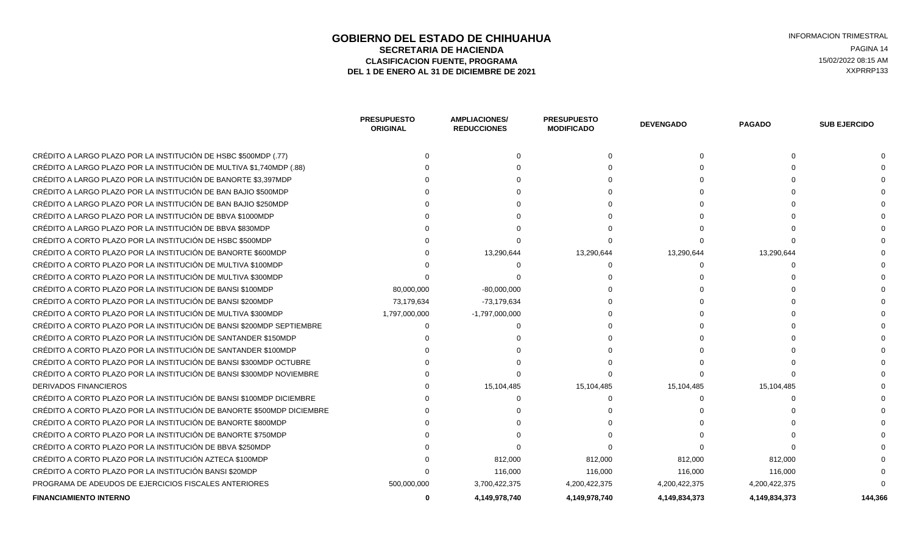# GOBIERNO DEL ESTADO DE CHIHUAHUA

## SECRETARIA DE HACIENDA

### CLASIFICACION FUENTE, PROGRAMA

### DEL 1 DE ENERO AL 31 DE DICIEMBRE DE 2021

INFORMACION TRIMESTRAL

15/02/2022 08:15 AM

XXPRRP133

| | PRESUPUESTO ORIGINAL | AMPLIACIONES/ REDUCCIONES | PRESUPUESTO MODIFICADO | DEVENGADO | PAGADO | SUB EJERCIDO |
|---|---|---|---|---|---|---|
| CRÉDITO A LARGO PLAZO POR LA INSTITUCIÓN DE HSBC $500MDP (.77) | 0 | 0 | 0 | 0 | 0 | 0 |
| CRÉDITO A LARGO PLAZO POR LA INSTITUCIÓN DE MULTIVA $1,740MDP (.88) | 0 | 0 | 0 | 0 | 0 | 0 |
| CRÉDITO A LARGO PLAZO POR LA INSTITUCIÓN DE BANORTE $3,397MDP | 0 | 0 | 0 | 0 | 0 | 0 |
| CRÉDITO A LARGO PLAZO POR LA INSTITUCIÓN DE BAN BAJIO $500MDP | 0 | 0 | 0 | 0 | 0 | 0 |
| CRÉDITO A LARGO PLAZO POR LA INSTITUCIÓN DE BAN BAJIO $250MDP | 0 | 0 | 0 | 0 | 0 | 0 |
| CRÉDITO A LARGO PLAZO POR LA INSTITUCIÓN DE BBVA $1000MDP | 0 | 0 | 0 | 0 | 0 | 0 |
| CRÉDITO A LARGO PLAZO POR LA INSTITUCIÓN DE BBVA $830MDP | 0 | 0 | 0 | 0 | 0 | 0 |
| CRÉDITO A CORTO PLAZO POR LA INSTITUCIÓN DE HSBC $500MDP | 0 | 0 | 0 | 0 | 0 | 0 |
| CRÉDITO A CORTO PLAZO POR LA INSTITUCIÓN DE BANORTE $600MDP | 0 | 13,290,644 | 13,290,644 | 13,290,644 | 13,290,644 | 0 |
| CRÉDITO A CORTO PLAZO POR LA INSTITUCIÓN DE MULTIVA $100MDP | 0 | 0 | 0 | 0 | 0 | 0 |
| CRÉDITO A CORTO PLAZO POR LA INSTITUCIÓN DE MULTIVA $300MDP | 0 | 0 | 0 | 0 | 0 | 0 |
| CRÉDITO A CORTO PLAZO POR LA INSTITUCION DE BANSI $100MDP | 80,000,000 | -80,000,000 | 0 | 0 | 0 | 0 |
| CRÉDITO A CORTO PLAZO POR LA INSTITUCIÓN DE BANSI $200MDP | 73,179,634 | -73,179,634 | 0 | 0 | 0 | 0 |
| CRÉDITO A CORTO PLAZO POR LA INSTITUCIÓN DE MULTIVA $300MDP | 1,797,000,000 | -1,797,000,000 | 0 | 0 | 0 | 0 |
| CRÉDITO A CORTO PLAZO POR LA INSTITUCIÓN DE BANSI $200MDP SEPTIEMBRE | 0 | 0 | 0 | 0 | 0 | 0 |
| CRÉDITO A CORTO PLAZO POR LA INSTITUCIÓN DE SANTANDER $150MDP | 0 | 0 | 0 | 0 | 0 | 0 |
| CRÉDITO A CORTO PLAZO POR LA INSTITUCIÓN DE SANTANDER $100MDP | 0 | 0 | 0 | 0 | 0 | 0 |
| CRÉDITO A CORTO PLAZO POR LA INSTITUCIÓN DE BANSI $300MDP OCTUBRE | 0 | 0 | 0 | 0 | 0 | 0 |
| CRÉDITO A CORTO PLAZO POR LA INSTITUCIÓN DE BANSI $300MDP NOVIEMBRE | 0 | 0 | 0 | 0 | 0 | 0 |
| DERIVADOS FINANCIEROS | 0 | 15,104,485 | 15,104,485 | 15,104,485 | 15,104,485 | 0 |
| CRÉDITO A CORTO PLAZO POR LA INSTITUCIÓN DE BANSI $100MDP DICIEMBRE | 0 | 0 | 0 | 0 | 0 | 0 |
| CRÉDITO A CORTO PLAZO POR LA INSTITUCIÓN DE BANORTE $500MDP DICIEMBRE | 0 | 0 | 0 | 0 | 0 | 0 |
| CRÉDITO A CORTO PLAZO POR LA INSTITUCIÓN DE BANORTE $800MDP | 0 | 0 | 0 | 0 | 0 | 0 |
| CRÉDITO A CORTO PLAZO POR LA INSTITUCIÓN DE BANORTE $750MDP | 0 | 0 | 0 | 0 | 0 | 0 |
| CRÉDITO A CORTO PLAZO POR LA INSTITUCIÓN DE BBVA $250MDP | 0 | 0 | 0 | 0 | 0 | 0 |
| CRÉDITO A CORTO PLAZO POR LA INSTITUCIÓN AZTECA $100MDP | 0 | 812,000 | 812,000 | 812,000 | 812,000 | 0 |
| CRÉDITO A CORTO PLAZO POR LA INSTITUCIÓN BANSI $20MDP | 0 | 116,000 | 116,000 | 116,000 | 116,000 | 0 |
| PROGRAMA DE ADEUDOS DE EJERCICIOS FISCALES ANTERIORES | 500,000,000 | 3,700,422,375 | 4,200,422,375 | 4,200,422,375 | 4,200,422,375 | 0 |
| **FINANCIAMIENTO INTERNO** | **0** | **4,149,978,740** | **4,149,978,740** | **4,149,834,373** | **4,149,834,373** | **144,366** |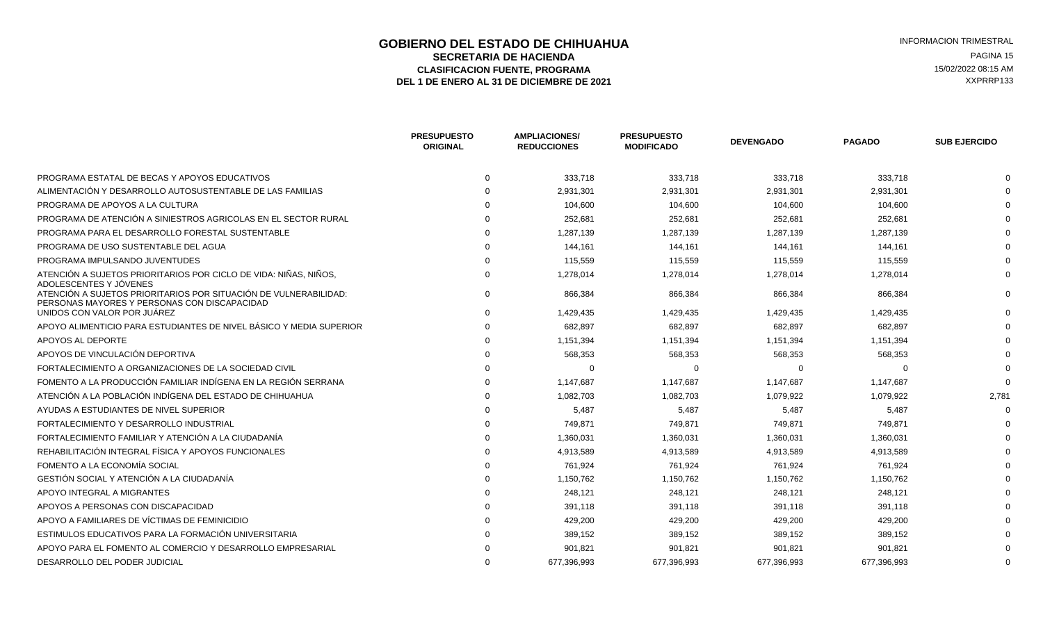# GOBIERNO DEL ESTADO DE CHIHUAHUA

## SECRETARIA DE HACIENDA

### CLASIFICACION FUENTE, PROGRAMA

### DEL 1 DE ENERO AL 31 DE DICIEMBRE DE 2021

INFORMACION TRIMESTRAL
PAGINA 15
15/02/2022 08:15 AM
XXPRRP133

| | PRESUPUESTO ORIGINAL | AMPLIACIONES/ REDUCCIONES | PRESUPUESTO MODIFICADO | DEVENGADO | PAGADO | SUB EJERCIDO |
|---|---|---|---|---|---|---|
| PROGRAMA ESTATAL DE BECAS Y APOYOS EDUCATIVOS | 0 | 333,718 | 333,718 | 333,718 | 333,718 | 0 |
| ALIMENTACIÓN Y DESARROLLO AUTOSUSTENTABLE DE LAS FAMILIAS | 0 | 2,931,301 | 2,931,301 | 2,931,301 | 2,931,301 | 0 |
| PROGRAMA DE APOYOS A LA CULTURA | 0 | 104,600 | 104,600 | 104,600 | 104,600 | 0 |
| PROGRAMA DE ATENCIÓN A SINIESTROS AGRICOLAS EN EL SECTOR RURAL | 0 | 252,681 | 252,681 | 252,681 | 252,681 | 0 |
| PROGRAMA PARA EL DESARROLLO FORESTAL SUSTENTABLE | 0 | 1,287,139 | 1,287,139 | 1,287,139 | 1,287,139 | 0 |
| PROGRAMA DE USO SUSTENTABLE DEL AGUA | 0 | 144,161 | 144,161 | 144,161 | 144,161 | 0 |
| PROGRAMA IMPULSANDO JUVENTUDES | 0 | 115,559 | 115,559 | 115,559 | 115,559 | 0 |
| ATENCIÓN A SUJETOS PRIORITARIOS POR CICLO DE VIDA: NIÑAS, NIÑOS, ADOLESCENTES Y JÓVENES | 0 | 1,278,014 | 1,278,014 | 1,278,014 | 1,278,014 | 0 |
| ATENCIÓN A SUJETOS PRIORITARIOS POR SITUACIÓN DE VULNERABILIDAD: PERSONAS MAYORES Y PERSONAS CON DISCAPACIDAD | 0 | 866,384 | 866,384 | 866,384 | 866,384 | 0 |
| UNIDOS CON VALOR POR JUÁREZ | 0 | 1,429,435 | 1,429,435 | 1,429,435 | 1,429,435 | 0 |
| APOYO ALIMENTICIO PARA ESTUDIANTES DE NIVEL BÁSICO Y MEDIA SUPERIOR | 0 | 682,897 | 682,897 | 682,897 | 682,897 | 0 |
| APOYOS AL DEPORTE | 0 | 1,151,394 | 1,151,394 | 1,151,394 | 1,151,394 | 0 |
| APOYOS DE VINCULACIÓN DEPORTIVA | 0 | 568,353 | 568,353 | 568,353 | 568,353 | 0 |
| FORTALECIMIENTO A ORGANIZACIONES DE LA SOCIEDAD CIVIL | 0 | 0 | 0 | 0 | 0 | 0 |
| FOMENTO A LA PRODUCCIÓN FAMILIAR INDÍGENA EN LA REGIÓN SERRANA | 0 | 1,147,687 | 1,147,687 | 1,147,687 | 1,147,687 | 0 |
| ATENCIÓN A LA POBLACIÓN INDÍGENA DEL ESTADO DE CHIHUAHUA | 0 | 1,082,703 | 1,082,703 | 1,079,922 | 1,079,922 | 2,781 |
| AYUDAS A ESTUDIANTES DE NIVEL SUPERIOR | 0 | 5,487 | 5,487 | 5,487 | 5,487 | 0 |
| FORTALECIMIENTO Y DESARROLLO INDUSTRIAL | 0 | 749,871 | 749,871 | 749,871 | 749,871 | 0 |
| FORTALECIMIENTO FAMILIAR Y ATENCIÓN A LA CIUDADANÍA | 0 | 1,360,031 | 1,360,031 | 1,360,031 | 1,360,031 | 0 |
| REHABILITACIÓN INTEGRAL FÍSICA Y APOYOS FUNCIONALES | 0 | 4,913,589 | 4,913,589 | 4,913,589 | 4,913,589 | 0 |
| FOMENTO A LA ECONOMÍA SOCIAL | 0 | 761,924 | 761,924 | 761,924 | 761,924 | 0 |
| GESTIÓN SOCIAL Y ATENCIÓN A LA CIUDADANÍA | 0 | 1,150,762 | 1,150,762 | 1,150,762 | 1,150,762 | 0 |
| APOYO INTEGRAL A MIGRANTES | 0 | 248,121 | 248,121 | 248,121 | 248,121 | 0 |
| APOYOS A PERSONAS CON DISCAPACIDAD | 0 | 391,118 | 391,118 | 391,118 | 391,118 | 0 |
| APOYO A FAMILIARES DE VÍCTIMAS DE FEMINICIDIO | 0 | 429,200 | 429,200 | 429,200 | 429,200 | 0 |
| ESTIMULOS EDUCATIVOS PARA LA FORMACIÓN UNIVERSITARIA | 0 | 389,152 | 389,152 | 389,152 | 389,152 | 0 |
| APOYO PARA EL FOMENTO AL COMERCIO Y DESARROLLO EMPRESARIAL | 0 | 901,821 | 901,821 | 901,821 | 901,821 | 0 |
| DESARROLLO DEL PODER JUDICIAL | 0 | 677,396,993 | 677,396,993 | 677,396,993 | 677,396,993 | 0 |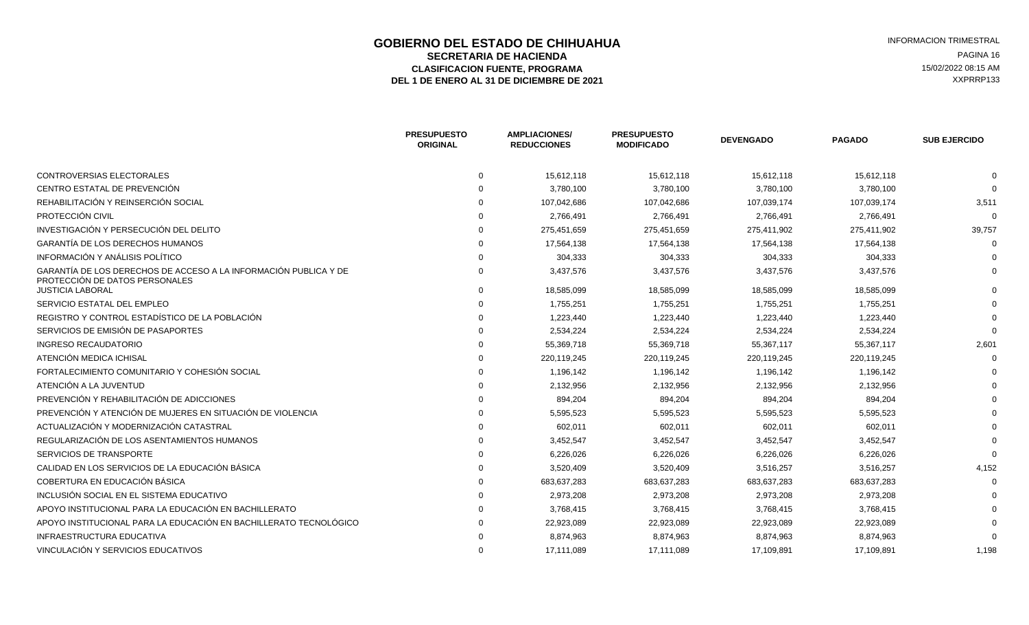# GOBIERNO DEL ESTADO DE CHIHUAHUA

## SECRETARIA DE HACIENDA

### CLASIFICACION FUENTE, PROGRAMA

### DEL 1 DE ENERO AL 31 DE DICIEMBRE DE 2021

INFORMACION TRIMESTRAL
15/02/2022 08:15 AM
XXPRRP133

| | PRESUPUESTO ORIGINAL | AMPLIACIONES/ REDUCCIONES | PRESUPUESTO MODIFICADO | DEVENGADO | PAGADO | SUB EJERCIDO |
|---|---|---|---|---|---|---|
| CONTROVERSIAS ELECTORALES | 0 | 15,612,118 | 15,612,118 | 15,612,118 | 15,612,118 | 0 |
| CENTRO ESTATAL DE PREVENCIÓN | 0 | 3,780,100 | 3,780,100 | 3,780,100 | 3,780,100 | 0 |
| REHABILITACIÓN Y REINSERCIÓN SOCIAL | 0 | 107,042,686 | 107,042,686 | 107,039,174 | 107,039,174 | 3,511 |
| PROTECCIÓN CIVIL | 0 | 2,766,491 | 2,766,491 | 2,766,491 | 2,766,491 | 0 |
| INVESTIGACIÓN Y PERSECUCIÓN DEL DELITO | 0 | 275,451,659 | 275,451,659 | 275,411,902 | 275,411,902 | 39,757 |
| GARANTÍA DE LOS DERECHOS HUMANOS | 0 | 17,564,138 | 17,564,138 | 17,564,138 | 17,564,138 | 0 |
| INFORMACIÓN Y ANÁLISIS POLÍTICO | 0 | 304,333 | 304,333 | 304,333 | 304,333 | 0 |
| GARANTÍA DE LOS DERECHOS DE ACCESO A LA INFORMACIÓN PUBLICA Y DE PROTECCIÓN DE DATOS PERSONALES | 0 | 3,437,576 | 3,437,576 | 3,437,576 | 3,437,576 | 0 |
| JUSTICIA LABORAL | 0 | 18,585,099 | 18,585,099 | 18,585,099 | 18,585,099 | 0 |
| SERVICIO ESTATAL DEL EMPLEO | 0 | 1,755,251 | 1,755,251 | 1,755,251 | 1,755,251 | 0 |
| REGISTRO Y CONTROL ESTADÍSTICO DE LA POBLACIÓN | 0 | 1,223,440 | 1,223,440 | 1,223,440 | 1,223,440 | 0 |
| SERVICIOS DE EMISIÓN DE PASAPORTES | 0 | 2,534,224 | 2,534,224 | 2,534,224 | 2,534,224 | 0 |
| INGRESO RECAUDATORIO | 0 | 55,369,718 | 55,369,718 | 55,367,117 | 55,367,117 | 2,601 |
| ATENCIÓN MEDICA ICHISAL | 0 | 220,119,245 | 220,119,245 | 220,119,245 | 220,119,245 | 0 |
| FORTALECIMIENTO COMUNITARIO Y COHESIÓN SOCIAL | 0 | 1,196,142 | 1,196,142 | 1,196,142 | 1,196,142 | 0 |
| ATENCIÓN A LA JUVENTUD | 0 | 2,132,956 | 2,132,956 | 2,132,956 | 2,132,956 | 0 |
| PREVENCIÓN Y REHABILITACIÓN DE ADICCIONES | 0 | 894,204 | 894,204 | 894,204 | 894,204 | 0 |
| PREVENCIÓN Y ATENCIÓN DE MUJERES EN SITUACIÓN DE VIOLENCIA | 0 | 5,595,523 | 5,595,523 | 5,595,523 | 5,595,523 | 0 |
| ACTUALIZACIÓN Y MODERNIZACIÓN CATASTRAL | 0 | 602,011 | 602,011 | 602,011 | 602,011 | 0 |
| REGULARIZACIÓN DE LOS ASENTAMIENTOS HUMANOS | 0 | 3,452,547 | 3,452,547 | 3,452,547 | 3,452,547 | 0 |
| SERVICIOS DE TRANSPORTE | 0 | 6,226,026 | 6,226,026 | 6,226,026 | 6,226,026 | 0 |
| CALIDAD EN LOS SERVICIOS DE LA EDUCACIÓN BÁSICA | 0 | 3,520,409 | 3,520,409 | 3,516,257 | 3,516,257 | 4,152 |
| COBERTURA EN EDUCACIÓN BÁSICA | 0 | 683,637,283 | 683,637,283 | 683,637,283 | 683,637,283 | 0 |
| INCLUSIÓN SOCIAL EN EL SISTEMA EDUCATIVO | 0 | 2,973,208 | 2,973,208 | 2,973,208 | 2,973,208 | 0 |
| APOYO INSTITUCIONAL PARA LA EDUCACIÓN EN BACHILLERATO | 0 | 3,768,415 | 3,768,415 | 3,768,415 | 3,768,415 | 0 |
| APOYO INSTITUCIONAL PARA LA EDUCACIÓN EN BACHILLERATO TECNOLÓGICO | 0 | 22,923,089 | 22,923,089 | 22,923,089 | 22,923,089 | 0 |
| INFRAESTRUCTURA EDUCATIVA | 0 | 8,874,963 | 8,874,963 | 8,874,963 | 8,874,963 | 0 |
| VINCULACIÓN Y SERVICIOS EDUCATIVOS | 0 | 17,111,089 | 17,111,089 | 17,109,891 | 17,109,891 | 1,198 |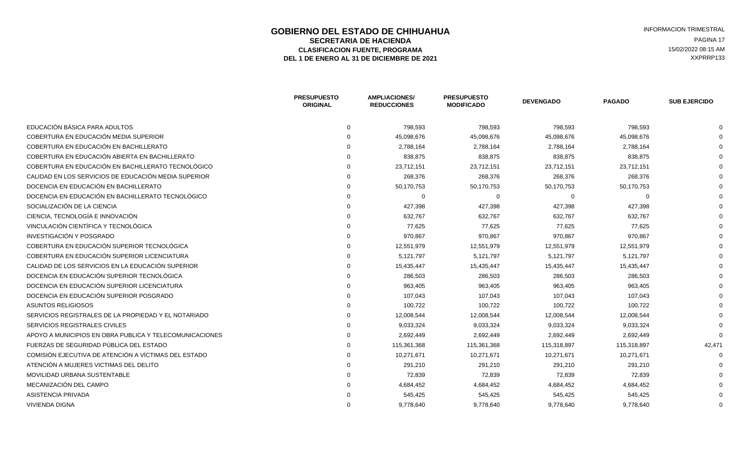# GOBIERNO DEL ESTADO DE CHIHUAHUA

## SECRETARIA DE HACIENDA

### CLASIFICACION FUENTE, PROGRAMA

### DEL 1 DE ENERO AL 31 DE DICIEMBRE DE 2021

INFORMACION TRIMESTRAL
15/02/2022 08:15 AM
XXPRRP133

| | PRESUPUESTO ORIGINAL | AMPLIACIONES/ REDUCCIONES | PRESUPUESTO MODIFICADO | DEVENGADO | PAGADO | SUB EJERCIDO |
|---|---|---|---|---|---|---|
| EDUCACIÓN BÁSICA PARA ADULTOS | 0 | 798,593 | 798,593 | 798,593 | 798,593 | 0 |
| COBERTURA EN EDUCACIÓN MEDIA SUPERIOR | 0 | 45,098,676 | 45,098,676 | 45,098,676 | 45,098,676 | 0 |
| COBERTURA EN EDUCACIÓN EN BACHILLERATO | 0 | 2,788,164 | 2,788,164 | 2,788,164 | 2,788,164 | 0 |
| COBERTURA EN EDUCACIÓN ABIERTA EN BACHILLERATO | 0 | 838,875 | 838,875 | 838,875 | 838,875 | 0 |
| COBERTURA EN EDUCACIÓN EN BACHILLERATO TECNOLÓGICO | 0 | 23,712,151 | 23,712,151 | 23,712,151 | 23,712,151 | 0 |
| CALIDAD EN LOS SERVICIOS DE EDUCACIÓN MEDIA SUPERIOR | 0 | 268,376 | 268,376 | 268,376 | 268,376 | 0 |
| DOCENCIA EN EDUCACIÓN EN BACHILLERATO | 0 | 50,170,753 | 50,170,753 | 50,170,753 | 50,170,753 | 0 |
| DOCENCIA EN EDUCACIÓN EN BACHILLERATO TECNOLÓGICO | 0 | 0 | 0 | 0 | 0 | 0 |
| SOCIALIZACIÓN DE LA CIENCIA | 0 | 427,398 | 427,398 | 427,398 | 427,398 | 0 |
| CIENCIA, TECNOLOGÍA E INNOVACIÓN | 0 | 632,767 | 632,767 | 632,767 | 632,767 | 0 |
| VINCULACIÓN CIENTÍFICA Y TECNOLÓGICA | 0 | 77,625 | 77,625 | 77,625 | 77,625 | 0 |
| INVESTIGACIÓN Y POSGRADO | 0 | 970,867 | 970,867 | 970,867 | 970,867 | 0 |
| COBERTURA EN EDUCACIÓN SUPERIOR TECNOLÓGICA | 0 | 12,551,979 | 12,551,979 | 12,551,979 | 12,551,979 | 0 |
| COBERTURA EN EDUCACIÓN SUPERIOR LICENCIATURA | 0 | 5,121,797 | 5,121,797 | 5,121,797 | 5,121,797 | 0 |
| CALIDAD DE LOS SERVICIOS EN LA EDUCACIÓN SUPERIOR | 0 | 15,435,447 | 15,435,447 | 15,435,447 | 15,435,447 | 0 |
| DOCENCIA EN EDUCACIÓN SUPERIOR TECNOLÓGICA | 0 | 286,503 | 286,503 | 286,503 | 286,503 | 0 |
| DOCENCIA EN EDUCACIÓN SUPERIOR LICENCIATURA | 0 | 963,405 | 963,405 | 963,405 | 963,405 | 0 |
| DOCENCIA EN EDUCACIÓN SUPERIOR POSGRADO | 0 | 107,043 | 107,043 | 107,043 | 107,043 | 0 |
| ASUNTOS RELIGIOSOS | 0 | 100,722 | 100,722 | 100,722 | 100,722 | 0 |
| SERVICIOS REGISTRALES DE LA PROPIEDAD Y EL NOTARIADO | 0 | 12,008,544 | 12,008,544 | 12,008,544 | 12,008,544 | 0 |
| SERVICIOS REGISTRALES CIVILES | 0 | 9,033,324 | 9,033,324 | 9,033,324 | 9,033,324 | 0 |
| APOYO A MUNICIPIOS EN OBRA PUBLICA Y TELECOMUNICACIONES | 0 | 2,692,449 | 2,692,449 | 2,692,449 | 2,692,449 | 0 |
| FUERZAS DE SEGURIDAD PÚBLICA DEL ESTADO | 0 | 115,361,368 | 115,361,368 | 115,318,897 | 115,318,897 | 42,471 |
| COMISIÓN EJECUTIVA DE ATENCIÓN A VÍCTIMAS DEL ESTADO | 0 | 10,271,671 | 10,271,671 | 10,271,671 | 10,271,671 | 0 |
| ATENCIÓN A MUJERES VICTIMAS DEL DELITO | 0 | 291,210 | 291,210 | 291,210 | 291,210 | 0 |
| MOVILIDAD URBANA SUSTENTABLE | 0 | 72,839 | 72,839 | 72,839 | 72,839 | 0 |
| MECANIZACIÓN DEL CAMPO | 0 | 4,684,452 | 4,684,452 | 4,684,452 | 4,684,452 | 0 |
| ASISTENCIA PRIVADA | 0 | 545,425 | 545,425 | 545,425 | 545,425 | 0 |
| VIVIENDA DIGNA | 0 | 9,778,640 | 9,778,640 | 9,778,640 | 9,778,640 | 0 |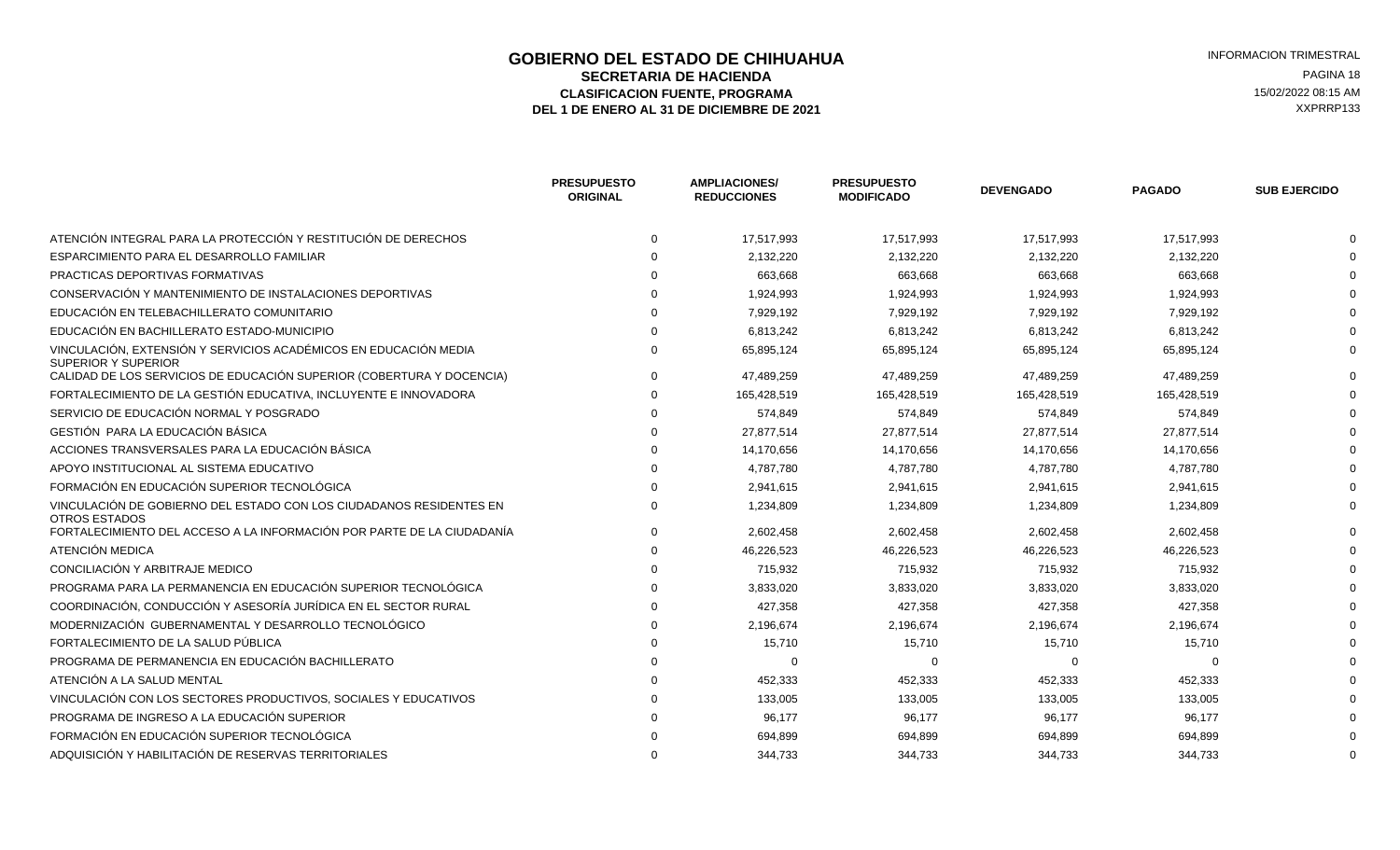# GOBIERNO DEL ESTADO DE CHIHUAHUA

## SECRETARIA DE HACIENDA

### CLASIFICACION FUENTE, PROGRAMA

### DEL 1 DE ENERO AL 31 DE DICIEMBRE DE 2021

INFORMACION TRIMESTRAL
15/02/2022 08:15 AM
XXPRRP133

| | PRESUPUESTO ORIGINAL | AMPLIACIONES/ REDUCCIONES | PRESUPUESTO MODIFICADO | DEVENGADO | PAGADO | SUB EJERCIDO |
|---|---|---|---|---|---|---|
| ATENCIÓN INTEGRAL PARA LA PROTECCIÓN Y RESTITUCIÓN DE DERECHOS | 0 | 17,517,993 | 17,517,993 | 17,517,993 | 17,517,993 | 0 |
| ESPARCIMIENTO PARA EL DESARROLLO FAMILIAR | 0 | 2,132,220 | 2,132,220 | 2,132,220 | 2,132,220 | 0 |
| PRACTICAS DEPORTIVAS FORMATIVAS | 0 | 663,668 | 663,668 | 663,668 | 663,668 | 0 |
| CONSERVACIÓN Y MANTENIMIENTO DE INSTALACIONES DEPORTIVAS | 0 | 1,924,993 | 1,924,993 | 1,924,993 | 1,924,993 | 0 |
| EDUCACIÓN EN TELEBACHILLERATO COMUNITARIO | 0 | 7,929,192 | 7,929,192 | 7,929,192 | 7,929,192 | 0 |
| EDUCACIÓN EN BACHILLERATO ESTADO-MUNICIPIO | 0 | 6,813,242 | 6,813,242 | 6,813,242 | 6,813,242 | 0 |
| VINCULACIÓN, EXTENSIÓN Y SERVICIOS ACADÉMICOS EN EDUCACIÓN MEDIA SUPERIOR Y SUPERIOR | 0 | 65,895,124 | 65,895,124 | 65,895,124 | 65,895,124 | 0 |
| CALIDAD DE LOS SERVICIOS DE EDUCACIÓN SUPERIOR (COBERTURA Y DOCENCIA) | 0 | 47,489,259 | 47,489,259 | 47,489,259 | 47,489,259 | 0 |
| FORTALECIMIENTO DE LA GESTIÓN EDUCATIVA, INCLUYENTE E INNOVADORA | 0 | 165,428,519 | 165,428,519 | 165,428,519 | 165,428,519 | 0 |
| SERVICIO DE EDUCACIÓN NORMAL Y POSGRADO | 0 | 574,849 | 574,849 | 574,849 | 574,849 | 0 |
| GESTIÓN PARA LA EDUCACIÓN BÁSICA | 0 | 27,877,514 | 27,877,514 | 27,877,514 | 27,877,514 | 0 |
| ACCIONES TRANSVERSALES PARA LA EDUCACIÓN BÁSICA | 0 | 14,170,656 | 14,170,656 | 14,170,656 | 14,170,656 | 0 |
| APOYO INSTITUCIONAL AL SISTEMA EDUCATIVO | 0 | 4,787,780 | 4,787,780 | 4,787,780 | 4,787,780 | 0 |
| FORMACIÓN EN EDUCACIÓN SUPERIOR TECNOLÓGICA | 0 | 2,941,615 | 2,941,615 | 2,941,615 | 2,941,615 | 0 |
| VINCULACIÓN DE GOBIERNO DEL ESTADO CON LOS CIUDADANOS RESIDENTES EN OTROS ESTADOS | 0 | 1,234,809 | 1,234,809 | 1,234,809 | 1,234,809 | 0 |
| FORTALECIMIENTO DEL ACCESO A LA INFORMACIÓN POR PARTE DE LA CIUDADANÍA | 0 | 2,602,458 | 2,602,458 | 2,602,458 | 2,602,458 | 0 |
| ATENCIÓN MEDICA | 0 | 46,226,523 | 46,226,523 | 46,226,523 | 46,226,523 | 0 |
| CONCILIACIÓN Y ARBITRAJE MEDICO | 0 | 715,932 | 715,932 | 715,932 | 715,932 | 0 |
| PROGRAMA PARA LA PERMANENCIA EN EDUCACIÓN SUPERIOR TECNOLÓGICA | 0 | 3,833,020 | 3,833,020 | 3,833,020 | 3,833,020 | 0 |
| COORDINACIÓN, CONDUCCIÓN Y ASESORÍA JURÍDICA EN EL SECTOR RURAL | 0 | 427,358 | 427,358 | 427,358 | 427,358 | 0 |
| MODERNIZACIÓN GUBERNAMENTAL Y DESARROLLO TECNOLÓGICO | 0 | 2,196,674 | 2,196,674 | 2,196,674 | 2,196,674 | 0 |
| FORTALECIMIENTO DE LA SALUD PÚBLICA | 0 | 15,710 | 15,710 | 15,710 | 15,710 | 0 |
| PROGRAMA DE PERMANENCIA EN EDUCACIÓN BACHILLERATO | 0 | 0 | 0 | 0 | 0 | 0 |
| ATENCIÓN A LA SALUD MENTAL | 0 | 452,333 | 452,333 | 452,333 | 452,333 | 0 |
| VINCULACIÓN CON LOS SECTORES PRODUCTIVOS, SOCIALES Y EDUCATIVOS | 0 | 133,005 | 133,005 | 133,005 | 133,005 | 0 |
| PROGRAMA DE INGRESO A LA EDUCACIÓN SUPERIOR | 0 | 96,177 | 96,177 | 96,177 | 96,177 | 0 |
| FORMACIÓN EN EDUCACIÓN SUPERIOR TECNOLÓGICA | 0 | 694,899 | 694,899 | 694,899 | 694,899 | 0 |
| ADQUISICIÓN Y HABILITACIÓN DE RESERVAS TERRITORIALES | 0 | 344,733 | 344,733 | 344,733 | 344,733 | 0 |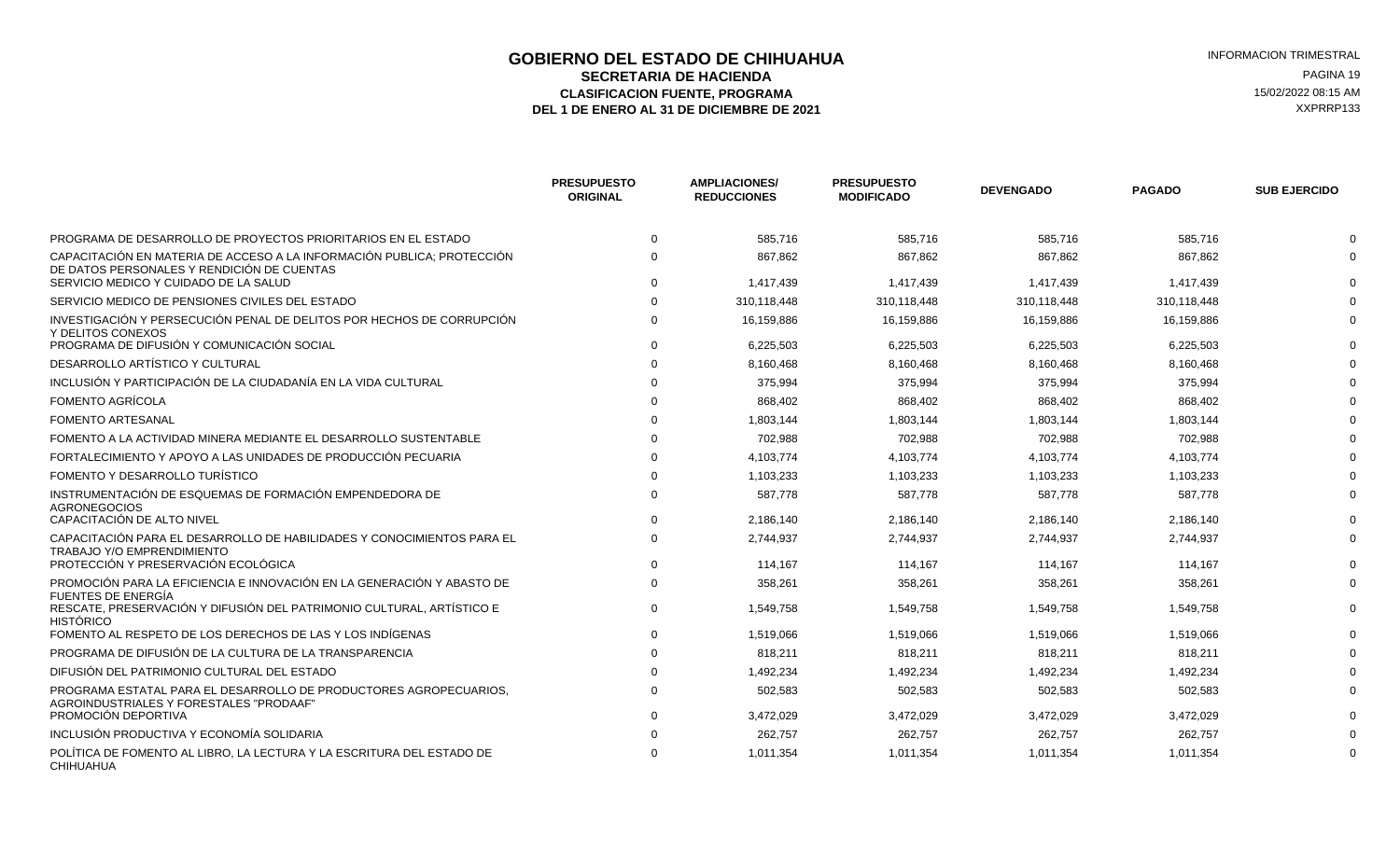# GOBIERNO DEL ESTADO DE CHIHUAHUA

## SECRETARIA DE HACIENDA

### CLASIFICACION FUENTE, PROGRAMA

### DEL 1 DE ENERO AL 31 DE DICIEMBRE DE 2021

INFORMACION TRIMESTRAL
15/02/2022 08:15 AM
XXPRRP133

| | PRESUPUESTO ORIGINAL | AMPLIACIONES/ REDUCCIONES | PRESUPUESTO MODIFICADO | DEVENGADO | PAGADO | SUB EJERCIDO |
|---|---|---|---|---|---|---|
| PROGRAMA DE DESARROLLO DE PROYECTOS PRIORITARIOS EN EL ESTADO | 0 | 585,716 | 585,716 | 585,716 | 585,716 | 0 |
| CAPACITACIÓN EN MATERIA DE ACCESO A LA INFORMACIÓN PUBLICA; PROTECCIÓN DE DATOS PERSONALES Y RENDICIÓN DE CUENTAS | 0 | 867,862 | 867,862 | 867,862 | 867,862 | 0 |
| SERVICIO MEDICO Y CUIDADO DE LA SALUD | 0 | 1,417,439 | 1,417,439 | 1,417,439 | 1,417,439 | 0 |
| SERVICIO MEDICO DE PENSIONES CIVILES DEL ESTADO | 0 | 310,118,448 | 310,118,448 | 310,118,448 | 310,118,448 | 0 |
| INVESTIGACIÓN Y PERSECUCIÓN PENAL DE DELITOS POR HECHOS DE CORRUPCIÓN Y DELITOS CONEXOS | 0 | 16,159,886 | 16,159,886 | 16,159,886 | 16,159,886 | 0 |
| PROGRAMA DE DIFUSIÓN Y COMUNICACIÓN SOCIAL | 0 | 6,225,503 | 6,225,503 | 6,225,503 | 6,225,503 | 0 |
| DESARROLLO ARTÍSTICO Y CULTURAL | 0 | 8,160,468 | 8,160,468 | 8,160,468 | 8,160,468 | 0 |
| INCLUSIÓN Y PARTICIPACIÓN DE LA CIUDADANÍA EN LA VIDA CULTURAL | 0 | 375,994 | 375,994 | 375,994 | 375,994 | 0 |
| FOMENTO AGRÍCOLA | 0 | 868,402 | 868,402 | 868,402 | 868,402 | 0 |
| FOMENTO ARTESANAL | 0 | 1,803,144 | 1,803,144 | 1,803,144 | 1,803,144 | 0 |
| FOMENTO A LA ACTIVIDAD MINERA MEDIANTE EL DESARROLLO SUSTENTABLE | 0 | 702,988 | 702,988 | 702,988 | 702,988 | 0 |
| FORTALECIMIENTO Y APOYO A LAS UNIDADES DE PRODUCCIÓN PECUARIA | 0 | 4,103,774 | 4,103,774 | 4,103,774 | 4,103,774 | 0 |
| FOMENTO Y DESARROLLO TURÍSTICO | 0 | 1,103,233 | 1,103,233 | 1,103,233 | 1,103,233 | 0 |
| INSTRUMENTACIÓN DE ESQUEMAS DE FORMACIÓN EMPENDEDORA DE AGRONEGOCIOS | 0 | 587,778 | 587,778 | 587,778 | 587,778 | 0 |
| CAPACITACIÓN DE ALTO NIVEL | 0 | 2,186,140 | 2,186,140 | 2,186,140 | 2,186,140 | 0 |
| CAPACITACIÓN PARA EL DESARROLLO DE HABILIDADES Y CONOCIMIENTOS PARA EL TRABAJO Y/O EMPRENDIMIENTO | 0 | 2,744,937 | 2,744,937 | 2,744,937 | 2,744,937 | 0 |
| PROTECCIÓN Y PRESERVACIÓN ECOLÓGICA | 0 | 114,167 | 114,167 | 114,167 | 114,167 | 0 |
| PROMOCIÓN PARA LA EFICIENCIA E INNOVACIÓN EN LA GENERACIÓN Y ABASTO DE FUENTES DE ENERGÍA | 0 | 358,261 | 358,261 | 358,261 | 358,261 | 0 |
| RESCATE, PRESERVACIÓN Y DIFUSIÓN DEL PATRIMONIO CULTURAL, ARTÍSTICO E HISTÓRICO | 0 | 1,549,758 | 1,549,758 | 1,549,758 | 1,549,758 | 0 |
| FOMENTO AL RESPETO DE LOS DERECHOS DE LAS Y LOS INDÍGENAS | 0 | 1,519,066 | 1,519,066 | 1,519,066 | 1,519,066 | 0 |
| PROGRAMA DE DIFUSIÓN DE LA CULTURA DE LA TRANSPARENCIA | 0 | 818,211 | 818,211 | 818,211 | 818,211 | 0 |
| DIFUSIÓN DEL PATRIMONIO CULTURAL DEL ESTADO | 0 | 1,492,234 | 1,492,234 | 1,492,234 | 1,492,234 | 0 |
| PROGRAMA ESTATAL PARA EL DESARROLLO DE PRODUCTORES AGROPECUARIOS, AGROINDUSTRIALES Y FORESTALES "PRODAAF" | 0 | 502,583 | 502,583 | 502,583 | 502,583 | 0 |
| PROMOCIÓN DEPORTIVA | 0 | 3,472,029 | 3,472,029 | 3,472,029 | 3,472,029 | 0 |
| INCLUSIÓN PRODUCTIVA Y ECONOMÍA SOLIDARIA | 0 | 262,757 | 262,757 | 262,757 | 262,757 | 0 |
| POLÍTICA DE FOMENTO AL LIBRO, LA LECTURA Y LA ESCRITURA DEL ESTADO DE CHIHUAHUA | 0 | 1,011,354 | 1,011,354 | 1,011,354 | 1,011,354 | 0 |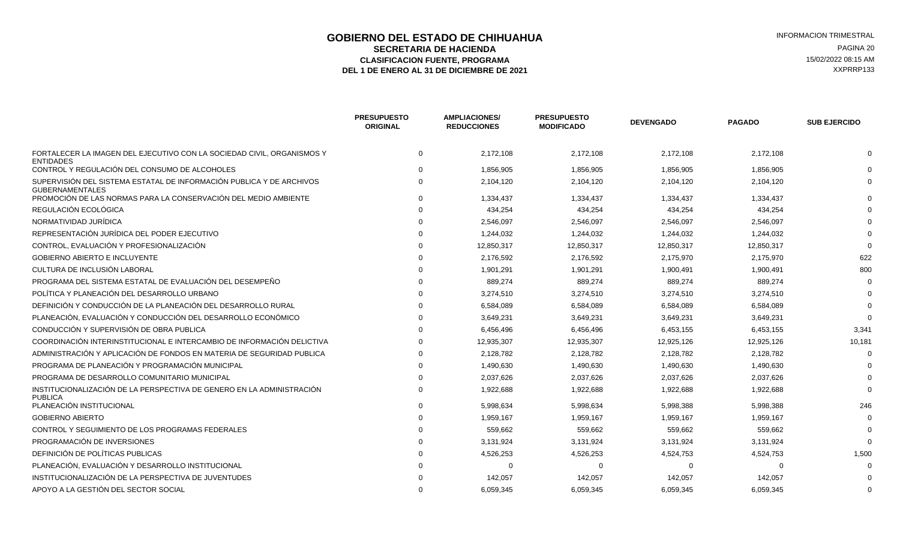# GOBIERNO DEL ESTADO DE CHIHUAHUA

## SECRETARIA DE HACIENDA

### CLASIFICACION FUENTE, PROGRAMA

### DEL 1 DE ENERO AL 31 DE DICIEMBRE DE 2021

INFORMACION TRIMESTRAL

15/02/2022 08:15 AM

XXPRRP133

| | PRESUPUESTO ORIGINAL | AMPLIACIONES/ REDUCCIONES | PRESUPUESTO MODIFICADO | DEVENGADO | PAGADO | SUB EJERCIDO |
|---|---|---|---|---|---|---|
| FORTALECER LA IMAGEN DEL EJECUTIVO CON LA SOCIEDAD CIVIL, ORGANISMOS Y ENTIDADES | 0 | 2,172,108 | 2,172,108 | 2,172,108 | 2,172,108 | 0 |
| CONTROL Y REGULACIÓN DEL CONSUMO DE ALCOHOLES | 0 | 1,856,905 | 1,856,905 | 1,856,905 | 1,856,905 | 0 |
| SUPERVISIÓN DEL SISTEMA ESTATAL DE INFORMACIÓN PUBLICA Y DE ARCHIVOS GUBERNAMENTALES | 0 | 2,104,120 | 2,104,120 | 2,104,120 | 2,104,120 | 0 |
| PROMOCIÓN DE LAS NORMAS PARA LA CONSERVACIÓN DEL MEDIO AMBIENTE | 0 | 1,334,437 | 1,334,437 | 1,334,437 | 1,334,437 | 0 |
| REGULACIÓN ECOLÓGICA | 0 | 434,254 | 434,254 | 434,254 | 434,254 | 0 |
| NORMATIVIDAD JURÍDICA | 0 | 2,546,097 | 2,546,097 | 2,546,097 | 2,546,097 | 0 |
| REPRESENTACIÓN JURÍDICA DEL PODER EJECUTIVO | 0 | 1,244,032 | 1,244,032 | 1,244,032 | 1,244,032 | 0 |
| CONTROL, EVALUACIÓN Y PROFESIONALIZACIÓN | 0 | 12,850,317 | 12,850,317 | 12,850,317 | 12,850,317 | 0 |
| GOBIERNO ABIERTO E INCLUYENTE | 0 | 2,176,592 | 2,176,592 | 2,175,970 | 2,175,970 | 622 |
| CULTURA DE INCLUSIÓN LABORAL | 0 | 1,901,291 | 1,901,291 | 1,900,491 | 1,900,491 | 800 |
| PROGRAMA DEL SISTEMA ESTATAL DE EVALUACIÓN DEL DESEMPEÑO | 0 | 889,274 | 889,274 | 889,274 | 889,274 | 0 |
| POLÍTICA Y PLANEACIÓN DEL DESARROLLO URBANO | 0 | 3,274,510 | 3,274,510 | 3,274,510 | 3,274,510 | 0 |
| DEFINICIÓN Y CONDUCCIÓN DE LA PLANEACIÓN DEL DESARROLLO RURAL | 0 | 6,584,089 | 6,584,089 | 6,584,089 | 6,584,089 | 0 |
| PLANEACIÓN, EVALUACIÓN Y CONDUCCIÓN DEL DESARROLLO ECONÓMICO | 0 | 3,649,231 | 3,649,231 | 3,649,231 | 3,649,231 | 0 |
| CONDUCCIÓN Y SUPERVISIÓN DE OBRA PUBLICA | 0 | 6,456,496 | 6,456,496 | 6,453,155 | 6,453,155 | 3,341 |
| COORDINACIÓN INTERINSTITUCIONAL E INTERCAMBIO DE INFORMACIÓN DELICTIVA | 0 | 12,935,307 | 12,935,307 | 12,925,126 | 12,925,126 | 10,181 |
| ADMINISTRACIÓN Y APLICACIÓN DE FONDOS EN MATERIA DE SEGURIDAD PUBLICA | 0 | 2,128,782 | 2,128,782 | 2,128,782 | 2,128,782 | 0 |
| PROGRAMA DE PLANEACIÓN Y PROGRAMACIÓN MUNICIPAL | 0 | 1,490,630 | 1,490,630 | 1,490,630 | 1,490,630 | 0 |
| PROGRAMA DE DESARROLLO COMUNITARIO MUNICIPAL | 0 | 2,037,626 | 2,037,626 | 2,037,626 | 2,037,626 | 0 |
| INSTITUCIONALIZACIÓN DE LA PERSPECTIVA DE GENERO EN LA ADMINISTRACIÓN PUBLICA | 0 | 1,922,688 | 1,922,688 | 1,922,688 | 1,922,688 | 0 |
| PLANEACIÓN INSTITUCIONAL | 0 | 5,998,634 | 5,998,634 | 5,998,388 | 5,998,388 | 246 |
| GOBIERNO ABIERTO | 0 | 1,959,167 | 1,959,167 | 1,959,167 | 1,959,167 | 0 |
| CONTROL Y SEGUIMIENTO DE LOS PROGRAMAS FEDERALES | 0 | 559,662 | 559,662 | 559,662 | 559,662 | 0 |
| PROGRAMACIÓN DE INVERSIONES | 0 | 3,131,924 | 3,131,924 | 3,131,924 | 3,131,924 | 0 |
| DEFINICIÓN DE POLÍTICAS PUBLICAS | 0 | 4,526,253 | 4,526,253 | 4,524,753 | 4,524,753 | 1,500 |
| PLANEACIÓN, EVALUACIÓN Y DESARROLLO INSTITUCIONAL | 0 | 0 | 0 | 0 | 0 | 0 |
| INSTITUCIONALIZACIÓN DE LA PERSPECTIVA DE JUVENTUDES | 0 | 142,057 | 142,057 | 142,057 | 142,057 | 0 |
| APOYO A LA GESTIÓN DEL SECTOR SOCIAL | 0 | 6,059,345 | 6,059,345 | 6,059,345 | 6,059,345 | 0 |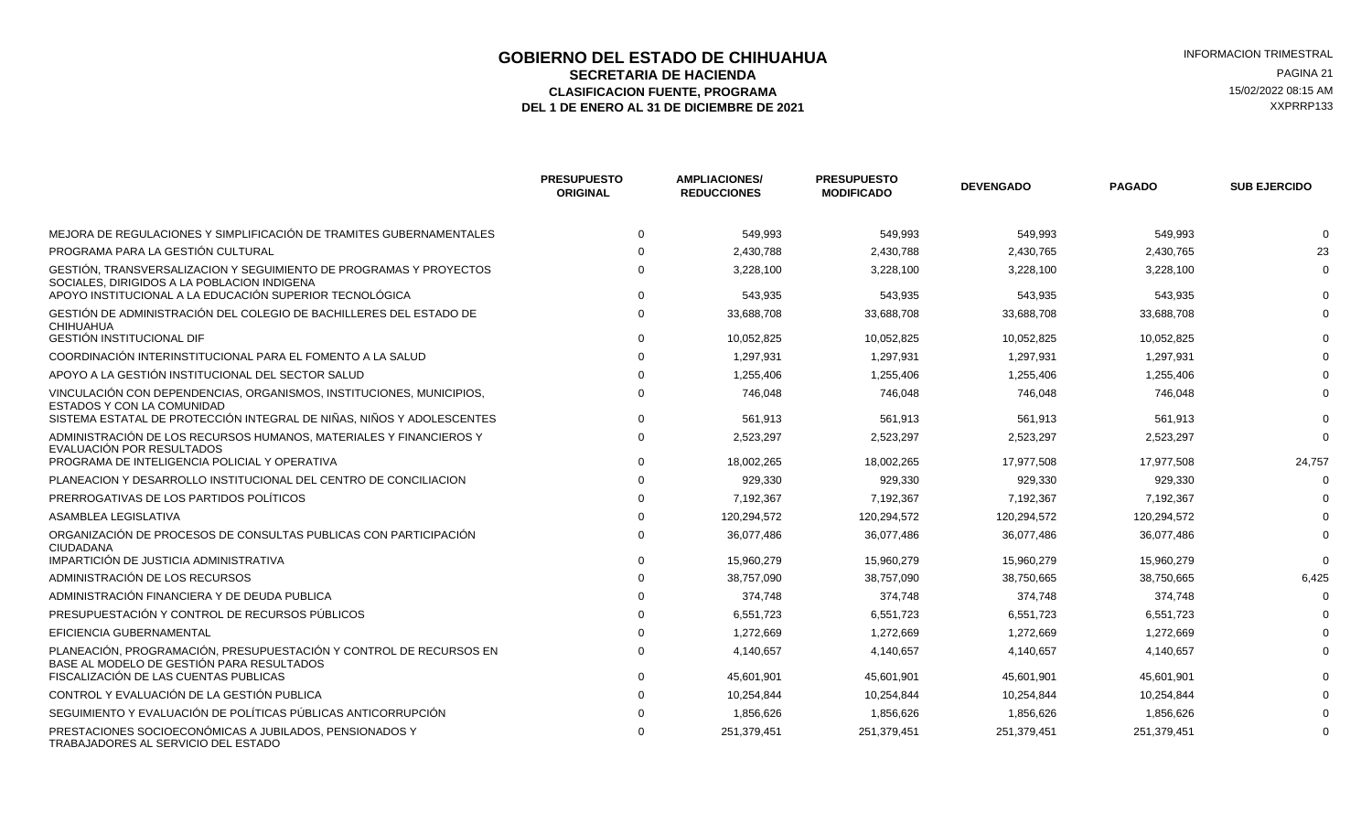# GOBIERNO DEL ESTADO DE CHIHUAHUA

## SECRETARIA DE HACIENDA

### CLASIFICACION FUENTE, PROGRAMA

### DEL 1 DE ENERO AL 31 DE DICIEMBRE DE 2021

INFORMACION TRIMESTRAL

15/02/2022 08:15 AM

XXPRRP133

| | PRESUPUESTO ORIGINAL | AMPLIACIONES/ REDUCCIONES | PRESUPUESTO MODIFICADO | DEVENGADO | PAGADO | SUB EJERCIDO |
|---|---|---|---|---|---|---|
| MEJORA DE REGULACIONES Y SIMPLIFICACIÓN DE TRAMITES GUBERNAMENTALES | 0 | 549,993 | 549,993 | 549,993 | 549,993 | 0 |
| PROGRAMA PARA LA GESTIÓN CULTURAL | 0 | 2,430,788 | 2,430,788 | 2,430,765 | 2,430,765 | 23 |
| GESTIÓN, TRANSVERSALIZACION Y SEGUIMIENTO DE PROGRAMAS Y PROYECTOS SOCIALES, DIRIGIDOS A LA POBLACION INDIGENA | 0 | 3,228,100 | 3,228,100 | 3,228,100 | 3,228,100 | 0 |
| APOYO INSTITUCIONAL A LA EDUCACIÓN SUPERIOR TECNOLÓGICA | 0 | 543,935 | 543,935 | 543,935 | 543,935 | 0 |
| GESTIÓN DE ADMINISTRACIÓN DEL COLEGIO DE BACHILLERES DEL ESTADO DE CHIHUAHUA | 0 | 33,688,708 | 33,688,708 | 33,688,708 | 33,688,708 | 0 |
| GESTIÓN INSTITUCIONAL DIF | 0 | 10,052,825 | 10,052,825 | 10,052,825 | 10,052,825 | 0 |
| COORDINACIÓN INTERINSTITUCIONAL PARA EL FOMENTO A LA SALUD | 0 | 1,297,931 | 1,297,931 | 1,297,931 | 1,297,931 | 0 |
| APOYO A LA GESTIÓN INSTITUCIONAL DEL SECTOR SALUD | 0 | 1,255,406 | 1,255,406 | 1,255,406 | 1,255,406 | 0 |
| VINCULACIÓN CON DEPENDENCIAS, ORGANISMOS, INSTITUCIONES, MUNICIPIOS, ESTADOS Y CON LA COMUNIDAD | 0 | 746,048 | 746,048 | 746,048 | 746,048 | 0 |
| SISTEMA ESTATAL DE PROTECCIÓN INTEGRAL DE NIÑAS, NIÑOS Y ADOLESCENTES | 0 | 561,913 | 561,913 | 561,913 | 561,913 | 0 |
| ADMINISTRACIÓN DE LOS RECURSOS HUMANOS, MATERIALES Y FINANCIEROS Y EVALUACIÓN POR RESULTADOS | 0 | 2,523,297 | 2,523,297 | 2,523,297 | 2,523,297 | 0 |
| PROGRAMA DE INTELIGENCIA POLICIAL Y OPERATIVA | 0 | 18,002,265 | 18,002,265 | 17,977,508 | 17,977,508 | 24,757 |
| PLANEACION Y DESARROLLO INSTITUCIONAL DEL CENTRO DE CONCILIACION | 0 | 929,330 | 929,330 | 929,330 | 929,330 | 0 |
| PRERROGATIVAS DE LOS PARTIDOS POLÍTICOS | 0 | 7,192,367 | 7,192,367 | 7,192,367 | 7,192,367 | 0 |
| ASAMBLEA LEGISLATIVA | 0 | 120,294,572 | 120,294,572 | 120,294,572 | 120,294,572 | 0 |
| ORGANIZACIÓN DE PROCESOS DE CONSULTAS PUBLICAS CON PARTICIPACIÓN CIUDADANA | 0 | 36,077,486 | 36,077,486 | 36,077,486 | 36,077,486 | 0 |
| IMPARTICIÓN DE JUSTICIA ADMINISTRATIVA | 0 | 15,960,279 | 15,960,279 | 15,960,279 | 15,960,279 | 0 |
| ADMINISTRACIÓN DE LOS RECURSOS | 0 | 38,757,090 | 38,757,090 | 38,750,665 | 38,750,665 | 6,425 |
| ADMINISTRACIÓN FINANCIERA Y DE DEUDA PUBLICA | 0 | 374,748 | 374,748 | 374,748 | 374,748 | 0 |
| PRESUPUESTACIÓN Y CONTROL DE RECURSOS PÚBLICOS | 0 | 6,551,723 | 6,551,723 | 6,551,723 | 6,551,723 | 0 |
| EFICIENCIA GUBERNAMENTAL | 0 | 1,272,669 | 1,272,669 | 1,272,669 | 1,272,669 | 0 |
| PLANEACIÓN, PROGRAMACIÓN, PRESUPUESTACIÓN Y CONTROL DE RECURSOS EN BASE AL MODELO DE GESTIÓN PARA RESULTADOS | 0 | 4,140,657 | 4,140,657 | 4,140,657 | 4,140,657 | 0 |
| FISCALIZACIÓN DE LAS CUENTAS PUBLICAS | 0 | 45,601,901 | 45,601,901 | 45,601,901 | 45,601,901 | 0 |
| CONTROL Y EVALUACIÓN DE LA GESTIÓN PUBLICA | 0 | 10,254,844 | 10,254,844 | 10,254,844 | 10,254,844 | 0 |
| SEGUIMIENTO Y EVALUACIÓN DE POLÍTICAS PÚBLICAS ANTICORRUPCIÓN | 0 | 1,856,626 | 1,856,626 | 1,856,626 | 1,856,626 | 0 |
| PRESTACIONES SOCIOECONÓMICAS A JUBILADOS, PENSIONADOS Y TRABAJADORES AL SERVICIO DEL ESTADO | 0 | 251,379,451 | 251,379,451 | 251,379,451 | 251,379,451 | 0 |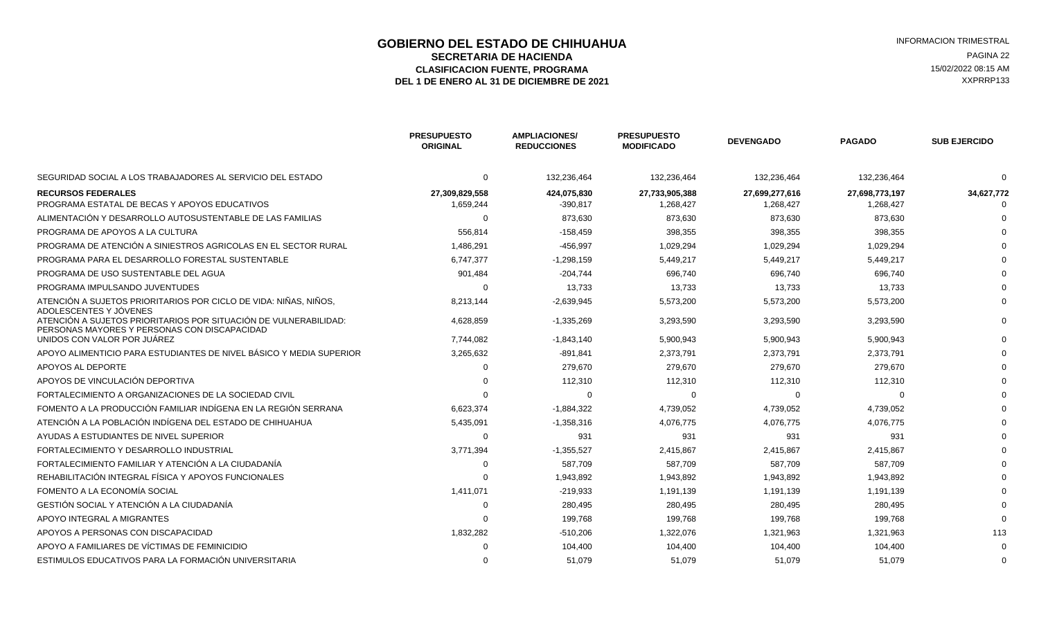# GOBIERNO DEL ESTADO DE CHIHUAHUA

## SECRETARIA DE HACIENDA

### CLASIFICACION FUENTE, PROGRAMA

### DEL 1 DE ENERO AL 31 DE DICIEMBRE DE 2021

INFORMACION TRIMESTRAL

15/02/2022 08:15 AM

XXPRRP133

| | PRESUPUESTO ORIGINAL | AMPLIACIONES/ REDUCCIONES | PRESUPUESTO MODIFICADO | DEVENGADO | PAGADO | SUB EJERCIDO |
|---|---|---|---|---|---|---|
| SEGURIDAD SOCIAL A LOS TRABAJADORES AL SERVICIO DEL ESTADO | 0 | 132,236,464 | 132,236,464 | 132,236,464 | 132,236,464 | 0 |
| **RECURSOS FEDERALES** | **27,309,829,558** | **424,075,830** | **27,733,905,388** | **27,699,277,616** | **27,698,773,197** | **34,627,772** |
| PROGRAMA ESTATAL DE BECAS Y APOYOS EDUCATIVOS | 1,659,244 | -390,817 | 1,268,427 | 1,268,427 | 1,268,427 | 0 |
| ALIMENTACIÓN Y DESARROLLO AUTOSUSTENTABLE DE LAS FAMILIAS | 0 | 873,630 | 873,630 | 873,630 | 873,630 | 0 |
| PROGRAMA DE APOYOS A LA CULTURA | 556,814 | -158,459 | 398,355 | 398,355 | 398,355 | 0 |
| PROGRAMA DE ATENCIÓN A SINIESTROS AGRICOLAS EN EL SECTOR RURAL | 1,486,291 | -456,997 | 1,029,294 | 1,029,294 | 1,029,294 | 0 |
| PROGRAMA PARA EL DESARROLLO FORESTAL SUSTENTABLE | 6,747,377 | -1,298,159 | 5,449,217 | 5,449,217 | 5,449,217 | 0 |
| PROGRAMA DE USO SUSTENTABLE DEL AGUA | 901,484 | -204,744 | 696,740 | 696,740 | 696,740 | 0 |
| PROGRAMA IMPULSANDO JUVENTUDES | 0 | 13,733 | 13,733 | 13,733 | 13,733 | 0 |
| ATENCIÓN A SUJETOS PRIORITARIOS POR CICLO DE VIDA: NIÑAS, NIÑOS, ADOLESCENTES Y JÓVENES | 8,213,144 | -2,639,945 | 5,573,200 | 5,573,200 | 5,573,200 | 0 |
| ATENCIÓN A SUJETOS PRIORITARIOS POR SITUACIÓN DE VULNERABILIDAD: PERSONAS MAYORES Y PERSONAS CON DISCAPACIDAD | 4,628,859 | -1,335,269 | 3,293,590 | 3,293,590 | 3,293,590 | 0 |
| UNIDOS CON VALOR POR JUÁREZ | 7,744,082 | -1,843,140 | 5,900,943 | 5,900,943 | 5,900,943 | 0 |
| APOYO ALIMENTICIO PARA ESTUDIANTES DE NIVEL BÁSICO Y MEDIA SUPERIOR | 3,265,632 | -891,841 | 2,373,791 | 2,373,791 | 2,373,791 | 0 |
| APOYOS AL DEPORTE | 0 | 279,670 | 279,670 | 279,670 | 279,670 | 0 |
| APOYOS DE VINCULACIÓN DEPORTIVA | 0 | 112,310 | 112,310 | 112,310 | 112,310 | 0 |
| FORTALECIMIENTO A ORGANIZACIONES DE LA SOCIEDAD CIVIL | 0 | 0 | 0 | 0 | 0 | 0 |
| FOMENTO A LA PRODUCCIÓN FAMILIAR INDÍGENA EN LA REGIÓN SERRANA | 6,623,374 | -1,884,322 | 4,739,052 | 4,739,052 | 4,739,052 | 0 |
| ATENCIÓN A LA POBLACIÓN INDÍGENA DEL ESTADO DE CHIHUAHUA | 5,435,091 | -1,358,316 | 4,076,775 | 4,076,775 | 4,076,775 | 0 |
| AYUDAS A ESTUDIANTES DE NIVEL SUPERIOR | 0 | 931 | 931 | 931 | 931 | 0 |
| FORTALECIMIENTO Y DESARROLLO INDUSTRIAL | 3,771,394 | -1,355,527 | 2,415,867 | 2,415,867 | 2,415,867 | 0 |
| FORTALECIMIENTO FAMILIAR Y ATENCIÓN A LA CIUDADANÍA | 0 | 587,709 | 587,709 | 587,709 | 587,709 | 0 |
| REHABILITACIÓN INTEGRAL FÍSICA Y APOYOS FUNCIONALES | 0 | 1,943,892 | 1,943,892 | 1,943,892 | 1,943,892 | 0 |
| FOMENTO A LA ECONOMÍA SOCIAL | 1,411,071 | -219,933 | 1,191,139 | 1,191,139 | 1,191,139 | 0 |
| GESTIÓN SOCIAL Y ATENCIÓN A LA CIUDADANÍA | 0 | 280,495 | 280,495 | 280,495 | 280,495 | 0 |
| APOYO INTEGRAL A MIGRANTES | 0 | 199,768 | 199,768 | 199,768 | 199,768 | 0 |
| APOYOS A PERSONAS CON DISCAPACIDAD | 1,832,282 | -510,206 | 1,322,076 | 1,321,963 | 1,321,963 | 113 |
| APOYO A FAMILIARES DE VÍCTIMAS DE FEMINICIDIO | 0 | 104,400 | 104,400 | 104,400 | 104,400 | 0 |
| ESTIMULOS EDUCATIVOS PARA LA FORMACIÓN UNIVERSITARIA | 0 | 51,079 | 51,079 | 51,079 | 51,079 | 0 |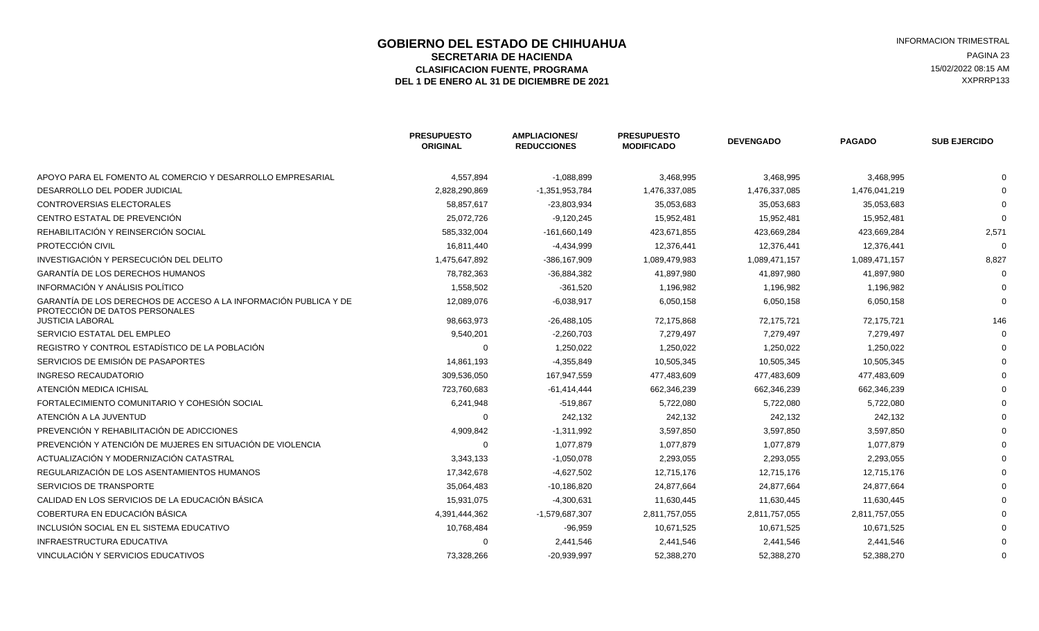# GOBIERNO DEL ESTADO DE CHIHUAHUA

## SECRETARIA DE HACIENDA

### CLASIFICACION FUENTE, PROGRAMA

### DEL 1 DE ENERO AL 31 DE DICIEMBRE DE 2021

INFORMACION TRIMESTRAL
15/02/2022 08:15 AM
XXPRRP133

| | PRESUPUESTO ORIGINAL | AMPLIACIONES/ REDUCCIONES | PRESUPUESTO MODIFICADO | DEVENGADO | PAGADO | SUB EJERCIDO |
|---|---|---|---|---|---|---|
| APOYO PARA EL FOMENTO AL COMERCIO Y DESARROLLO EMPRESARIAL | 4,557,894 | -1,088,899 | 3,468,995 | 3,468,995 | 3,468,995 | 0 |
| DESARROLLO DEL PODER JUDICIAL | 2,828,290,869 | -1,351,953,784 | 1,476,337,085 | 1,476,337,085 | 1,476,041,219 | 0 |
| CONTROVERSIAS ELECTORALES | 58,857,617 | -23,803,934 | 35,053,683 | 35,053,683 | 35,053,683 | 0 |
| CENTRO ESTATAL DE PREVENCIÓN | 25,072,726 | -9,120,245 | 15,952,481 | 15,952,481 | 15,952,481 | 0 |
| REHABILITACIÓN Y REINSERCIÓN SOCIAL | 585,332,004 | -161,660,149 | 423,671,855 | 423,669,284 | 423,669,284 | 2,571 |
| PROTECCIÓN CIVIL | 16,811,440 | -4,434,999 | 12,376,441 | 12,376,441 | 12,376,441 | 0 |
| INVESTIGACIÓN Y PERSECUCIÓN DEL DELITO | 1,475,647,892 | -386,167,909 | 1,089,479,983 | 1,089,471,157 | 1,089,471,157 | 8,827 |
| GARANTÍA DE LOS DERECHOS HUMANOS | 78,782,363 | -36,884,382 | 41,897,980 | 41,897,980 | 41,897,980 | 0 |
| INFORMACIÓN Y ANÁLISIS POLÍTICO | 1,558,502 | -361,520 | 1,196,982 | 1,196,982 | 1,196,982 | 0 |
| GARANTÍA DE LOS DERECHOS DE ACCESO A LA INFORMACIÓN PUBLICA Y DE PROTECCIÓN DE DATOS PERSONALES | 12,089,076 | -6,038,917 | 6,050,158 | 6,050,158 | 6,050,158 | 0 |
| JUSTICIA LABORAL | 98,663,973 | -26,488,105 | 72,175,868 | 72,175,721 | 72,175,721 | 146 |
| SERVICIO ESTATAL DEL EMPLEO | 9,540,201 | -2,260,703 | 7,279,497 | 7,279,497 | 7,279,497 | 0 |
| REGISTRO Y CONTROL ESTADÍSTICO DE LA POBLACIÓN | 0 | 1,250,022 | 1,250,022 | 1,250,022 | 1,250,022 | 0 |
| SERVICIOS DE EMISIÓN DE PASAPORTES | 14,861,193 | -4,355,849 | 10,505,345 | 10,505,345 | 10,505,345 | 0 |
| INGRESO RECAUDATORIO | 309,536,050 | 167,947,559 | 477,483,609 | 477,483,609 | 477,483,609 | 0 |
| ATENCIÓN MEDICA ICHISAL | 723,760,683 | -61,414,444 | 662,346,239 | 662,346,239 | 662,346,239 | 0 |
| FORTALECIMIENTO COMUNITARIO Y COHESIÓN SOCIAL | 6,241,948 | -519,867 | 5,722,080 | 5,722,080 | 5,722,080 | 0 |
| ATENCIÓN A LA JUVENTUD | 0 | 242,132 | 242,132 | 242,132 | 242,132 | 0 |
| PREVENCIÓN Y REHABILITACIÓN DE ADICCIONES | 4,909,842 | -1,311,992 | 3,597,850 | 3,597,850 | 3,597,850 | 0 |
| PREVENCIÓN Y ATENCIÓN DE MUJERES EN SITUACIÓN DE VIOLENCIA | 0 | 1,077,879 | 1,077,879 | 1,077,879 | 1,077,879 | 0 |
| ACTUALIZACIÓN Y MODERNIZACIÓN CATASTRAL | 3,343,133 | -1,050,078 | 2,293,055 | 2,293,055 | 2,293,055 | 0 |
| REGULARIZACIÓN DE LOS ASENTAMIENTOS HUMANOS | 17,342,678 | -4,627,502 | 12,715,176 | 12,715,176 | 12,715,176 | 0 |
| SERVICIOS DE TRANSPORTE | 35,064,483 | -10,186,820 | 24,877,664 | 24,877,664 | 24,877,664 | 0 |
| CALIDAD EN LOS SERVICIOS DE LA EDUCACIÓN BÁSICA | 15,931,075 | -4,300,631 | 11,630,445 | 11,630,445 | 11,630,445 | 0 |
| COBERTURA EN EDUCACIÓN BÁSICA | 4,391,444,362 | -1,579,687,307 | 2,811,757,055 | 2,811,757,055 | 2,811,757,055 | 0 |
| INCLUSIÓN SOCIAL EN EL SISTEMA EDUCATIVO | 10,768,484 | -96,959 | 10,671,525 | 10,671,525 | 10,671,525 | 0 |
| INFRAESTRUCTURA EDUCATIVA | 0 | 2,441,546 | 2,441,546 | 2,441,546 | 2,441,546 | 0 |
| VINCULACIÓN Y SERVICIOS EDUCATIVOS | 73,328,266 | -20,939,997 | 52,388,270 | 52,388,270 | 52,388,270 | 0 |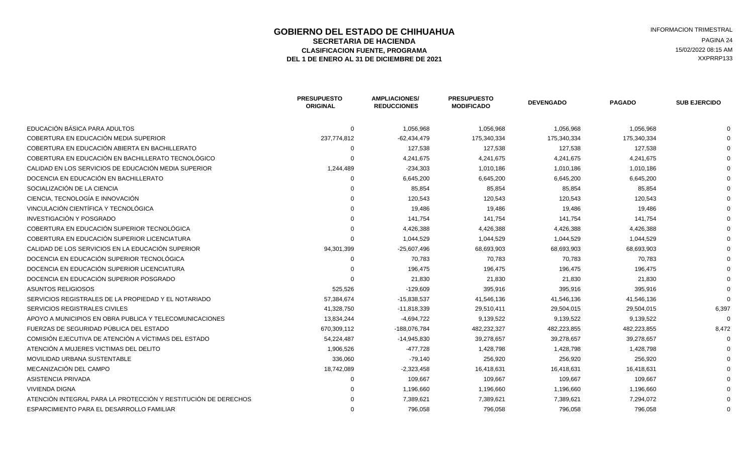# GOBIERNO DEL ESTADO DE CHIHUAHUA

## SECRETARIA DE HACIENDA

### CLASIFICACION FUENTE, PROGRAMA

### DEL 1 DE ENERO AL 31 DE DICIEMBRE DE 2021

INFORMACION TRIMESTRAL
15/02/2022 08:15 AM
XXPRRP133

| | PRESUPUESTO ORIGINAL | AMPLIACIONES/ REDUCCIONES | PRESUPUESTO MODIFICADO | DEVENGADO | PAGADO | SUB EJERCIDO |
|---|---|---|---|---|---|---|
| EDUCACIÓN BÁSICA PARA ADULTOS | 0 | 1,056,968 | 1,056,968 | 1,056,968 | 1,056,968 | 0 |
| COBERTURA EN EDUCACIÓN MEDIA SUPERIOR | 237,774,812 | -62,434,479 | 175,340,334 | 175,340,334 | 175,340,334 | 0 |
| COBERTURA EN EDUCACIÓN ABIERTA EN BACHILLERATO | 0 | 127,538 | 127,538 | 127,538 | 127,538 | 0 |
| COBERTURA EN EDUCACIÓN EN BACHILLERATO TECNOLÓGICO | 0 | 4,241,675 | 4,241,675 | 4,241,675 | 4,241,675 | 0 |
| CALIDAD EN LOS SERVICIOS DE EDUCACIÓN MEDIA SUPERIOR | 1,244,489 | -234,303 | 1,010,186 | 1,010,186 | 1,010,186 | 0 |
| DOCENCIA EN EDUCACIÓN EN BACHILLERATO | 0 | 6,645,200 | 6,645,200 | 6,645,200 | 6,645,200 | 0 |
| SOCIALIZACIÓN DE LA CIENCIA | 0 | 85,854 | 85,854 | 85,854 | 85,854 | 0 |
| CIENCIA, TECNOLOGÍA E INNOVACIÓN | 0 | 120,543 | 120,543 | 120,543 | 120,543 | 0 |
| VINCULACIÓN CIENTÍFICA Y TECNOLÓGICA | 0 | 19,486 | 19,486 | 19,486 | 19,486 | 0 |
| INVESTIGACIÓN Y POSGRADO | 0 | 141,754 | 141,754 | 141,754 | 141,754 | 0 |
| COBERTURA EN EDUCACIÓN SUPERIOR TECNOLÓGICA | 0 | 4,426,388 | 4,426,388 | 4,426,388 | 4,426,388 | 0 |
| COBERTURA EN EDUCACIÓN SUPERIOR LICENCIATURA | 0 | 1,044,529 | 1,044,529 | 1,044,529 | 1,044,529 | 0 |
| CALIDAD DE LOS SERVICIOS EN LA EDUCACIÓN SUPERIOR | 94,301,399 | -25,607,496 | 68,693,903 | 68,693,903 | 68,693,903 | 0 |
| DOCENCIA EN EDUCACIÓN SUPERIOR TECNOLÓGICA | 0 | 70,783 | 70,783 | 70,783 | 70,783 | 0 |
| DOCENCIA EN EDUCACIÓN SUPERIOR LICENCIATURA | 0 | 196,475 | 196,475 | 196,475 | 196,475 | 0 |
| DOCENCIA EN EDUCACIÓN SUPERIOR POSGRADO | 0 | 21,830 | 21,830 | 21,830 | 21,830 | 0 |
| ASUNTOS RELIGIOSOS | 525,526 | -129,609 | 395,916 | 395,916 | 395,916 | 0 |
| SERVICIOS REGISTRALES DE LA PROPIEDAD Y EL NOTARIADO | 57,384,674 | -15,838,537 | 41,546,136 | 41,546,136 | 41,546,136 | 0 |
| SERVICIOS REGISTRALES CIVILES | 41,328,750 | -11,818,339 | 29,510,411 | 29,504,015 | 29,504,015 | 6,397 |
| APOYO A MUNICIPIOS EN OBRA PUBLICA Y TELECOMUNICACIONES | 13,834,244 | -4,694,722 | 9,139,522 | 9,139,522 | 9,139,522 | 0 |
| FUERZAS DE SEGURIDAD PÚBLICA DEL ESTADO | 670,309,112 | -188,076,784 | 482,232,327 | 482,223,855 | 482,223,855 | 8,472 |
| COMISIÓN EJECUTIVA DE ATENCIÓN A VÍCTIMAS DEL ESTADO | 54,224,487 | -14,945,830 | 39,278,657 | 39,278,657 | 39,278,657 | 0 |
| ATENCIÓN A MUJERES VICTIMAS DEL DELITO | 1,906,526 | -477,728 | 1,428,798 | 1,428,798 | 1,428,798 | 0 |
| MOVILIDAD URBANA SUSTENTABLE | 336,060 | -79,140 | 256,920 | 256,920 | 256,920 | 0 |
| MECANIZACIÓN DEL CAMPO | 18,742,089 | -2,323,458 | 16,418,631 | 16,418,631 | 16,418,631 | 0 |
| ASISTENCIA PRIVADA | 0 | 109,667 | 109,667 | 109,667 | 109,667 | 0 |
| VIVIENDA DIGNA | 0 | 1,196,660 | 1,196,660 | 1,196,660 | 1,196,660 | 0 |
| ATENCIÓN INTEGRAL PARA LA PROTECCIÓN Y RESTITUCIÓN DE DERECHOS | 0 | 7,389,621 | 7,389,621 | 7,389,621 | 7,294,072 | 0 |
| ESPARCIMIENTO PARA EL DESARROLLO FAMILIAR | 0 | 796,058 | 796,058 | 796,058 | 796,058 | 0 |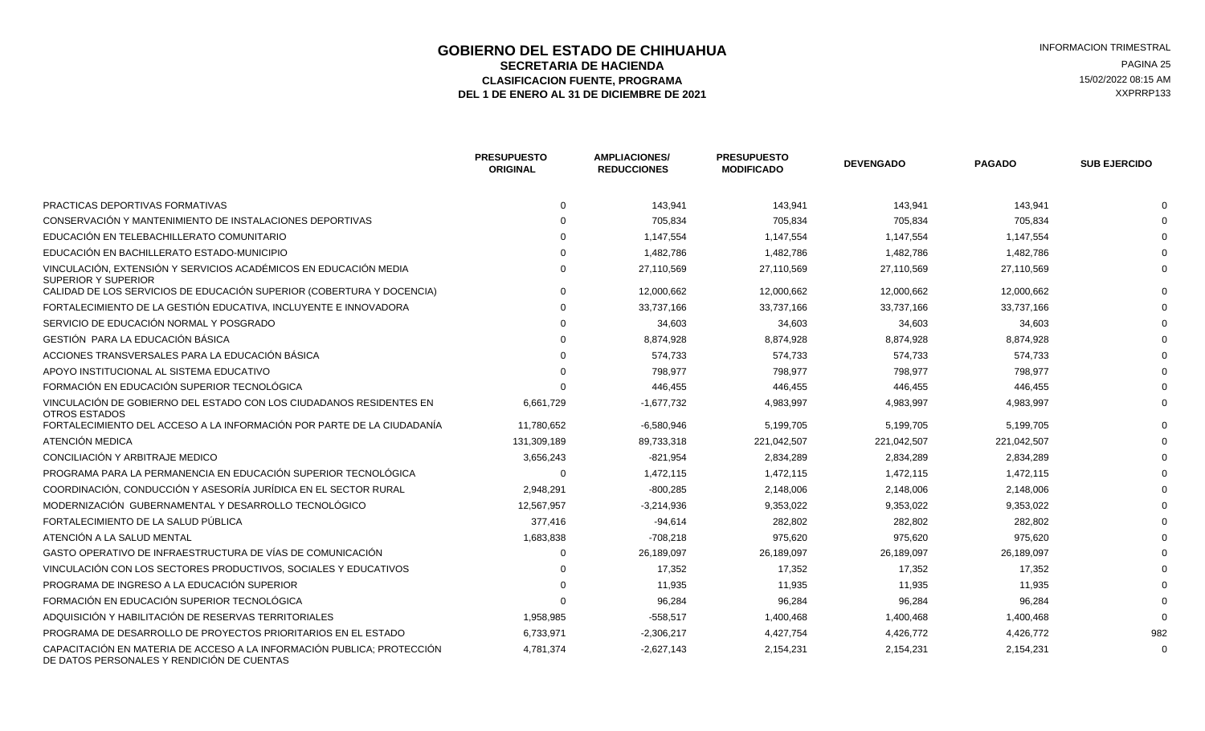# GOBIERNO DEL ESTADO DE CHIHUAHUA

## SECRETARIA DE HACIENDA

### CLASIFICACION FUENTE, PROGRAMA

### DEL 1 DE ENERO AL 31 DE DICIEMBRE DE 2021

INFORMACION TRIMESTRAL
15/02/2022 08:15 AM
XXPRRP133

| | PRESUPUESTO ORIGINAL | AMPLIACIONES/ REDUCCIONES | PRESUPUESTO MODIFICADO | DEVENGADO | PAGADO | SUB EJERCIDO |
|---|---|---|---|---|---|---|
| PRACTICAS DEPORTIVAS FORMATIVAS | 0 | 143,941 | 143,941 | 143,941 | 143,941 | 0 |
| CONSERVACIÓN Y MANTENIMIENTO DE INSTALACIONES DEPORTIVAS | 0 | 705,834 | 705,834 | 705,834 | 705,834 | 0 |
| EDUCACIÓN EN TELEBACHILLERATO COMUNITARIO | 0 | 1,147,554 | 1,147,554 | 1,147,554 | 1,147,554 | 0 |
| EDUCACIÓN EN BACHILLERATO ESTADO-MUNICIPIO | 0 | 1,482,786 | 1,482,786 | 1,482,786 | 1,482,786 | 0 |
| VINCULACIÓN, EXTENSIÓN Y SERVICIOS ACADÉMICOS EN EDUCACIÓN MEDIA SUPERIOR Y SUPERIOR | 0 | 27,110,569 | 27,110,569 | 27,110,569 | 27,110,569 | 0 |
| CALIDAD DE LOS SERVICIOS DE EDUCACIÓN SUPERIOR (COBERTURA Y DOCENCIA) | 0 | 12,000,662 | 12,000,662 | 12,000,662 | 12,000,662 | 0 |
| FORTALECIMIENTO DE LA GESTIÓN EDUCATIVA, INCLUYENTE E INNOVADORA | 0 | 33,737,166 | 33,737,166 | 33,737,166 | 33,737,166 | 0 |
| SERVICIO DE EDUCACIÓN NORMAL Y POSGRADO | 0 | 34,603 | 34,603 | 34,603 | 34,603 | 0 |
| GESTIÓN PARA LA EDUCACIÓN BÁSICA | 0 | 8,874,928 | 8,874,928 | 8,874,928 | 8,874,928 | 0 |
| ACCIONES TRANSVERSALES PARA LA EDUCACIÓN BÁSICA | 0 | 574,733 | 574,733 | 574,733 | 574,733 | 0 |
| APOYO INSTITUCIONAL AL SISTEMA EDUCATIVO | 0 | 798,977 | 798,977 | 798,977 | 798,977 | 0 |
| FORMACIÓN EN EDUCACIÓN SUPERIOR TECNOLÓGICA | 0 | 446,455 | 446,455 | 446,455 | 446,455 | 0 |
| VINCULACIÓN DE GOBIERNO DEL ESTADO CON LOS CIUDADANOS RESIDENTES EN OTROS ESTADOS | 6,661,729 | -1,677,732 | 4,983,997 | 4,983,997 | 4,983,997 | 0 |
| FORTALECIMIENTO DEL ACCESO A LA INFORMACIÓN POR PARTE DE LA CIUDADANÍA | 11,780,652 | -6,580,946 | 5,199,705 | 5,199,705 | 5,199,705 | 0 |
| ATENCIÓN MEDICA | 131,309,189 | 89,733,318 | 221,042,507 | 221,042,507 | 221,042,507 | 0 |
| CONCILIACIÓN Y ARBITRAJE MEDICO | 3,656,243 | -821,954 | 2,834,289 | 2,834,289 | 2,834,289 | 0 |
| PROGRAMA PARA LA PERMANENCIA EN EDUCACIÓN SUPERIOR TECNOLÓGICA | 0 | 1,472,115 | 1,472,115 | 1,472,115 | 1,472,115 | 0 |
| COORDINACIÓN, CONDUCCIÓN Y ASESORÍA JURÍDICA EN EL SECTOR RURAL | 2,948,291 | -800,285 | 2,148,006 | 2,148,006 | 2,148,006 | 0 |
| MODERNIZACIÓN GUBERNAMENTAL Y DESARROLLO TECNOLÓGICO | 12,567,957 | -3,214,936 | 9,353,022 | 9,353,022 | 9,353,022 | 0 |
| FORTALECIMIENTO DE LA SALUD PÚBLICA | 377,416 | -94,614 | 282,802 | 282,802 | 282,802 | 0 |
| ATENCIÓN A LA SALUD MENTAL | 1,683,838 | -708,218 | 975,620 | 975,620 | 975,620 | 0 |
| GASTO OPERATIVO DE INFRAESTRUCTURA DE VÍAS DE COMUNICACIÓN | 0 | 26,189,097 | 26,189,097 | 26,189,097 | 26,189,097 | 0 |
| VINCULACIÓN CON LOS SECTORES PRODUCTIVOS, SOCIALES Y EDUCATIVOS | 0 | 17,352 | 17,352 | 17,352 | 17,352 | 0 |
| PROGRAMA DE INGRESO A LA EDUCACIÓN SUPERIOR | 0 | 11,935 | 11,935 | 11,935 | 11,935 | 0 |
| FORMACIÓN EN EDUCACIÓN SUPERIOR TECNOLÓGICA | 0 | 96,284 | 96,284 | 96,284 | 96,284 | 0 |
| ADQUISICIÓN Y HABILITACIÓN DE RESERVAS TERRITORIALES | 1,958,985 | -558,517 | 1,400,468 | 1,400,468 | 1,400,468 | 0 |
| PROGRAMA DE DESARROLLO DE PROYECTOS PRIORITARIOS EN EL ESTADO | 6,733,971 | -2,306,217 | 4,427,754 | 4,426,772 | 4,426,772 | 982 |
| CAPACITACIÓN EN MATERIA DE ACCESO A LA INFORMACIÓN PUBLICA; PROTECCIÓN DE DATOS PERSONALES Y RENDICIÓN DE CUENTAS | 4,781,374 | -2,627,143 | 2,154,231 | 2,154,231 | 2,154,231 | 0 |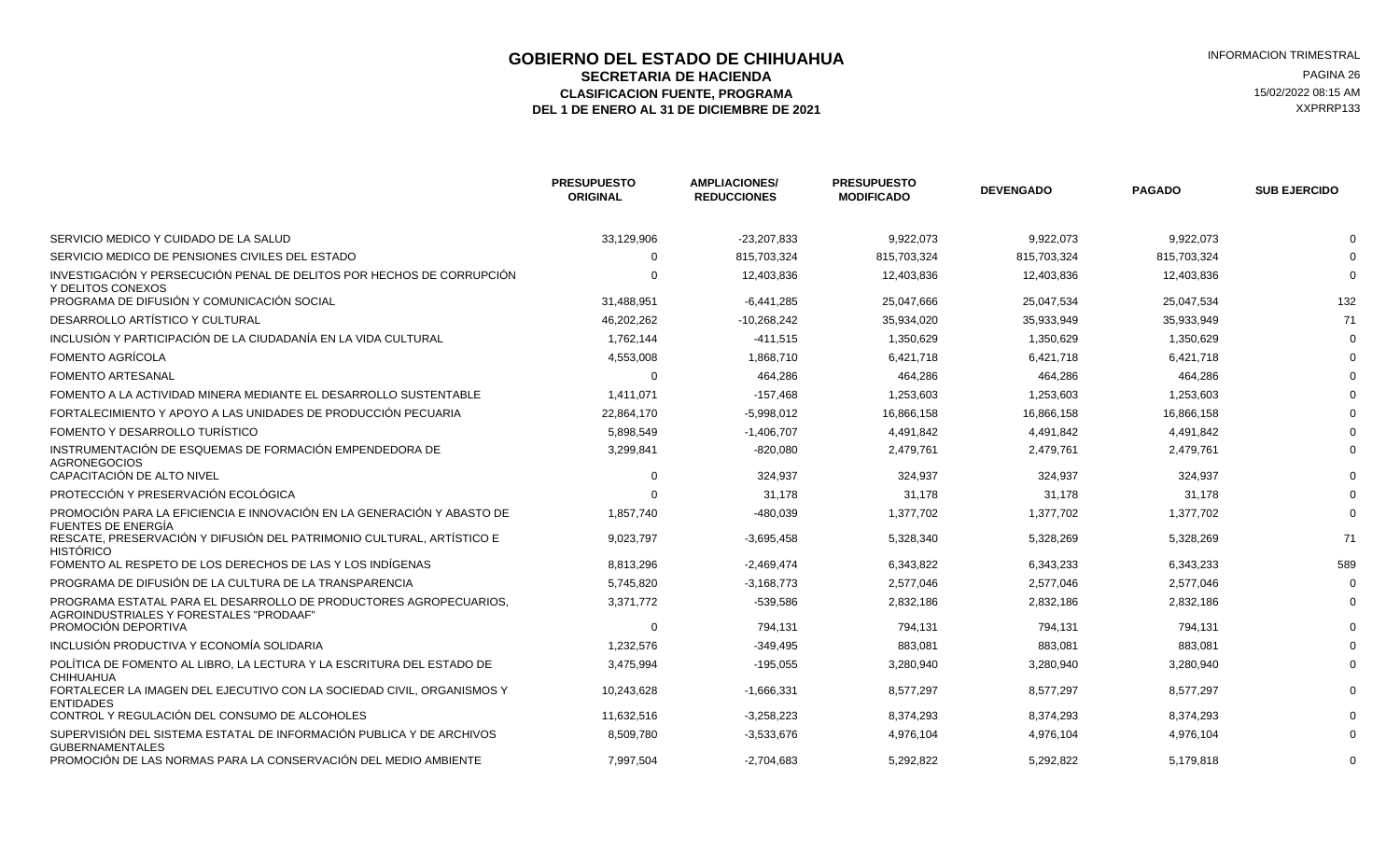# GOBIERNO DEL ESTADO DE CHIHUAHUA

## SECRETARIA DE HACIENDA

### CLASIFICACION FUENTE, PROGRAMA

### DEL 1 DE ENERO AL 31 DE DICIEMBRE DE 2021

INFORMACION TRIMESTRAL

15/02/2022 08:15 AM

XXPRRP133

| | PRESUPUESTO ORIGINAL | AMPLIACIONES/ REDUCCIONES | PRESUPUESTO MODIFICADO | DEVENGADO | PAGADO | SUB EJERCIDO |
|---|---|---|---|---|---|---|
| SERVICIO MEDICO Y CUIDADO DE LA SALUD | 33,129,906 | -23,207,833 | 9,922,073 | 9,922,073 | 9,922,073 | 0 |
| SERVICIO MEDICO DE PENSIONES CIVILES DEL ESTADO | 0 | 815,703,324 | 815,703,324 | 815,703,324 | 815,703,324 | 0 |
| INVESTIGACIÓN Y PERSECUCIÓN PENAL DE DELITOS POR HECHOS DE CORRUPCIÓN Y DELITOS CONEXOS | 0 | 12,403,836 | 12,403,836 | 12,403,836 | 12,403,836 | 0 |
| PROGRAMA DE DIFUSIÓN Y COMUNICACIÓN SOCIAL | 31,488,951 | -6,441,285 | 25,047,666 | 25,047,534 | 25,047,534 | 132 |
| DESARROLLO ARTÍSTICO Y CULTURAL | 46,202,262 | -10,268,242 | 35,934,020 | 35,933,949 | 35,933,949 | 71 |
| INCLUSIÓN Y PARTICIPACIÓN DE LA CIUDADANÍA EN LA VIDA CULTURAL | 1,762,144 | -411,515 | 1,350,629 | 1,350,629 | 1,350,629 | 0 |
| FOMENTO AGRÍCOLA | 4,553,008 | 1,868,710 | 6,421,718 | 6,421,718 | 6,421,718 | 0 |
| FOMENTO ARTESANAL | 0 | 464,286 | 464,286 | 464,286 | 464,286 | 0 |
| FOMENTO A LA ACTIVIDAD MINERA MEDIANTE EL DESARROLLO SUSTENTABLE | 1,411,071 | -157,468 | 1,253,603 | 1,253,603 | 1,253,603 | 0 |
| FORTALECIMIENTO Y APOYO A LAS UNIDADES DE PRODUCCIÓN PECUARIA | 22,864,170 | -5,998,012 | 16,866,158 | 16,866,158 | 16,866,158 | 0 |
| FOMENTO Y DESARROLLO TURÍSTICO | 5,898,549 | -1,406,707 | 4,491,842 | 4,491,842 | 4,491,842 | 0 |
| INSTRUMENTACIÓN DE ESQUEMAS DE FORMACIÓN EMPENDEDORA DE AGRONEGOCIOS | 3,299,841 | -820,080 | 2,479,761 | 2,479,761 | 2,479,761 | 0 |
| CAPACITACIÓN DE ALTO NIVEL | 0 | 324,937 | 324,937 | 324,937 | 324,937 | 0 |
| PROTECCIÓN Y PRESERVACIÓN ECOLÓGICA | 0 | 31,178 | 31,178 | 31,178 | 31,178 | 0 |
| PROMOCIÓN PARA LA EFICIENCIA E INNOVACIÓN EN LA GENERACIÓN Y ABASTO DE FUENTES DE ENERGÍA | 1,857,740 | -480,039 | 1,377,702 | 1,377,702 | 1,377,702 | 0 |
| RESCATE, PRESERVACIÓN Y DIFUSIÓN DEL PATRIMONIO CULTURAL, ARTÍSTICO E HISTÓRICO | 9,023,797 | -3,695,458 | 5,328,340 | 5,328,269 | 5,328,269 | 71 |
| FOMENTO AL RESPETO DE LOS DERECHOS DE LAS Y LOS INDÍGENAS | 8,813,296 | -2,469,474 | 6,343,822 | 6,343,233 | 6,343,233 | 589 |
| PROGRAMA DE DIFUSIÓN DE LA CULTURA DE LA TRANSPARENCIA | 5,745,820 | -3,168,773 | 2,577,046 | 2,577,046 | 2,577,046 | 0 |
| PROGRAMA ESTATAL PARA EL DESARROLLO DE PRODUCTORES AGROPECUARIOS, AGROINDUSTRIALES Y FORESTALES "PRODAAF" | 3,371,772 | -539,586 | 2,832,186 | 2,832,186 | 2,832,186 | 0 |
| PROMOCIÓN DEPORTIVA | 0 | 794,131 | 794,131 | 794,131 | 794,131 | 0 |
| INCLUSIÓN PRODUCTIVA Y ECONOMÍA SOLIDARIA | 1,232,576 | -349,495 | 883,081 | 883,081 | 883,081 | 0 |
| POLÍTICA DE FOMENTO AL LIBRO, LA LECTURA Y LA ESCRITURA DEL ESTADO DE CHIHUAHUA | 3,475,994 | -195,055 | 3,280,940 | 3,280,940 | 3,280,940 | 0 |
| FORTALECER LA IMAGEN DEL EJECUTIVO CON LA SOCIEDAD CIVIL, ORGANISMOS Y ENTIDADES | 10,243,628 | -1,666,331 | 8,577,297 | 8,577,297 | 8,577,297 | 0 |
| CONTROL Y REGULACIÓN DEL CONSUMO DE ALCOHOLES | 11,632,516 | -3,258,223 | 8,374,293 | 8,374,293 | 8,374,293 | 0 |
| SUPERVISIÓN DEL SISTEMA ESTATAL DE INFORMACIÓN PUBLICA Y DE ARCHIVOS GUBERNAMENTALES | 8,509,780 | -3,533,676 | 4,976,104 | 4,976,104 | 4,976,104 | 0 |
| PROMOCIÓN DE LAS NORMAS PARA LA CONSERVACIÓN DEL MEDIO AMBIENTE | 7,997,504 | -2,704,683 | 5,292,822 | 5,292,822 | 5,179,818 | 0 |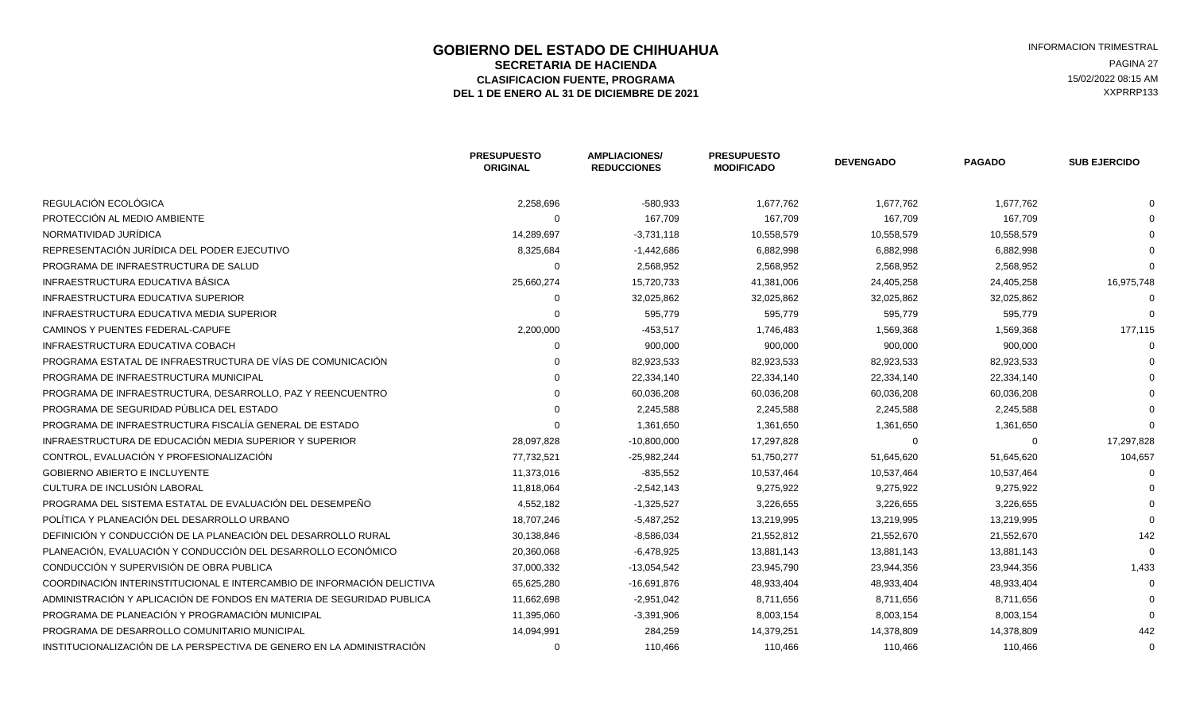# GOBIERNO DEL ESTADO DE CHIHUAHUA
## SECRETARIA DE HACIENDA
### CLASIFICACION FUENTE, PROGRAMA
### DEL 1 DE ENERO AL 31 DE DICIEMBRE DE 2021

INFORMACION TRIMESTRAL
15/02/2022 08:15 AM
XXPRRP133

| | PRESUPUESTO ORIGINAL | AMPLIACIONES/ REDUCCIONES | PRESUPUESTO MODIFICADO | DEVENGADO | PAGADO | SUB EJERCIDO |
|---|---|---|---|---|---|---|
| REGULACIÓN ECOLÓGICA | 2,258,696 | -580,933 | 1,677,762 | 1,677,762 | 1,677,762 | 0 |
| PROTECCIÓN AL MEDIO AMBIENTE | 0 | 167,709 | 167,709 | 167,709 | 167,709 | 0 |
| NORMATIVIDAD JURÍDICA | 14,289,697 | -3,731,118 | 10,558,579 | 10,558,579 | 10,558,579 | 0 |
| REPRESENTACIÓN JURÍDICA DEL PODER EJECUTIVO | 8,325,684 | -1,442,686 | 6,882,998 | 6,882,998 | 6,882,998 | 0 |
| PROGRAMA DE INFRAESTRUCTURA DE SALUD | 0 | 2,568,952 | 2,568,952 | 2,568,952 | 2,568,952 | 0 |
| INFRAESTRUCTURA EDUCATIVA BÁSICA | 25,660,274 | 15,720,733 | 41,381,006 | 24,405,258 | 24,405,258 | 16,975,748 |
| INFRAESTRUCTURA EDUCATIVA SUPERIOR | 0 | 32,025,862 | 32,025,862 | 32,025,862 | 32,025,862 | 0 |
| INFRAESTRUCTURA EDUCATIVA MEDIA SUPERIOR | 0 | 595,779 | 595,779 | 595,779 | 595,779 | 0 |
| CAMINOS Y PUENTES FEDERAL-CAPUFE | 2,200,000 | -453,517 | 1,746,483 | 1,569,368 | 1,569,368 | 177,115 |
| INFRAESTRUCTURA EDUCATIVA COBACH | 0 | 900,000 | 900,000 | 900,000 | 900,000 | 0 |
| PROGRAMA ESTATAL DE INFRAESTRUCTURA DE VÍAS DE COMUNICACIÓN | 0 | 82,923,533 | 82,923,533 | 82,923,533 | 82,923,533 | 0 |
| PROGRAMA DE INFRAESTRUCTURA MUNICIPAL | 0 | 22,334,140 | 22,334,140 | 22,334,140 | 22,334,140 | 0 |
| PROGRAMA DE INFRAESTRUCTURA, DESARROLLO, PAZ Y REENCUENTRO | 0 | 60,036,208 | 60,036,208 | 60,036,208 | 60,036,208 | 0 |
| PROGRAMA DE SEGURIDAD PÚBLICA DEL ESTADO | 0 | 2,245,588 | 2,245,588 | 2,245,588 | 2,245,588 | 0 |
| PROGRAMA DE INFRAESTRUCTURA FISCALÍA GENERAL DE ESTADO | 0 | 1,361,650 | 1,361,650 | 1,361,650 | 1,361,650 | 0 |
| INFRAESTRUCTURA DE EDUCACIÓN MEDIA SUPERIOR Y SUPERIOR | 28,097,828 | -10,800,000 | 17,297,828 | 0 | 0 | 17,297,828 |
| CONTROL, EVALUACIÓN Y PROFESIONALIZACIÓN | 77,732,521 | -25,982,244 | 51,750,277 | 51,645,620 | 51,645,620 | 104,657 |
| GOBIERNO ABIERTO E INCLUYENTE | 11,373,016 | -835,552 | 10,537,464 | 10,537,464 | 10,537,464 | 0 |
| CULTURA DE INCLUSIÓN LABORAL | 11,818,064 | -2,542,143 | 9,275,922 | 9,275,922 | 9,275,922 | 0 |
| PROGRAMA DEL SISTEMA ESTATAL DE EVALUACIÓN DEL DESEMPEÑO | 4,552,182 | -1,325,527 | 3,226,655 | 3,226,655 | 3,226,655 | 0 |
| POLÍTICA Y PLANEACIÓN DEL DESARROLLO URBANO | 18,707,246 | -5,487,252 | 13,219,995 | 13,219,995 | 13,219,995 | 0 |
| DEFINICIÓN Y CONDUCCIÓN DE LA PLANEACIÓN DEL DESARROLLO RURAL | 30,138,846 | -8,586,034 | 21,552,812 | 21,552,670 | 21,552,670 | 142 |
| PLANEACIÓN, EVALUACIÓN Y CONDUCCIÓN DEL DESARROLLO ECONÓMICO | 20,360,068 | -6,478,925 | 13,881,143 | 13,881,143 | 13,881,143 | 0 |
| CONDUCCIÓN Y SUPERVISIÓN DE OBRA PUBLICA | 37,000,332 | -13,054,542 | 23,945,790 | 23,944,356 | 23,944,356 | 1,433 |
| COORDINACIÓN INTERINSTITUCIONAL E INTERCAMBIO DE INFORMACIÓN DELICTIVA | 65,625,280 | -16,691,876 | 48,933,404 | 48,933,404 | 48,933,404 | 0 |
| ADMINISTRACIÓN Y APLICACIÓN DE FONDOS EN MATERIA DE SEGURIDAD PUBLICA | 11,662,698 | -2,951,042 | 8,711,656 | 8,711,656 | 8,711,656 | 0 |
| PROGRAMA DE PLANEACIÓN Y PROGRAMACIÓN MUNICIPAL | 11,395,060 | -3,391,906 | 8,003,154 | 8,003,154 | 8,003,154 | 0 |
| PROGRAMA DE DESARROLLO COMUNITARIO MUNICIPAL | 14,094,991 | 284,259 | 14,379,251 | 14,378,809 | 14,378,809 | 442 |
| INSTITUCIONALIZACIÓN DE LA PERSPECTIVA DE GENERO EN LA ADMINISTRACIÓN | 0 | 110,466 | 110,466 | 110,466 | 110,466 | 0 |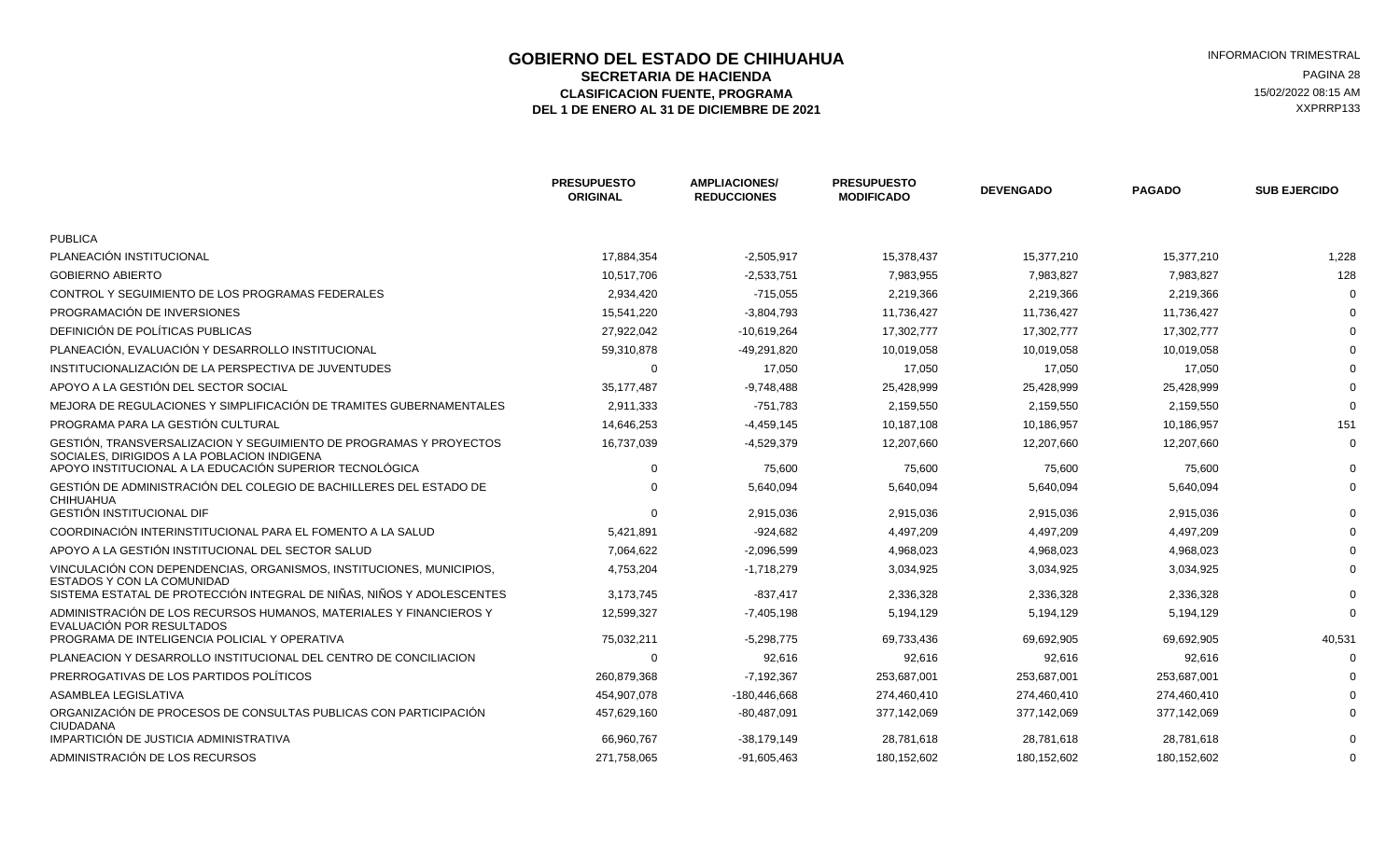# GOBIERNO DEL ESTADO DE CHIHUAHUA

## SECRETARIA DE HACIENDA

### CLASIFICACION FUENTE, PROGRAMA

### DEL 1 DE ENERO AL 31 DE DICIEMBRE DE 2021

INFORMACION TRIMESTRAL

15/02/2022 08:15 AM

XXPRRP133

| | PRESUPUESTO ORIGINAL | AMPLIACIONES/ REDUCCIONES | PRESUPUESTO MODIFICADO | DEVENGADO | PAGADO | SUB EJERCIDO |
|---|---|---|---|---|---|---|
| PUBLICA | | | | | | |
| PLANEACIÓN INSTITUCIONAL | 17,884,354 | -2,505,917 | 15,378,437 | 15,377,210 | 15,377,210 | 1,228 |
| GOBIERNO ABIERTO | 10,517,706 | -2,533,751 | 7,983,955 | 7,983,827 | 7,983,827 | 128 |
| CONTROL Y SEGUIMIENTO DE LOS PROGRAMAS FEDERALES | 2,934,420 | -715,055 | 2,219,366 | 2,219,366 | 2,219,366 | 0 |
| PROGRAMACIÓN DE INVERSIONES | 15,541,220 | -3,804,793 | 11,736,427 | 11,736,427 | 11,736,427 | 0 |
| DEFINICIÓN DE POLÍTICAS PUBLICAS | 27,922,042 | -10,619,264 | 17,302,777 | 17,302,777 | 17,302,777 | 0 |
| PLANEACIÓN, EVALUACIÓN Y DESARROLLO INSTITUCIONAL | 59,310,878 | -49,291,820 | 10,019,058 | 10,019,058 | 10,019,058 | 0 |
| INSTITUCIONALIZACIÓN DE LA PERSPECTIVA DE JUVENTUDES | 0 | 17,050 | 17,050 | 17,050 | 17,050 | 0 |
| APOYO A LA GESTIÓN DEL SECTOR SOCIAL | 35,177,487 | -9,748,488 | 25,428,999 | 25,428,999 | 25,428,999 | 0 |
| MEJORA DE REGULACIONES Y SIMPLIFICACIÓN DE TRAMITES GUBERNAMENTALES | 2,911,333 | -751,783 | 2,159,550 | 2,159,550 | 2,159,550 | 0 |
| PROGRAMA PARA LA GESTIÓN CULTURAL | 14,646,253 | -4,459,145 | 10,187,108 | 10,186,957 | 10,186,957 | 151 |
| GESTIÓN, TRANSVERSALIZACION Y SEGUIMIENTO DE PROGRAMAS Y PROYECTOS SOCIALES, DIRIGIDOS A LA POBLACION INDIGENA | 16,737,039 | -4,529,379 | 12,207,660 | 12,207,660 | 12,207,660 | 0 |
| APOYO INSTITUCIONAL A LA EDUCACIÓN SUPERIOR TECNOLÓGICA | 0 | 75,600 | 75,600 | 75,600 | 75,600 | 0 |
| GESTIÓN DE ADMINISTRACIÓN DEL COLEGIO DE BACHILLERES DEL ESTADO DE CHIHUAHUA | 0 | 5,640,094 | 5,640,094 | 5,640,094 | 5,640,094 | 0 |
| GESTIÓN INSTITUCIONAL DIF | 0 | 2,915,036 | 2,915,036 | 2,915,036 | 2,915,036 | 0 |
| COORDINACIÓN INTERINSTITUCIONAL PARA EL FOMENTO A LA SALUD | 5,421,891 | -924,682 | 4,497,209 | 4,497,209 | 4,497,209 | 0 |
| APOYO A LA GESTIÓN INSTITUCIONAL DEL SECTOR SALUD | 7,064,622 | -2,096,599 | 4,968,023 | 4,968,023 | 4,968,023 | 0 |
| VINCULACIÓN CON DEPENDENCIAS, ORGANISMOS, INSTITUCIONES, MUNICIPIOS, ESTADOS Y CON LA COMUNIDAD | 4,753,204 | -1,718,279 | 3,034,925 | 3,034,925 | 3,034,925 | 0 |
| SISTEMA ESTATAL DE PROTECCIÓN INTEGRAL DE NIÑAS, NIÑOS Y ADOLESCENTES | 3,173,745 | -837,417 | 2,336,328 | 2,336,328 | 2,336,328 | 0 |
| ADMINISTRACIÓN DE LOS RECURSOS HUMANOS, MATERIALES Y FINANCIEROS Y EVALUACIÓN POR RESULTADOS | 12,599,327 | -7,405,198 | 5,194,129 | 5,194,129 | 5,194,129 | 0 |
| PROGRAMA DE INTELIGENCIA POLICIAL Y OPERATIVA | 75,032,211 | -5,298,775 | 69,733,436 | 69,692,905 | 69,692,905 | 40,531 |
| PLANEACION Y DESARROLLO INSTITUCIONAL DEL CENTRO DE CONCILIACION | 0 | 92,616 | 92,616 | 92,616 | 92,616 | 0 |
| PRERROGATIVAS DE LOS PARTIDOS POLÍTICOS | 260,879,368 | -7,192,367 | 253,687,001 | 253,687,001 | 253,687,001 | 0 |
| ASAMBLEA LEGISLATIVA | 454,907,078 | -180,446,668 | 274,460,410 | 274,460,410 | 274,460,410 | 0 |
| ORGANIZACIÓN DE PROCESOS DE CONSULTAS PUBLICAS CON PARTICIPACIÓN CIUDADANA | 457,629,160 | -80,487,091 | 377,142,069 | 377,142,069 | 377,142,069 | 0 |
| IMPARTICIÓN DE JUSTICIA ADMINISTRATIVA | 66,960,767 | -38,179,149 | 28,781,618 | 28,781,618 | 28,781,618 | 0 |
| ADMINISTRACIÓN DE LOS RECURSOS | 271,758,065 | -91,605,463 | 180,152,602 | 180,152,602 | 180,152,602 | 0 |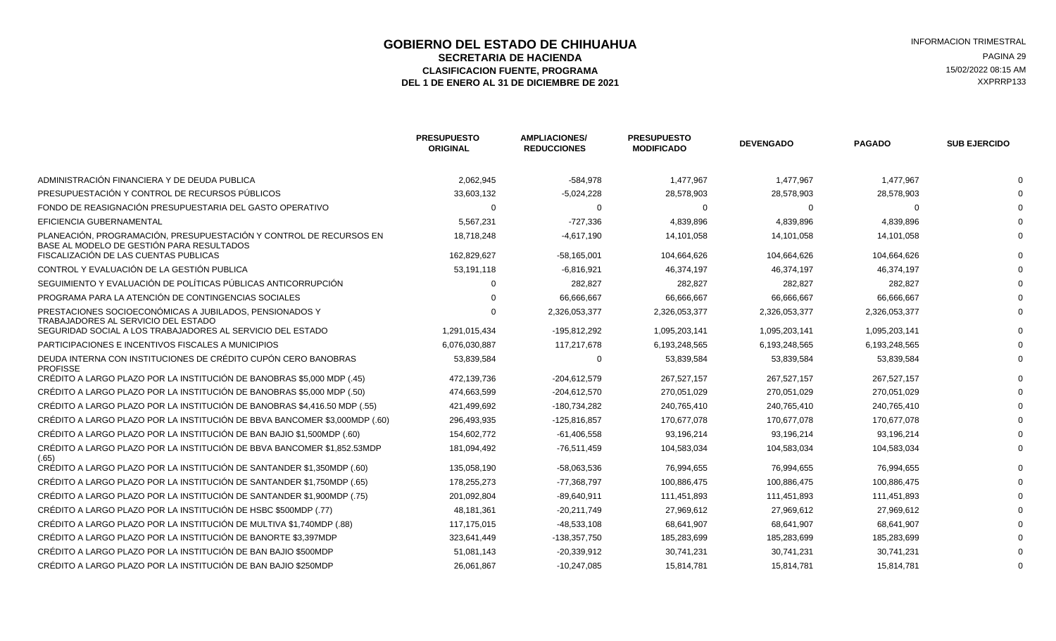# GOBIERNO DEL ESTADO DE CHIHUAHUA

## SECRETARIA DE HACIENDA

### CLASIFICACION FUENTE, PROGRAMA

### DEL 1 DE ENERO AL 31 DE DICIEMBRE DE 2021

INFORMACION TRIMESTRAL

15/02/2022 08:15 AM

XXPRRP133

| | PRESUPUESTO ORIGINAL | AMPLIACIONES/ REDUCCIONES | PRESUPUESTO MODIFICADO | DEVENGADO | PAGADO | SUB EJERCIDO |
|---|---|---|---|---|---|---|
| ADMINISTRACIÓN FINANCIERA Y DE DEUDA PUBLICA | 2,062,945 | -584,978 | 1,477,967 | 1,477,967 | 1,477,967 | 0 |
| PRESUPUESTACIÓN Y CONTROL DE RECURSOS PÚBLICOS | 33,603,132 | -5,024,228 | 28,578,903 | 28,578,903 | 28,578,903 | 0 |
| FONDO DE REASIGNACIÓN PRESUPUESTARIA DEL GASTO OPERATIVO | 0 | 0 | 0 | 0 | 0 | 0 |
| EFICIENCIA GUBERNAMENTAL | 5,567,231 | -727,336 | 4,839,896 | 4,839,896 | 4,839,896 | 0 |
| PLANEACIÓN, PROGRAMACIÓN, PRESUPUESTACIÓN Y CONTROL DE RECURSOS EN BASE AL MODELO DE GESTIÓN PARA RESULTADOS | 18,718,248 | -4,617,190 | 14,101,058 | 14,101,058 | 14,101,058 | 0 |
| FISCALIZACIÓN DE LAS CUENTAS PUBLICAS | 162,829,627 | -58,165,001 | 104,664,626 | 104,664,626 | 104,664,626 | 0 |
| CONTROL Y EVALUACIÓN DE LA GESTIÓN PUBLICA | 53,191,118 | -6,816,921 | 46,374,197 | 46,374,197 | 46,374,197 | 0 |
| SEGUIMIENTO Y EVALUACIÓN DE POLÍTICAS PÚBLICAS ANTICORRUPCIÓN | 0 | 282,827 | 282,827 | 282,827 | 282,827 | 0 |
| PROGRAMA PARA LA ATENCIÓN DE CONTINGENCIAS SOCIALES | 0 | 66,666,667 | 66,666,667 | 66,666,667 | 66,666,667 | 0 |
| PRESTACIONES SOCIOECONÓMICAS A JUBILADOS, PENSIONADOS Y TRABAJADORES AL SERVICIO DEL ESTADO | 0 | 2,326,053,377 | 2,326,053,377 | 2,326,053,377 | 2,326,053,377 | 0 |
| SEGURIDAD SOCIAL A LOS TRABAJADORES AL SERVICIO DEL ESTADO | 1,291,015,434 | -195,812,292 | 1,095,203,141 | 1,095,203,141 | 1,095,203,141 | 0 |
| PARTICIPACIONES E INCENTIVOS FISCALES A MUNICIPIOS | 6,076,030,887 | 117,217,678 | 6,193,248,565 | 6,193,248,565 | 6,193,248,565 | 0 |
| DEUDA INTERNA CON INSTITUCIONES DE CRÉDITO CUPÓN CERO BANOBRAS PROFISSE | 53,839,584 | 0 | 53,839,584 | 53,839,584 | 53,839,584 | 0 |
| CRÉDITO A LARGO PLAZO POR LA INSTITUCIÓN DE BANOBRAS $5,000 MDP (.45) | 472,139,736 | -204,612,579 | 267,527,157 | 267,527,157 | 267,527,157 | 0 |
| CRÉDITO A LARGO PLAZO POR LA INSTITUCIÓN DE BANOBRAS $5,000 MDP (.50) | 474,663,599 | -204,612,570 | 270,051,029 | 270,051,029 | 270,051,029 | 0 |
| CRÉDITO A LARGO PLAZO POR LA INSTITUCIÓN DE BANOBRAS $4,416.50 MDP (.55) | 421,499,692 | -180,734,282 | 240,765,410 | 240,765,410 | 240,765,410 | 0 |
| CRÉDITO A LARGO PLAZO POR LA INSTITUCIÓN DE BBVA BANCOMER $3,000MDP (.60) | 296,493,935 | -125,816,857 | 170,677,078 | 170,677,078 | 170,677,078 | 0 |
| CRÉDITO A LARGO PLAZO POR LA INSTITUCIÓN DE BAN BAJIO $1,500MDP (.60) | 154,602,772 | -61,406,558 | 93,196,214 | 93,196,214 | 93,196,214 | 0 |
| CRÉDITO A LARGO PLAZO POR LA INSTITUCIÓN DE BBVA BANCOMER $1,852.53MDP (.65) | 181,094,492 | -76,511,459 | 104,583,034 | 104,583,034 | 104,583,034 | 0 |
| CRÉDITO A LARGO PLAZO POR LA INSTITUCIÓN DE SANTANDER $1,350MDP (.60) | 135,058,190 | -58,063,536 | 76,994,655 | 76,994,655 | 76,994,655 | 0 |
| CRÉDITO A LARGO PLAZO POR LA INSTITUCIÓN DE SANTANDER $1,750MDP (.65) | 178,255,273 | -77,368,797 | 100,886,475 | 100,886,475 | 100,886,475 | 0 |
| CRÉDITO A LARGO PLAZO POR LA INSTITUCIÓN DE SANTANDER $1,900MDP (.75) | 201,092,804 | -89,640,911 | 111,451,893 | 111,451,893 | 111,451,893 | 0 |
| CRÉDITO A LARGO PLAZO POR LA INSTITUCIÓN DE HSBC $500MDP (.77) | 48,181,361 | -20,211,749 | 27,969,612 | 27,969,612 | 27,969,612 | 0 |
| CRÉDITO A LARGO PLAZO POR LA INSTITUCIÓN DE MULTIVA $1,740MDP (.88) | 117,175,015 | -48,533,108 | 68,641,907 | 68,641,907 | 68,641,907 | 0 |
| CRÉDITO A LARGO PLAZO POR LA INSTITUCIÓN DE BANORTE $3,397MDP | 323,641,449 | -138,357,750 | 185,283,699 | 185,283,699 | 185,283,699 | 0 |
| CRÉDITO A LARGO PLAZO POR LA INSTITUCIÓN DE BAN BAJIO $500MDP | 51,081,143 | -20,339,912 | 30,741,231 | 30,741,231 | 30,741,231 | 0 |
| CRÉDITO A LARGO PLAZO POR LA INSTITUCIÓN DE BAN BAJIO $250MDP | 26,061,867 | -10,247,085 | 15,814,781 | 15,814,781 | 15,814,781 | 0 |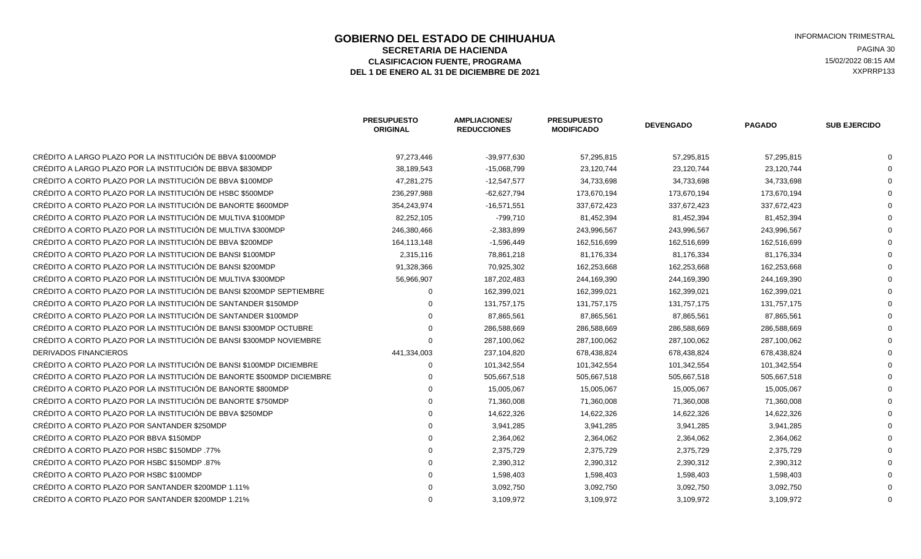# GOBIERNO DEL ESTADO DE CHIHUAHUA

## SECRETARIA DE HACIENDA

### CLASIFICACION FUENTE, PROGRAMA

### DEL 1 DE ENERO AL 31 DE DICIEMBRE DE 2021

INFORMACION TRIMESTRAL

15/02/2022 08:15 AM

XXPRRP133

| | PRESUPUESTO ORIGINAL | AMPLIACIONES/ REDUCCIONES | PRESUPUESTO MODIFICADO | DEVENGADO | PAGADO | SUB EJERCIDO |
|---|---|---|---|---|---|---|
| CRÉDITO A LARGO PLAZO POR LA INSTITUCIÓN DE BBVA $1000MDP | 97,273,446 | -39,977,630 | 57,295,815 | 57,295,815 | 57,295,815 | 0 |
| CRÉDITO A LARGO PLAZO POR LA INSTITUCIÓN DE BBVA $830MDP | 38,189,543 | -15,068,799 | 23,120,744 | 23,120,744 | 23,120,744 | 0 |
| CRÉDITO A CORTO PLAZO POR LA INSTITUCIÓN DE BBVA $100MDP | 47,281,275 | -12,547,577 | 34,733,698 | 34,733,698 | 34,733,698 | 0 |
| CRÉDITO A CORTO PLAZO POR LA INSTITUCIÓN DE HSBC $500MDP | 236,297,988 | -62,627,794 | 173,670,194 | 173,670,194 | 173,670,194 | 0 |
| CRÉDITO A CORTO PLAZO POR LA INSTITUCIÓN DE BANORTE $600MDP | 354,243,974 | -16,571,551 | 337,672,423 | 337,672,423 | 337,672,423 | 0 |
| CRÉDITO A CORTO PLAZO POR LA INSTITUCIÓN DE MULTIVA $100MDP | 82,252,105 | -799,710 | 81,452,394 | 81,452,394 | 81,452,394 | 0 |
| CRÉDITO A CORTO PLAZO POR LA INSTITUCIÓN DE MULTIVA $300MDP | 246,380,466 | -2,383,899 | 243,996,567 | 243,996,567 | 243,996,567 | 0 |
| CRÉDITO A CORTO PLAZO POR LA INSTITUCIÓN DE BBVA $200MDP | 164,113,148 | -1,596,449 | 162,516,699 | 162,516,699 | 162,516,699 | 0 |
| CRÉDITO A CORTO PLAZO POR LA INSTITUCION DE BANSI $100MDP | 2,315,116 | 78,861,218 | 81,176,334 | 81,176,334 | 81,176,334 | 0 |
| CRÉDITO A CORTO PLAZO POR LA INSTITUCIÓN DE BANSI $200MDP | 91,328,366 | 70,925,302 | 162,253,668 | 162,253,668 | 162,253,668 | 0 |
| CRÉDITO A CORTO PLAZO POR LA INSTITUCIÓN DE MULTIVA $300MDP | 56,966,907 | 187,202,483 | 244,169,390 | 244,169,390 | 244,169,390 | 0 |
| CRÉDITO A CORTO PLAZO POR LA INSTITUCIÓN DE BANSI $200MDP SEPTIEMBRE | 0 | 162,399,021 | 162,399,021 | 162,399,021 | 162,399,021 | 0 |
| CRÉDITO A CORTO PLAZO POR LA INSTITUCIÓN DE SANTANDER $150MDP | 0 | 131,757,175 | 131,757,175 | 131,757,175 | 131,757,175 | 0 |
| CRÉDITO A CORTO PLAZO POR LA INSTITUCIÓN DE SANTANDER $100MDP | 0 | 87,865,561 | 87,865,561 | 87,865,561 | 87,865,561 | 0 |
| CRÉDITO A CORTO PLAZO POR LA INSTITUCIÓN DE BANSI $300MDP OCTUBRE | 0 | 286,588,669 | 286,588,669 | 286,588,669 | 286,588,669 | 0 |
| CRÉDITO A CORTO PLAZO POR LA INSTITUCIÓN DE BANSI $300MDP NOVIEMBRE | 0 | 287,100,062 | 287,100,062 | 287,100,062 | 287,100,062 | 0 |
| DERIVADOS FINANCIEROS | 441,334,003 | 237,104,820 | 678,438,824 | 678,438,824 | 678,438,824 | 0 |
| CRÉDITO A CORTO PLAZO POR LA INSTITUCIÓN DE BANSI $100MDP DICIEMBRE | 0 | 101,342,554 | 101,342,554 | 101,342,554 | 101,342,554 | 0 |
| CRÉDITO A CORTO PLAZO POR LA INSTITUCIÓN DE BANORTE $500MDP DICIEMBRE | 0 | 505,667,518 | 505,667,518 | 505,667,518 | 505,667,518 | 0 |
| CRÉDITO A CORTO PLAZO POR LA INSTITUCIÓN DE BANORTE $800MDP | 0 | 15,005,067 | 15,005,067 | 15,005,067 | 15,005,067 | 0 |
| CRÉDITO A CORTO PLAZO POR LA INSTITUCIÓN DE BANORTE $750MDP | 0 | 71,360,008 | 71,360,008 | 71,360,008 | 71,360,008 | 0 |
| CRÉDITO A CORTO PLAZO POR LA INSTITUCIÓN DE BBVA $250MDP | 0 | 14,622,326 | 14,622,326 | 14,622,326 | 14,622,326 | 0 |
| CRÉDITO A CORTO PLAZO POR SANTANDER $250MDP | 0 | 3,941,285 | 3,941,285 | 3,941,285 | 3,941,285 | 0 |
| CRÉDITO A CORTO PLAZO POR BBVA $150MDP | 0 | 2,364,062 | 2,364,062 | 2,364,062 | 2,364,062 | 0 |
| CRÉDITO A CORTO PLAZO POR HSBC $150MDP .77% | 0 | 2,375,729 | 2,375,729 | 2,375,729 | 2,375,729 | 0 |
| CRÉDITO A CORTO PLAZO POR HSBC $150MDP .87% | 0 | 2,390,312 | 2,390,312 | 2,390,312 | 2,390,312 | 0 |
| CRÉDITO A CORTO PLAZO POR HSBC $100MDP | 0 | 1,598,403 | 1,598,403 | 1,598,403 | 1,598,403 | 0 |
| CRÉDITO A CORTO PLAZO POR SANTANDER $200MDP 1.11% | 0 | 3,092,750 | 3,092,750 | 3,092,750 | 3,092,750 | 0 |
| CRÉDITO A CORTO PLAZO POR SANTANDER $200MDP 1.21% | 0 | 3,109,972 | 3,109,972 | 3,109,972 | 3,109,972 | 0 |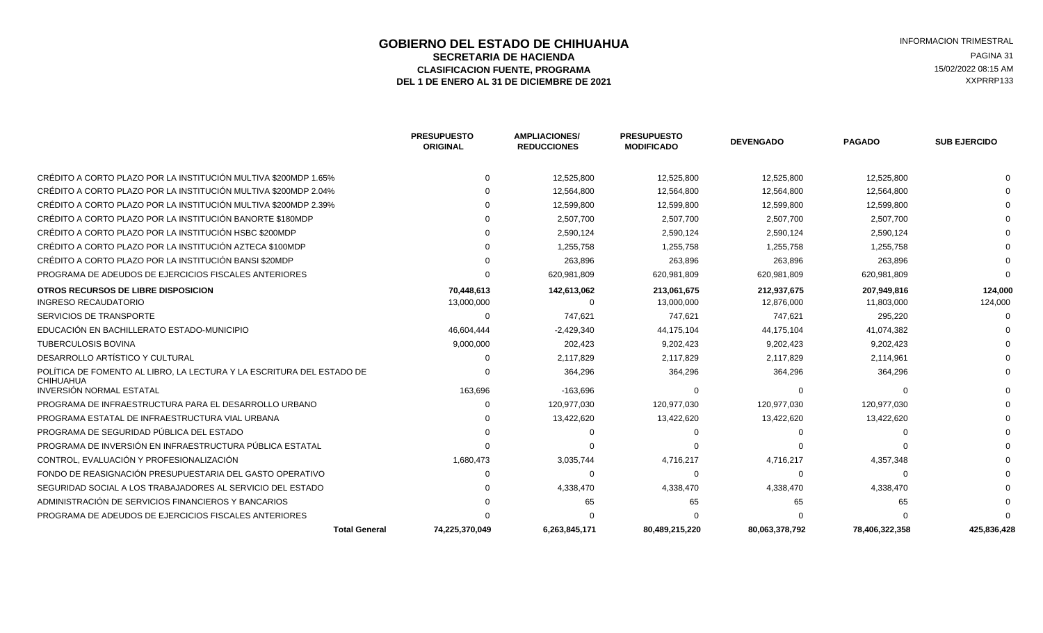# GOBIERNO DEL ESTADO DE CHIHUAHUA

## SECRETARIA DE HACIENDA

### CLASIFICACION FUENTE, PROGRAMA

### DEL 1 DE ENERO AL 31 DE DICIEMBRE DE 2021

INFORMACION TRIMESTRAL
15/02/2022 08:15 AM
XXPRRP133

| | PRESUPUESTO ORIGINAL | AMPLIACIONES/ REDUCCIONES | PRESUPUESTO MODIFICADO | DEVENGADO | PAGADO | SUB EJERCIDO |
|---|---|---|---|---|---|---|
| CRÉDITO A CORTO PLAZO POR LA INSTITUCIÓN MULTIVA $200MDP 1.65% | 0 | 12,525,800 | 12,525,800 | 12,525,800 | 12,525,800 | 0 |
| CRÉDITO A CORTO PLAZO POR LA INSTITUCIÓN MULTIVA $200MDP 2.04% | 0 | 12,564,800 | 12,564,800 | 12,564,800 | 12,564,800 | 0 |
| CRÉDITO A CORTO PLAZO POR LA INSTITUCIÓN MULTIVA $200MDP 2.39% | 0 | 12,599,800 | 12,599,800 | 12,599,800 | 12,599,800 | 0 |
| CRÉDITO A CORTO PLAZO POR LA INSTITUCIÓN BANORTE $180MDP | 0 | 2,507,700 | 2,507,700 | 2,507,700 | 2,507,700 | 0 |
| CRÉDITO A CORTO PLAZO POR LA INSTITUCIÓN HSBC $200MDP | 0 | 2,590,124 | 2,590,124 | 2,590,124 | 2,590,124 | 0 |
| CRÉDITO A CORTO PLAZO POR LA INSTITUCIÓN AZTECA $100MDP | 0 | 1,255,758 | 1,255,758 | 1,255,758 | 1,255,758 | 0 |
| CRÉDITO A CORTO PLAZO POR LA INSTITUCIÓN BANSI $20MDP | 0 | 263,896 | 263,896 | 263,896 | 263,896 | 0 |
| PROGRAMA DE ADEUDOS DE EJERCICIOS FISCALES ANTERIORES | 0 | 620,981,809 | 620,981,809 | 620,981,809 | 620,981,809 | 0 |
| **OTROS RECURSOS DE LIBRE DISPOSICION** | **70,448,613** | **142,613,062** | **213,061,675** | **212,937,675** | **207,949,816** | **124,000** |
| INGRESO RECAUDATORIO | 13,000,000 | 0 | 13,000,000 | 12,876,000 | 11,803,000 | 124,000 |
| SERVICIOS DE TRANSPORTE | 0 | 747,621 | 747,621 | 747,621 | 295,220 | 0 |
| EDUCACIÓN EN BACHILLERATO ESTADO-MUNICIPIO | 46,604,444 | -2,429,340 | 44,175,104 | 44,175,104 | 41,074,382 | 0 |
| TUBERCULOSIS BOVINA | 9,000,000 | 202,423 | 9,202,423 | 9,202,423 | 9,202,423 | 0 |
| DESARROLLO ARTÍSTICO Y CULTURAL | 0 | 2,117,829 | 2,117,829 | 2,117,829 | 2,114,961 | 0 |
| POLÍTICA DE FOMENTO AL LIBRO, LA LECTURA Y LA ESCRITURA DEL ESTADO DE CHIHUAHUA | 0 | 364,296 | 364,296 | 364,296 | 364,296 | 0 |
| INVERSIÓN NORMAL ESTATAL | 163,696 | -163,696 | 0 | 0 | 0 | 0 |
| PROGRAMA DE INFRAESTRUCTURA PARA EL DESARROLLO URBANO | 0 | 120,977,030 | 120,977,030 | 120,977,030 | 120,977,030 | 0 |
| PROGRAMA ESTATAL DE INFRAESTRUCTURA VIAL URBANA | 0 | 13,422,620 | 13,422,620 | 13,422,620 | 13,422,620 | 0 |
| PROGRAMA DE SEGURIDAD PÚBLICA DEL ESTADO | 0 | 0 | 0 | 0 | 0 | 0 |
| PROGRAMA DE INVERSIÓN EN INFRAESTRUCTURA PÚBLICA ESTATAL | 0 | 0 | 0 | 0 | 0 | 0 |
| CONTROL, EVALUACIÓN Y PROFESIONALIZACIÓN | 1,680,473 | 3,035,744 | 4,716,217 | 4,716,217 | 4,357,348 | 0 |
| FONDO DE REASIGNACIÓN PRESUPUESTARIA DEL GASTO OPERATIVO | 0 | 0 | 0 | 0 | 0 | 0 |
| SEGURIDAD SOCIAL A LOS TRABAJADORES AL SERVICIO DEL ESTADO | 0 | 4,338,470 | 4,338,470 | 4,338,470 | 4,338,470 | 0 |
| ADMINISTRACIÓN DE SERVICIOS FINANCIEROS Y BANCARIOS | 0 | 65 | 65 | 65 | 65 | 0 |
| PROGRAMA DE ADEUDOS DE EJERCICIOS FISCALES ANTERIORES | 0 | 0 | 0 | 0 | 0 | 0 |
| **Total General** | **74,225,370,049** | **6,263,845,171** | **80,489,215,220** | **80,063,378,792** | **78,406,322,358** | **425,836,428** |